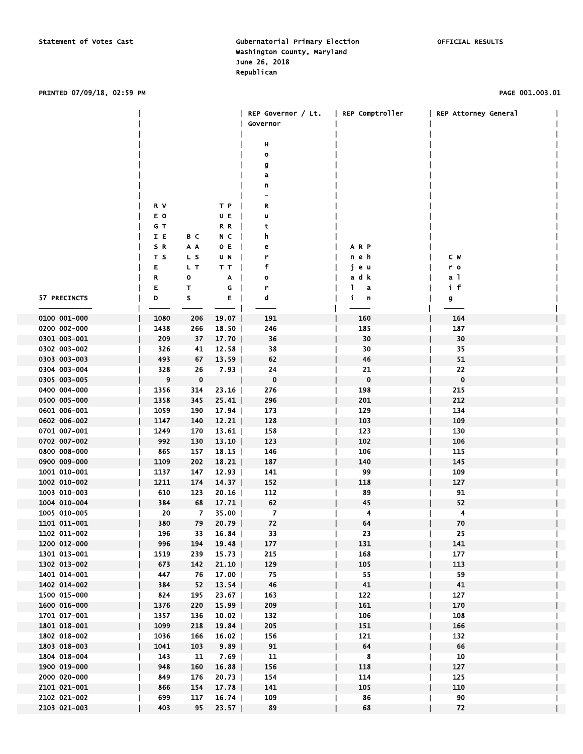Statement of Votes Cast

Gubernatorial Primary Election
Washington County, Maryland
June 26, 2018
Republican

OFFICIAL RESULTS

PRINTED 07/09/18, 02:59 PM

| 57 PRECINCTS | REGISTERED VOTERS | BALLOTS CAST | TURNOUT PERCENTAGE | REP Governor / Lt. Governor | REP Comptroller | REP Attorney General |
|---|---|---|---|---|---|---|
| | | | | Hogan-Rutherford | Anjeli Radkan (Arpeh) | Cwroalifg |
| 0100 001-000 | 1080 | 206 | 19.07 | 191 | 160 | 164 |
| 0200 002-000 | 1438 | 266 | 18.50 | 246 | 185 | 187 |
| 0301 003-001 | 209 | 37 | 17.70 | 36 | 30 | 30 |
| 0302 003-002 | 326 | 41 | 12.58 | 38 | 30 | 35 |
| 0303 003-003 | 493 | 67 | 13.59 | 62 | 46 | 51 |
| 0304 003-004 | 328 | 26 | 7.93 | 24 | 21 | 22 |
| 0305 003-005 | 9 | 0 | | 0 | 0 | 0 |
| 0400 004-000 | 1356 | 314 | 23.16 | 276 | 198 | 215 |
| 0500 005-000 | 1358 | 345 | 25.41 | 296 | 201 | 212 |
| 0601 006-001 | 1059 | 190 | 17.94 | 173 | 129 | 134 |
| 0602 006-002 | 1147 | 140 | 12.21 | 128 | 103 | 109 |
| 0701 007-001 | 1249 | 170 | 13.61 | 158 | 123 | 130 |
| 0702 007-002 | 992 | 130 | 13.10 | 123 | 102 | 106 |
| 0800 008-000 | 865 | 157 | 18.15 | 146 | 106 | 115 |
| 0900 009-000 | 1109 | 202 | 18.21 | 187 | 140 | 145 |
| 1001 010-001 | 1137 | 147 | 12.93 | 141 | 99 | 109 |
| 1002 010-002 | 1211 | 174 | 14.37 | 152 | 118 | 127 |
| 1003 010-003 | 610 | 123 | 20.16 | 112 | 89 | 91 |
| 1004 010-004 | 384 | 68 | 17.71 | 62 | 45 | 52 |
| 1005 010-005 | 20 | 7 | 35.00 | 7 | 4 | 4 |
| 1101 011-001 | 380 | 79 | 20.79 | 72 | 64 | 70 |
| 1102 011-002 | 196 | 33 | 16.84 | 33 | 23 | 25 |
| 1200 012-000 | 996 | 194 | 19.48 | 177 | 131 | 141 |
| 1301 013-001 | 1519 | 239 | 15.73 | 215 | 168 | 177 |
| 1302 013-002 | 673 | 142 | 21.10 | 129 | 105 | 113 |
| 1401 014-001 | 447 | 76 | 17.00 | 75 | 55 | 59 |
| 1402 014-002 | 384 | 52 | 13.54 | 46 | 41 | 41 |
| 1500 015-000 | 824 | 195 | 23.67 | 163 | 122 | 127 |
| 1600 016-000 | 1376 | 220 | 15.99 | 209 | 161 | 170 |
| 1701 017-001 | 1357 | 136 | 10.02 | 132 | 106 | 108 |
| 1801 018-001 | 1099 | 218 | 19.84 | 205 | 151 | 166 |
| 1802 018-002 | 1036 | 166 | 16.02 | 156 | 121 | 132 |
| 1803 018-003 | 1041 | 103 | 9.89 | 91 | 64 | 66 |
| 1804 018-004 | 143 | 11 | 7.69 | 11 | 8 | 10 |
| 1900 019-000 | 948 | 160 | 16.88 | 156 | 118 | 127 |
| 2000 020-000 | 849 | 176 | 20.73 | 154 | 114 | 125 |
| 2101 021-001 | 866 | 154 | 17.78 | 141 | 105 | 110 |
| 2102 021-002 | 699 | 117 | 16.74 | 109 | 86 | 90 |
| 2103 021-003 | 403 | 95 | 23.57 | 89 | 68 | 72 |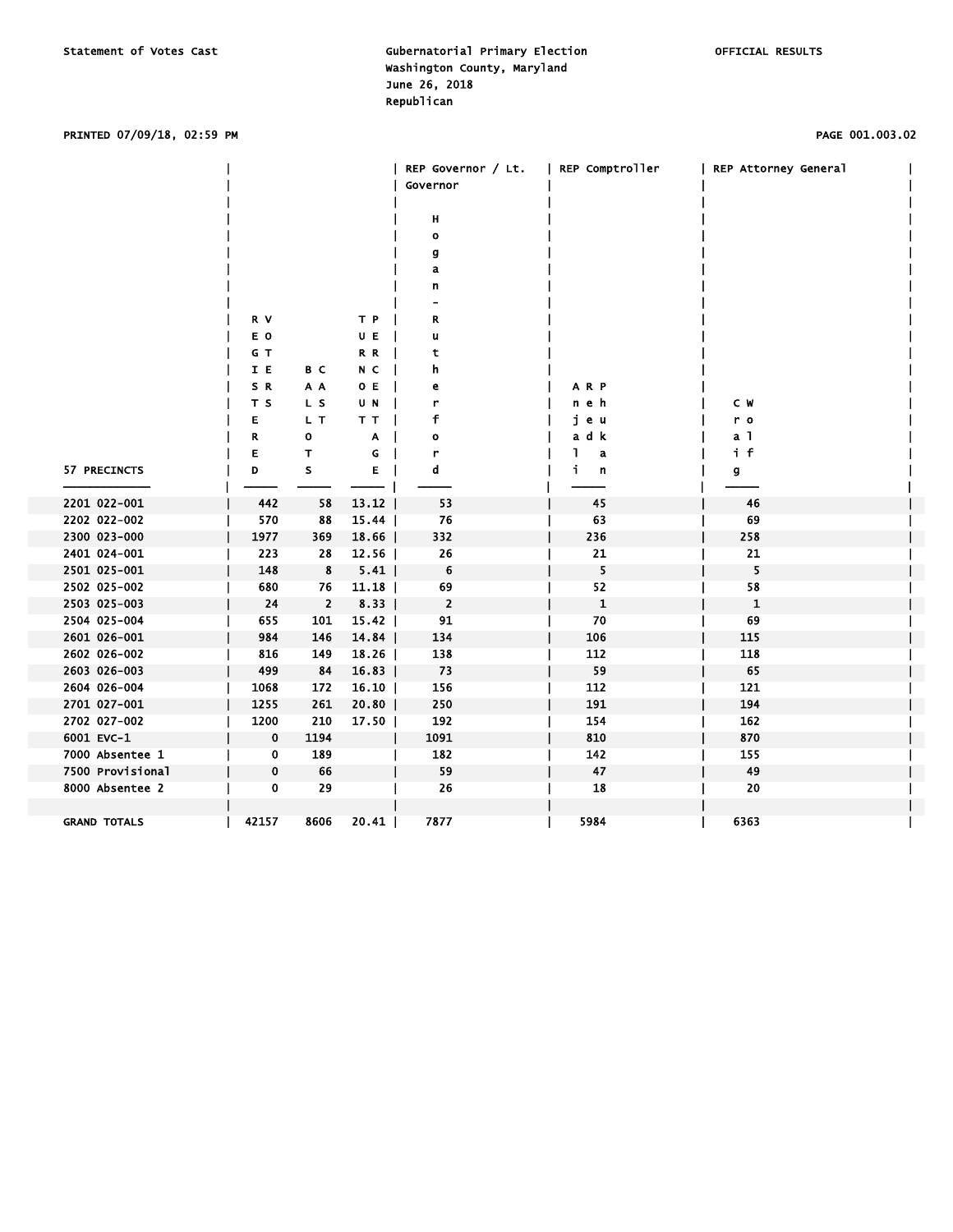Statement of Votes Cast

Gubernatorial Primary Election
Washington County, Maryland
June 26, 2018
Republican

OFFICIAL RESULTS

PRINTED 07/09/18, 02:59 PM

| 57 PRECINCTS | REGISTERED VOTERS | BALLOTS CAST | TURNOUT PERCENTAGE | REP Governor / Lt. Governor: Hogan-Rutherford | REP Comptroller: Arpadjian Rehak | REP Attorney General: Craig Wolf |
|---|---|---|---|---|---|---|
| 2201 022-001 | 442 | 58 | 13.12 | 53 | 45 | 46 |
| 2202 022-002 | 570 | 88 | 15.44 | 76 | 63 | 69 |
| 2300 023-000 | 1977 | 369 | 18.66 | 332 | 236 | 258 |
| 2401 024-001 | 223 | 28 | 12.56 | 26 | 21 | 21 |
| 2501 025-001 | 148 | 8 | 5.41 | 6 | 5 | 5 |
| 2502 025-002 | 680 | 76 | 11.18 | 69 | 52 | 58 |
| 2503 025-003 | 24 | 2 | 8.33 | 2 | 1 | 1 |
| 2504 025-004 | 655 | 101 | 15.42 | 91 | 70 | 69 |
| 2601 026-001 | 984 | 146 | 14.84 | 134 | 106 | 115 |
| 2602 026-002 | 816 | 149 | 18.26 | 138 | 112 | 118 |
| 2603 026-003 | 499 | 84 | 16.83 | 73 | 59 | 65 |
| 2604 026-004 | 1068 | 172 | 16.10 | 156 | 112 | 121 |
| 2701 027-001 | 1255 | 261 | 20.80 | 250 | 191 | 194 |
| 2702 027-002 | 1200 | 210 | 17.50 | 192 | 154 | 162 |
| 6001 EVC-1 | 0 | 1194 | | 1091 | 810 | 870 |
| 7000 Absentee 1 | 0 | 189 | | 182 | 142 | 155 |
| 7500 Provisional | 0 | 66 | | 59 | 47 | 49 |
| 8000 Absentee 2 | 0 | 29 | | 26 | 18 | 20 |
| GRAND TOTALS | 42157 | 8606 | 20.41 | 7877 | 5984 | 6363 |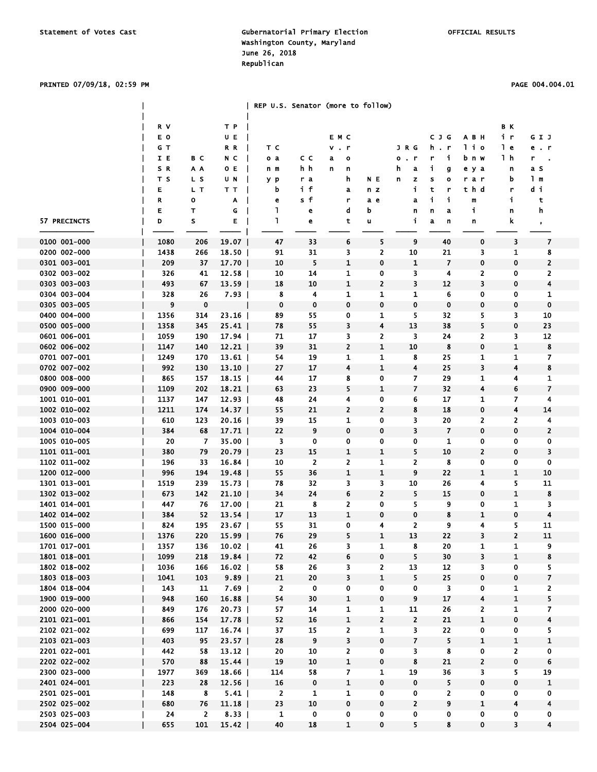Statement of Votes Cast

Gubernatorial Primary Election
Washington County, Maryland
June 26, 2018
Republican

OFFICIAL RESULTS

PRINTED 07/09/18, 02:59 PM

PAGE 004.004.01

| | | | | REP U.S. Senator (more to follow) | | | | | | | | |
|---|---|---|---|---|---|---|---|---|---|---|---|---|
| 57 PRECINCTS | REGISTERED VOTERS | BALLOTS CAST | TURNOUT PERCENTAGE | Tony Campbell | Chris Chaffee | Evan M. Cronhardt | Nnabu Eze | John R. Graziani | Christina J. Grigorian | Albert Binyahmin Howard | Bill Krehnbrink | Gerald I. Smith, Jr. |
| 0100 001-000 | 1080 | 206 | 19.07 | 47 | 33 | 6 | 5 | 9 | 40 | 0 | 3 | 7 |
| 0200 002-000 | 1438 | 266 | 18.50 | 91 | 31 | 3 | 2 | 10 | 21 | 3 | 1 | 8 |
| 0301 003-001 | 209 | 37 | 17.70 | 10 | 5 | 1 | 0 | 1 | 7 | 0 | 0 | 2 |
| 0302 003-002 | 326 | 41 | 12.58 | 10 | 14 | 1 | 0 | 3 | 4 | 2 | 0 | 2 |
| 0303 003-003 | 493 | 67 | 13.59 | 18 | 10 | 1 | 2 | 3 | 12 | 3 | 0 | 4 |
| 0304 003-004 | 328 | 26 | 7.93 | 8 | 4 | 1 | 1 | 1 | 6 | 0 | 0 | 1 |
| 0305 003-005 | 9 | 0 | | 0 | 0 | 0 | 0 | 0 | 0 | 0 | 0 | 0 |
| 0400 004-000 | 1356 | 314 | 23.16 | 89 | 55 | 0 | 1 | 5 | 32 | 5 | 3 | 10 |
| 0500 005-000 | 1358 | 345 | 25.41 | 78 | 55 | 3 | 4 | 13 | 38 | 5 | 0 | 23 |
| 0601 006-001 | 1059 | 190 | 17.94 | 71 | 17 | 3 | 2 | 3 | 24 | 2 | 3 | 12 |
| 0602 006-002 | 1147 | 140 | 12.21 | 39 | 31 | 2 | 1 | 10 | 8 | 0 | 1 | 8 |
| 0701 007-001 | 1249 | 170 | 13.61 | 54 | 19 | 1 | 1 | 8 | 25 | 1 | 1 | 7 |
| 0702 007-002 | 992 | 130 | 13.10 | 27 | 17 | 4 | 1 | 4 | 25 | 3 | 4 | 8 |
| 0800 008-000 | 865 | 157 | 18.15 | 44 | 17 | 8 | 0 | 7 | 29 | 1 | 4 | 1 |
| 0900 009-000 | 1109 | 202 | 18.21 | 63 | 23 | 5 | 1 | 7 | 32 | 4 | 6 | 7 |
| 1001 010-001 | 1137 | 147 | 12.93 | 48 | 24 | 4 | 0 | 6 | 17 | 1 | 7 | 4 |
| 1002 010-002 | 1211 | 174 | 14.37 | 55 | 21 | 2 | 2 | 8 | 18 | 0 | 4 | 14 |
| 1003 010-003 | 610 | 123 | 20.16 | 39 | 15 | 1 | 0 | 3 | 20 | 2 | 2 | 4 |
| 1004 010-004 | 384 | 68 | 17.71 | 22 | 9 | 0 | 0 | 3 | 7 | 0 | 0 | 2 |
| 1005 010-005 | 20 | 7 | 35.00 | 3 | 0 | 0 | 0 | 0 | 1 | 0 | 0 | 0 |
| 1101 011-001 | 380 | 79 | 20.79 | 23 | 15 | 1 | 1 | 5 | 10 | 2 | 0 | 3 |
| 1102 011-002 | 196 | 33 | 16.84 | 10 | 2 | 2 | 1 | 2 | 8 | 0 | 0 | 0 |
| 1200 012-000 | 996 | 194 | 19.48 | 55 | 36 | 1 | 1 | 9 | 22 | 1 | 1 | 10 |
| 1301 013-001 | 1519 | 239 | 15.73 | 78 | 32 | 3 | 3 | 10 | 26 | 4 | 5 | 11 |
| 1302 013-002 | 673 | 142 | 21.10 | 34 | 24 | 6 | 2 | 5 | 15 | 0 | 1 | 8 |
| 1401 014-001 | 447 | 76 | 17.00 | 21 | 8 | 2 | 0 | 5 | 9 | 0 | 1 | 3 |
| 1402 014-002 | 384 | 52 | 13.54 | 17 | 13 | 1 | 0 | 0 | 8 | 1 | 0 | 4 |
| 1500 015-000 | 824 | 195 | 23.67 | 55 | 31 | 0 | 4 | 2 | 9 | 4 | 5 | 11 |
| 1600 016-000 | 1376 | 220 | 15.99 | 76 | 29 | 5 | 1 | 13 | 22 | 3 | 2 | 11 |
| 1701 017-001 | 1357 | 136 | 10.02 | 41 | 26 | 3 | 1 | 8 | 20 | 1 | 1 | 9 |
| 1801 018-001 | 1099 | 218 | 19.84 | 72 | 42 | 6 | 0 | 5 | 30 | 3 | 1 | 8 |
| 1802 018-002 | 1036 | 166 | 16.02 | 58 | 26 | 3 | 2 | 13 | 12 | 3 | 0 | 5 |
| 1803 018-003 | 1041 | 103 | 9.89 | 21 | 20 | 3 | 1 | 5 | 25 | 0 | 0 | 7 |
| 1804 018-004 | 143 | 11 | 7.69 | 2 | 0 | 0 | 0 | 0 | 3 | 0 | 1 | 2 |
| 1900 019-000 | 948 | 160 | 16.88 | 54 | 30 | 1 | 0 | 9 | 17 | 4 | 1 | 5 |
| 2000 020-000 | 849 | 176 | 20.73 | 57 | 14 | 1 | 1 | 11 | 26 | 2 | 1 | 7 |
| 2101 021-001 | 866 | 154 | 17.78 | 52 | 16 | 1 | 2 | 2 | 21 | 1 | 0 | 4 |
| 2102 021-002 | 699 | 117 | 16.74 | 37 | 15 | 2 | 1 | 3 | 22 | 0 | 0 | 5 |
| 2103 021-003 | 403 | 95 | 23.57 | 28 | 9 | 3 | 0 | 7 | 5 | 1 | 1 | 1 |
| 2201 022-001 | 442 | 58 | 13.12 | 20 | 10 | 2 | 0 | 3 | 8 | 0 | 2 | 0 |
| 2202 022-002 | 570 | 88 | 15.44 | 19 | 10 | 1 | 0 | 8 | 21 | 2 | 0 | 6 |
| 2300 023-000 | 1977 | 369 | 18.66 | 114 | 58 | 7 | 1 | 19 | 36 | 3 | 5 | 19 |
| 2401 024-001 | 223 | 28 | 12.56 | 16 | 0 | 1 | 0 | 0 | 5 | 0 | 0 | 1 |
| 2501 025-001 | 148 | 8 | 5.41 | 2 | 1 | 1 | 0 | 0 | 2 | 0 | 0 | 0 |
| 2502 025-002 | 680 | 76 | 11.18 | 23 | 10 | 0 | 0 | 2 | 9 | 1 | 4 | 4 |
| 2503 025-003 | 24 | 2 | 8.33 | 1 | 0 | 0 | 0 | 0 | 0 | 0 | 0 | 0 |
| 2504 025-004 | 655 | 101 | 15.42 | 40 | 18 | 1 | 0 | 5 | 8 | 0 | 3 | 4 |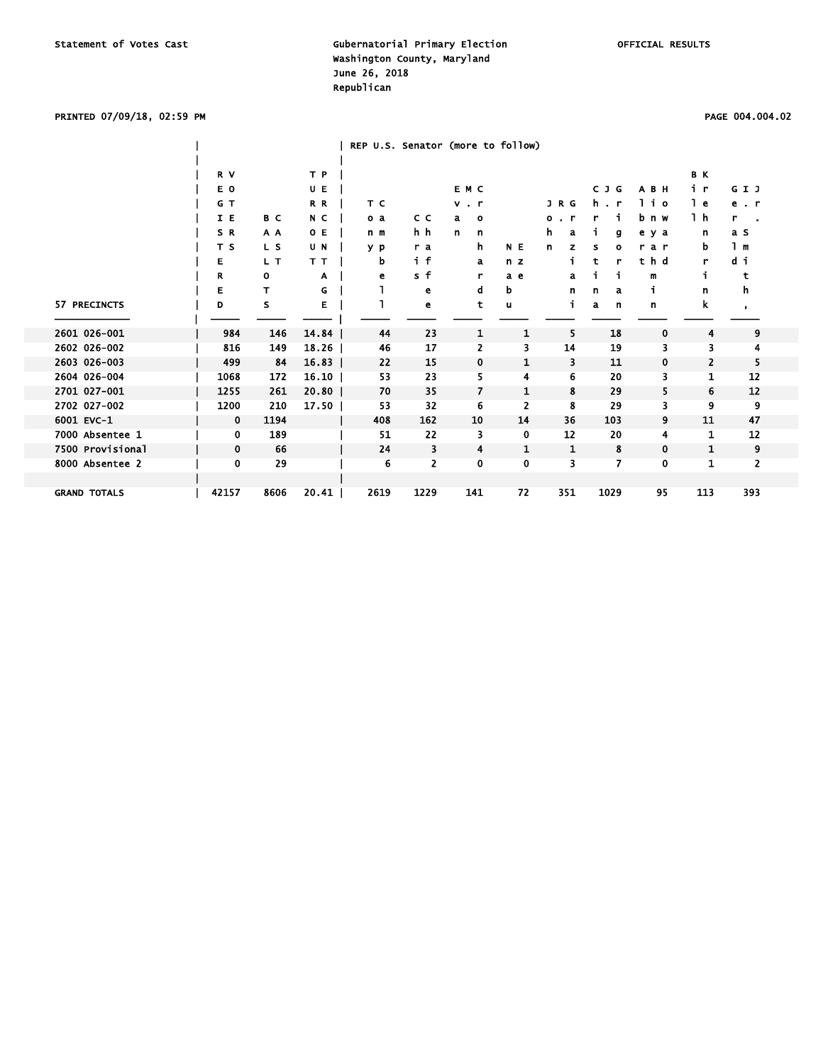Statement of Votes Cast

Gubernatorial Primary Election
Washington County, Maryland
June 26, 2018
Republican

OFFICIAL RESULTS

PRINTED 07/09/18, 02:59 PM

PAGE 004.004.02

| 57 PRECINCTS | REGISTERED VOTERS | BALLOTS CAST | TURNOUT PERCENTAGE | REP U.S. Senator (more to follow) Tony Campbell | Chris Chaffee | Evan M. Cronhardt | Nnabu Eze | John R. Graziani | Christina J. Grigorian | Albert Binyahmin Howard | Bill Krehnbrink | Gerald I. Smith, Jr. |
|---|---|---|---|---|---|---|---|---|---|---|---|---|
| 2601 026-001 | 984 | 146 | 14.84 | 44 | 23 | 1 | 1 | 5 | 18 | 0 | 4 | 9 |
| 2602 026-002 | 816 | 149 | 18.26 | 46 | 17 | 2 | 3 | 14 | 19 | 3 | 3 | 4 |
| 2603 026-003 | 499 | 84 | 16.83 | 22 | 15 | 0 | 1 | 3 | 11 | 0 | 2 | 5 |
| 2604 026-004 | 1068 | 172 | 16.10 | 53 | 23 | 5 | 4 | 6 | 20 | 3 | 1 | 12 |
| 2701 027-001 | 1255 | 261 | 20.80 | 70 | 35 | 7 | 1 | 8 | 29 | 5 | 6 | 12 |
| 2702 027-002 | 1200 | 210 | 17.50 | 53 | 32 | 6 | 2 | 8 | 29 | 3 | 9 | 9 |
| 6001 EVC-1 | 0 | 1194 | | 408 | 162 | 10 | 14 | 36 | 103 | 9 | 11 | 47 |
| 7000 Absentee 1 | 0 | 189 | | 51 | 22 | 3 | 0 | 12 | 20 | 4 | 1 | 12 |
| 7500 Provisional | 0 | 66 | | 24 | 3 | 4 | 1 | 1 | 8 | 0 | 1 | 9 |
| 8000 Absentee 2 | 0 | 29 | | 6 | 2 | 0 | 0 | 3 | 7 | 0 | 1 | 2 |
| GRAND TOTALS | 42157 | 8606 | 20.41 | 2619 | 1229 | 141 | 72 | 351 | 1029 | 95 | 113 | 393 |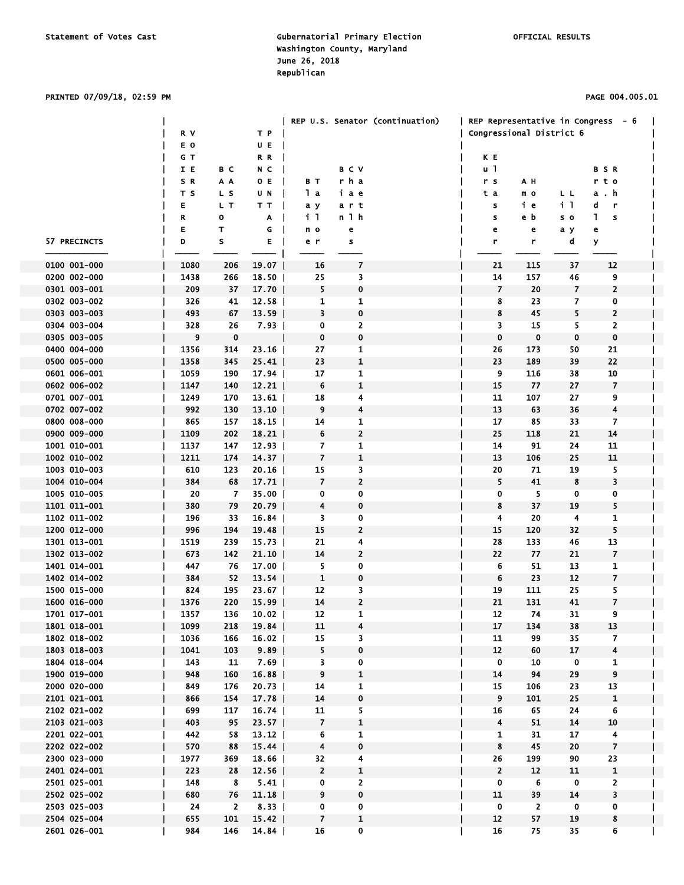Statement of Votes Cast

Gubernatorial Primary Election
Washington County, Maryland
June 26, 2018
Republican

OFFICIAL RESULTS

PRINTED 07/09/18, 02:59 PM

| 57 PRECINCTS | REGISTERED | BALLOTS | TURNOUT PERCENTAGE | REP U.S. Senator (continuation) | | REP Representative in Congress - 6 Congressional District 6 | | | |
|---|---|---|---|---|---|---|---|---|---|
| | | | | Bailey Tanner | Chris Chaffee Vartanian | Kuehlstr Jasmes | Amie Hoeber | Lisa Lloyd | Bradley St. Rohrs |
| 0100 001-000 | 1080 | 206 | 19.07 | 16 | 7 | 21 | 115 | 37 | 12 |
| 0200 002-000 | 1438 | 266 | 18.50 | 25 | 3 | 14 | 157 | 46 | 9 |
| 0301 003-001 | 209 | 37 | 17.70 | 5 | 0 | 7 | 20 | 7 | 2 |
| 0302 003-002 | 326 | 41 | 12.58 | 1 | 1 | 8 | 23 | 7 | 0 |
| 0303 003-003 | 493 | 67 | 13.59 | 3 | 0 | 8 | 45 | 5 | 2 |
| 0304 003-004 | 328 | 26 | 7.93 | 0 | 2 | 3 | 15 | 5 | 2 |
| 0305 003-005 | 9 | 0 | | 0 | 0 | 0 | 0 | 0 | 0 |
| 0400 004-000 | 1356 | 314 | 23.16 | 27 | 1 | 26 | 173 | 50 | 21 |
| 0500 005-000 | 1358 | 345 | 25.41 | 23 | 1 | 23 | 189 | 39 | 22 |
| 0601 006-001 | 1059 | 190 | 17.94 | 17 | 1 | 9 | 116 | 38 | 10 |
| 0602 006-002 | 1147 | 140 | 12.21 | 6 | 1 | 15 | 77 | 27 | 7 |
| 0701 007-001 | 1249 | 170 | 13.61 | 18 | 4 | 11 | 107 | 27 | 9 |
| 0702 007-002 | 992 | 130 | 13.10 | 9 | 4 | 13 | 63 | 36 | 4 |
| 0800 008-000 | 865 | 157 | 18.15 | 14 | 1 | 17 | 85 | 33 | 7 |
| 0900 009-000 | 1109 | 202 | 18.21 | 6 | 2 | 25 | 118 | 21 | 14 |
| 1001 010-001 | 1137 | 147 | 12.93 | 7 | 1 | 14 | 91 | 24 | 11 |
| 1002 010-002 | 1211 | 174 | 14.37 | 7 | 1 | 13 | 106 | 25 | 11 |
| 1003 010-003 | 610 | 123 | 20.16 | 15 | 3 | 20 | 71 | 19 | 5 |
| 1004 010-004 | 384 | 68 | 17.71 | 7 | 2 | 5 | 41 | 8 | 3 |
| 1005 010-005 | 20 | 7 | 35.00 | 0 | 0 | 0 | 5 | 0 | 0 |
| 1101 011-001 | 380 | 79 | 20.79 | 4 | 0 | 8 | 37 | 19 | 5 |
| 1102 011-002 | 196 | 33 | 16.84 | 3 | 0 | 4 | 20 | 4 | 1 |
| 1200 012-000 | 996 | 194 | 19.48 | 15 | 2 | 15 | 120 | 32 | 5 |
| 1301 013-001 | 1519 | 239 | 15.73 | 21 | 4 | 28 | 133 | 46 | 13 |
| 1302 013-002 | 673 | 142 | 21.10 | 14 | 2 | 22 | 77 | 21 | 7 |
| 1401 014-001 | 447 | 76 | 17.00 | 5 | 0 | 6 | 51 | 13 | 1 |
| 1402 014-002 | 384 | 52 | 13.54 | 1 | 0 | 6 | 23 | 12 | 7 |
| 1500 015-000 | 824 | 195 | 23.67 | 12 | 3 | 19 | 111 | 25 | 5 |
| 1600 016-000 | 1376 | 220 | 15.99 | 14 | 2 | 21 | 131 | 41 | 7 |
| 1701 017-001 | 1357 | 136 | 10.02 | 12 | 1 | 12 | 74 | 31 | 9 |
| 1801 018-001 | 1099 | 218 | 19.84 | 11 | 4 | 17 | 134 | 38 | 13 |
| 1802 018-002 | 1036 | 166 | 16.02 | 15 | 3 | 11 | 99 | 35 | 7 |
| 1803 018-003 | 1041 | 103 | 9.89 | 5 | 0 | 12 | 60 | 17 | 4 |
| 1804 018-004 | 143 | 11 | 7.69 | 3 | 0 | 0 | 10 | 0 | 1 |
| 1900 019-000 | 948 | 160 | 16.88 | 9 | 1 | 14 | 94 | 29 | 9 |
| 2000 020-000 | 849 | 176 | 20.73 | 14 | 1 | 15 | 106 | 23 | 13 |
| 2101 021-001 | 866 | 154 | 17.78 | 14 | 0 | 9 | 101 | 25 | 1 |
| 2102 021-002 | 699 | 117 | 16.74 | 11 | 5 | 16 | 65 | 24 | 6 |
| 2103 021-003 | 403 | 95 | 23.57 | 7 | 1 | 4 | 51 | 14 | 10 |
| 2201 022-001 | 442 | 58 | 13.12 | 6 | 1 | 1 | 31 | 17 | 4 |
| 2202 022-002 | 570 | 88 | 15.44 | 4 | 0 | 8 | 45 | 20 | 7 |
| 2300 023-000 | 1977 | 369 | 18.66 | 32 | 4 | 26 | 199 | 90 | 23 |
| 2401 024-001 | 223 | 28 | 12.56 | 2 | 1 | 2 | 12 | 11 | 1 |
| 2501 025-001 | 148 | 8 | 5.41 | 0 | 2 | 0 | 6 | 0 | 2 |
| 2502 025-002 | 680 | 76 | 11.18 | 9 | 0 | 11 | 39 | 14 | 3 |
| 2503 025-003 | 24 | 2 | 8.33 | 0 | 0 | 0 | 2 | 0 | 0 |
| 2504 025-004 | 655 | 101 | 15.42 | 7 | 1 | 12 | 57 | 19 | 8 |
| 2601 026-001 | 984 | 146 | 14.84 | 16 | 0 | 16 | 75 | 35 | 6 |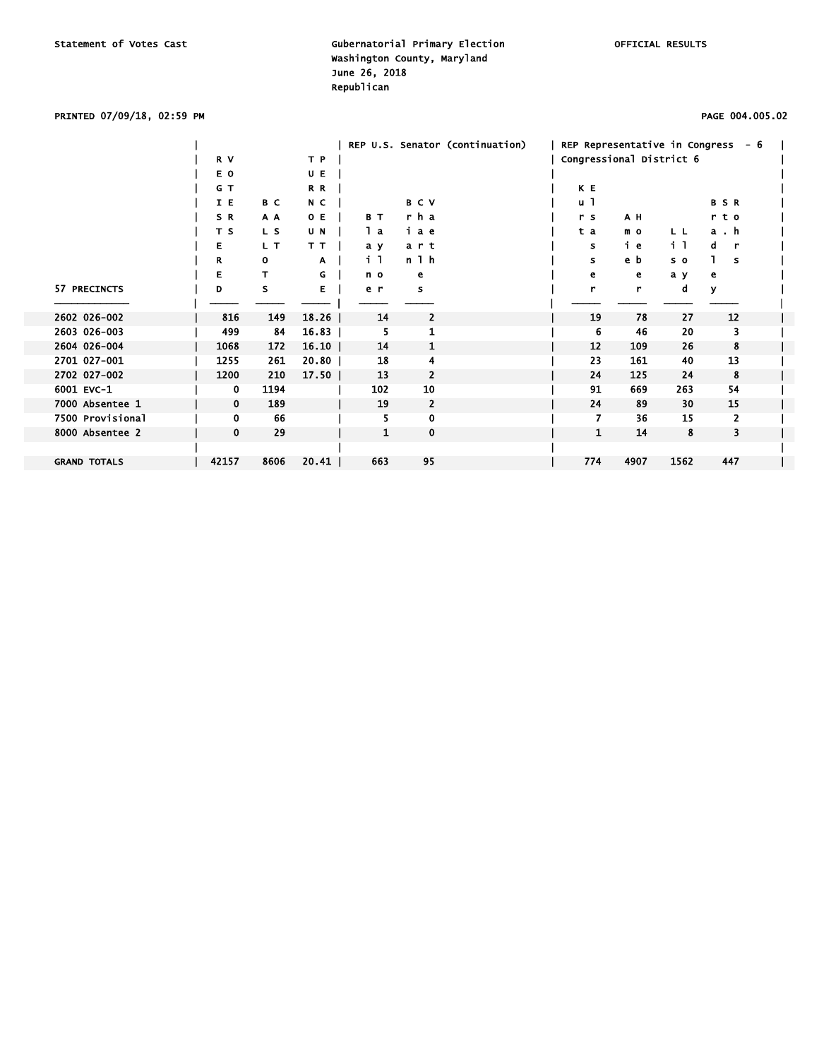Statement of Votes Cast

Gubernatorial Primary Election
Washington County, Maryland
June 26, 2018
Republican

OFFICIAL RESULTS

PRINTED 07/09/18, 02:59 PM

| 57 PRECINCTS | REGISTERED VOTERS | BALLOTS CAST | TURNOUT PERCENTAGE | REP U.S. Senator (continuation) | | REP Representative in Congress - 6 Congressional District 6 | | | |
|---|---|---|---|---|---|---|---|---|---|
| | | | | Blaine Taylor | Brian Charles Vaeth | Kurt Elsasser | Amie Hoeber | Lisa Lloyd | Bradley St. Rohrs |
| 2602 026-002 | 816 | 149 | 18.26 | 14 | 2 | 19 | 78 | 27 | 12 |
| 2603 026-003 | 499 | 84 | 16.83 | 5 | 1 | 6 | 46 | 20 | 3 |
| 2604 026-004 | 1068 | 172 | 16.10 | 14 | 1 | 12 | 109 | 26 | 8 |
| 2701 027-001 | 1255 | 261 | 20.80 | 18 | 4 | 23 | 161 | 40 | 13 |
| 2702 027-002 | 1200 | 210 | 17.50 | 13 | 2 | 24 | 125 | 24 | 8 |
| 6001 EVC-1 | 0 | 1194 | | 102 | 10 | 91 | 669 | 263 | 54 |
| 7000 Absentee 1 | 0 | 189 | | 19 | 2 | 24 | 89 | 30 | 15 |
| 7500 Provisional | 0 | 66 | | 5 | 0 | 7 | 36 | 15 | 2 |
| 8000 Absentee 2 | 0 | 29 | | 1 | 0 | 1 | 14 | 8 | 3 |
| GRAND TOTALS | 42157 | 8606 | 20.41 | 663 | 95 | 774 | 4907 | 1562 | 447 |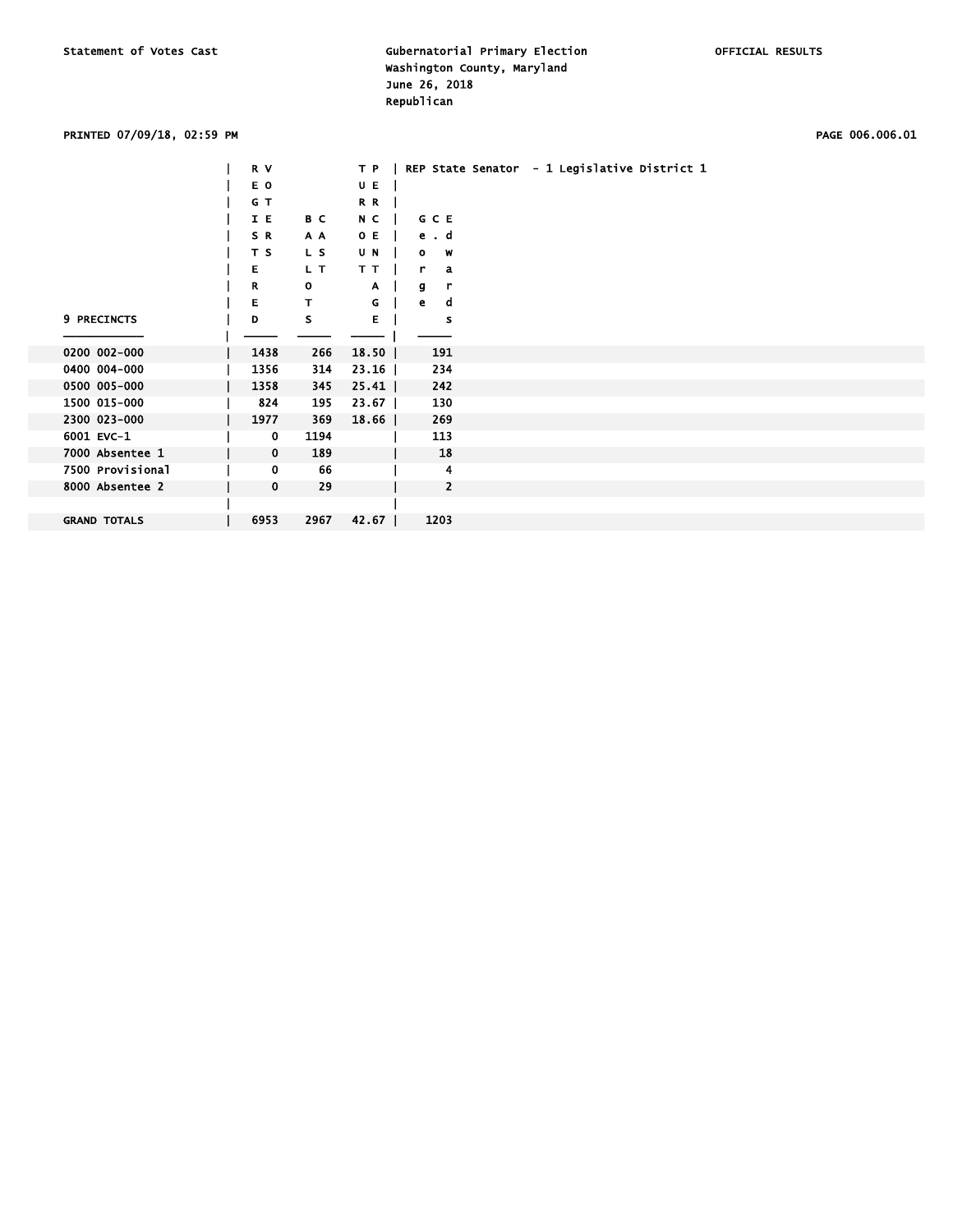Statement of Votes Cast

Gubernatorial Primary Election
Washington County, Maryland
June 26, 2018
Republican

OFFICIAL RESULTS

PRINTED 07/09/18, 02:59 PM

PAGE 006.006.01

| 9 PRECINCTS | REGISTERED VOTERS | BALLOTS CAST | TURNOUT PERCENTAGE | REP State Senator - 1 Legislative District 1: George C. Edwards |
|---|---|---|---|---|
| 0200 002-000 | 1438 | 266 | 18.50 | 191 |
| 0400 004-000 | 1356 | 314 | 23.16 | 234 |
| 0500 005-000 | 1358 | 345 | 25.41 | 242 |
| 1500 015-000 | 824 | 195 | 23.67 | 130 |
| 2300 023-000 | 1977 | 369 | 18.66 | 269 |
| 6001 EVC-1 | 0 | 1194 | | 113 |
| 7000 Absentee 1 | 0 | 189 | | 18 |
| 7500 Provisional | 0 | 66 | | 4 |
| 8000 Absentee 2 | 0 | 29 | | 2 |
| GRAND TOTALS | 6953 | 2967 | 42.67 | 1203 |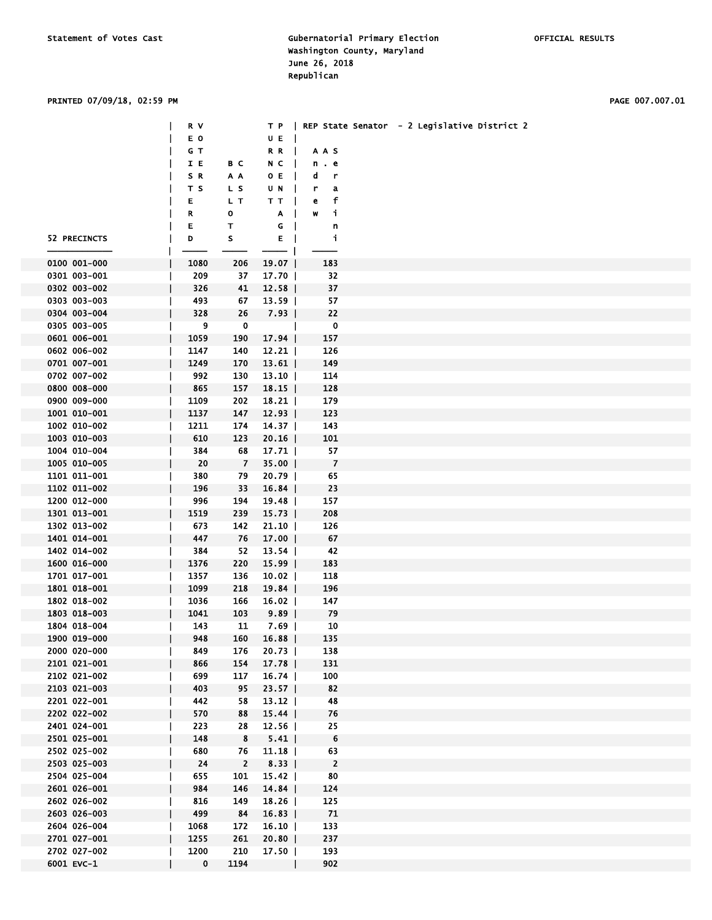Statement of Votes Cast

Gubernatorial Primary Election
Washington County, Maryland
June 26, 2018
Republican

OFFICIAL RESULTS

PRINTED 07/09/18, 02:59 PM

PAGE 007.007.01

REP State Senator - 2 Legislative District 2

| 52 PRECINCTS | REGISTERED VOTERS | BALLOTS CAST | TURNOUT PERCENTAGE | Andrew A. Serafini |
|---|---|---|---|---|
| 0100 001-000 | 1080 | 206 | 19.07 | 183 |
| 0301 003-001 | 209 | 37 | 17.70 | 32 |
| 0302 003-002 | 326 | 41 | 12.58 | 37 |
| 0303 003-003 | 493 | 67 | 13.59 | 57 |
| 0304 003-004 | 328 | 26 | 7.93 | 22 |
| 0305 003-005 | 9 | 0 | | 0 |
| 0601 006-001 | 1059 | 190 | 17.94 | 157 |
| 0602 006-002 | 1147 | 140 | 12.21 | 126 |
| 0701 007-001 | 1249 | 170 | 13.61 | 149 |
| 0702 007-002 | 992 | 130 | 13.10 | 114 |
| 0800 008-000 | 865 | 157 | 18.15 | 128 |
| 0900 009-000 | 1109 | 202 | 18.21 | 179 |
| 1001 010-001 | 1137 | 147 | 12.93 | 123 |
| 1002 010-002 | 1211 | 174 | 14.37 | 143 |
| 1003 010-003 | 610 | 123 | 20.16 | 101 |
| 1004 010-004 | 384 | 68 | 17.71 | 57 |
| 1005 010-005 | 20 | 7 | 35.00 | 7 |
| 1101 011-001 | 380 | 79 | 20.79 | 65 |
| 1102 011-002 | 196 | 33 | 16.84 | 23 |
| 1200 012-000 | 996 | 194 | 19.48 | 157 |
| 1301 013-001 | 1519 | 239 | 15.73 | 208 |
| 1302 013-002 | 673 | 142 | 21.10 | 126 |
| 1401 014-001 | 447 | 76 | 17.00 | 67 |
| 1402 014-002 | 384 | 52 | 13.54 | 42 |
| 1600 016-000 | 1376 | 220 | 15.99 | 183 |
| 1701 017-001 | 1357 | 136 | 10.02 | 118 |
| 1801 018-001 | 1099 | 218 | 19.84 | 196 |
| 1802 018-002 | 1036 | 166 | 16.02 | 147 |
| 1803 018-003 | 1041 | 103 | 9.89 | 79 |
| 1804 018-004 | 143 | 11 | 7.69 | 10 |
| 1900 019-000 | 948 | 160 | 16.88 | 135 |
| 2000 020-000 | 849 | 176 | 20.73 | 138 |
| 2101 021-001 | 866 | 154 | 17.78 | 131 |
| 2102 021-002 | 699 | 117 | 16.74 | 100 |
| 2103 021-003 | 403 | 95 | 23.57 | 82 |
| 2201 022-001 | 442 | 58 | 13.12 | 48 |
| 2202 022-002 | 570 | 88 | 15.44 | 76 |
| 2401 024-001 | 223 | 28 | 12.56 | 25 |
| 2501 025-001 | 148 | 8 | 5.41 | 6 |
| 2502 025-002 | 680 | 76 | 11.18 | 63 |
| 2503 025-003 | 24 | 2 | 8.33 | 2 |
| 2504 025-004 | 655 | 101 | 15.42 | 80 |
| 2601 026-001 | 984 | 146 | 14.84 | 124 |
| 2602 026-002 | 816 | 149 | 18.26 | 125 |
| 2603 026-003 | 499 | 84 | 16.83 | 71 |
| 2604 026-004 | 1068 | 172 | 16.10 | 133 |
| 2701 027-001 | 1255 | 261 | 20.80 | 237 |
| 2702 027-002 | 1200 | 210 | 17.50 | 193 |
| 6001 EVC-1 | 0 | 1194 | | 902 |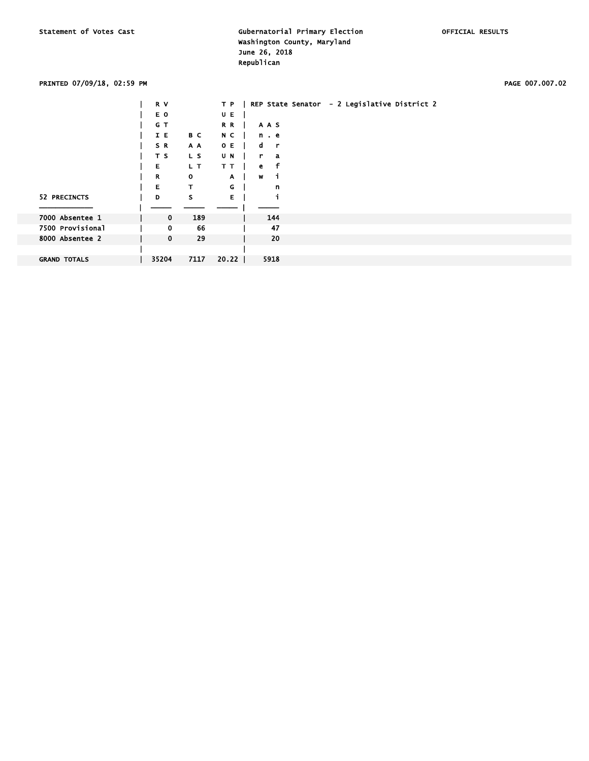Statement of Votes Cast

Gubernatorial Primary Election
Washington County, Maryland
June 26, 2018
Republican

OFFICIAL RESULTS

PRINTED 07/09/18, 02:59 PM

PAGE 007.007.02

| 52 PRECINCTS | REGISTERED VOTERS | BALLOTS CAST | TURNOUT PERCENTAGE | REP State Senator - 2 Legislative District 2: Andrew A. Serafini |
|---|---|---|---|---|
| 7000 Absentee 1 | 0 | 189 | | 144 |
| 7500 Provisional | 0 | 66 | | 47 |
| 8000 Absentee 2 | 0 | 29 | | 20 |
| | | | | |
| GRAND TOTALS | 35204 | 7117 | 20.22 | 5918 |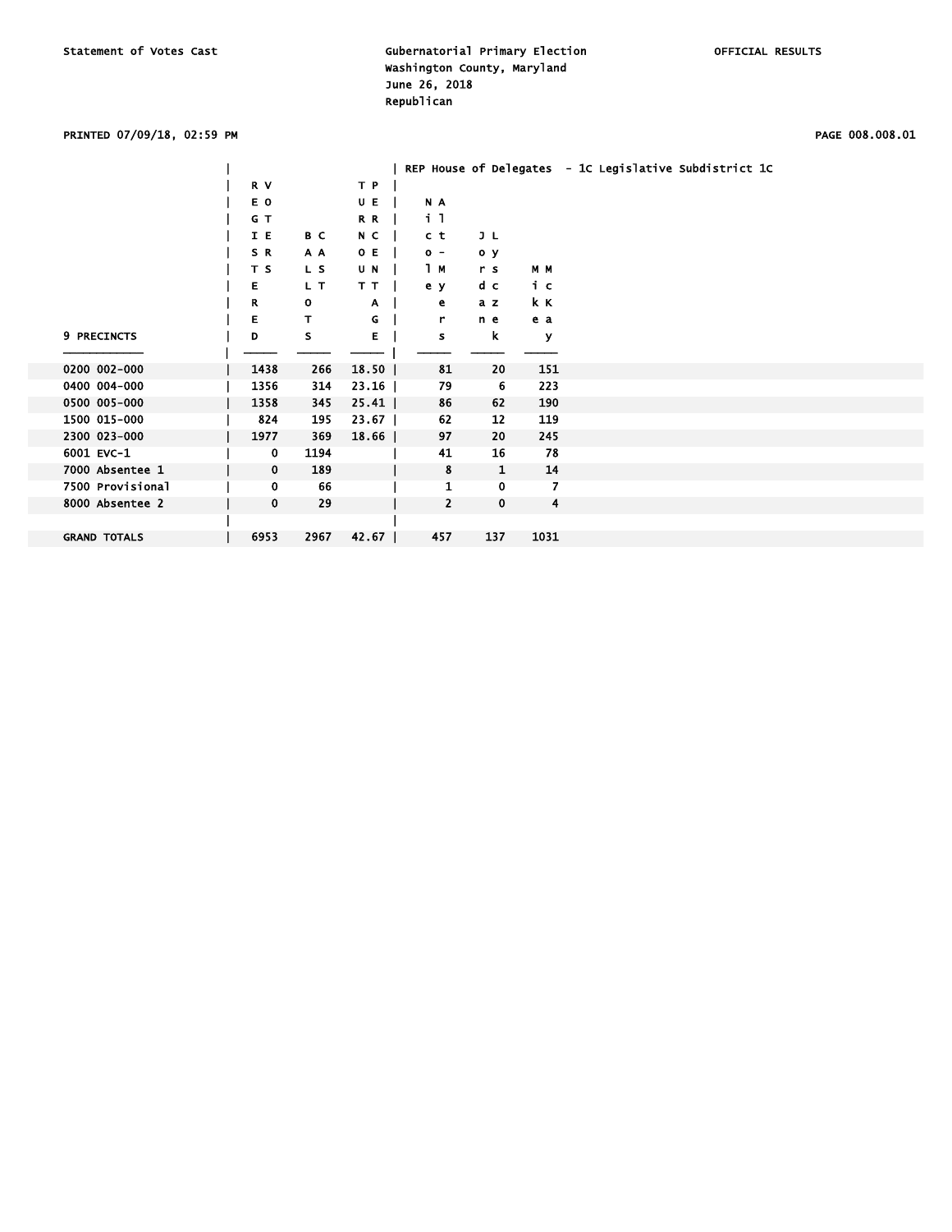Statement of Votes Cast

Gubernatorial Primary Election
Washington County, Maryland
June 26, 2018
Republican

OFFICIAL RESULTS

PRINTED 07/09/18, 02:59 PM

PAGE 008.008.01

| 9 PRECINCTS | REGISTERED VOTERS | BALLOTS CAST | TURNOUT PERCENTAGE | REP House of Delegates - 1C Legislative Subdistrict 1C Neil Parrott... Nicole Alt-Myers | Jordan Lysczek | Mike McKay |
|---|---|---|---|---|---|---|
| 0200 002-000 | 1438 | 266 | 18.50 | 81 | 20 | 151 |
| 0400 004-000 | 1356 | 314 | 23.16 | 79 | 6 | 223 |
| 0500 005-000 | 1358 | 345 | 25.41 | 86 | 62 | 190 |
| 1500 015-000 | 824 | 195 | 23.67 | 62 | 12 | 119 |
| 2300 023-000 | 1977 | 369 | 18.66 | 97 | 20 | 245 |
| 6001 EVC-1 | 0 | 1194 | | 41 | 16 | 78 |
| 7000 Absentee 1 | 0 | 189 | | 8 | 1 | 14 |
| 7500 Provisional | 0 | 66 | | 1 | 0 | 7 |
| 8000 Absentee 2 | 0 | 29 | | 2 | 0 | 4 |
| GRAND TOTALS | 6953 | 2967 | 42.67 | 457 | 137 | 1031 |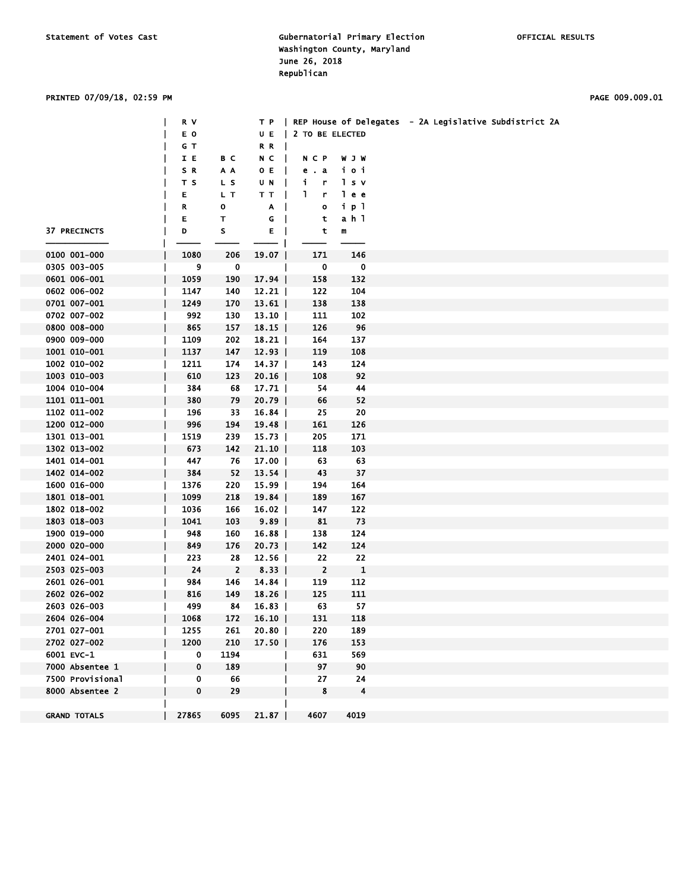Statement of Votes Cast

Gubernatorial Primary Election
Washington County, Maryland
June 26, 2018
Republican

OFFICIAL RESULTS

PRINTED 07/09/18, 02:59 PM

REP House of Delegates - 2A Legislative Subdistrict 2A
2 TO BE ELECTED

| 37 PRECINCTS | REGISTERED VOTERS | BALLOTS CAST | TURNOUT PERCENTAGE | Neil C. Parrott | William J. Wivell |
|---|---|---|---|---|---|
| 0100 001-000 | 1080 | 206 | 19.07 | 171 | 146 |
| 0305 003-005 | 9 | 0 | | 0 | 0 |
| 0601 006-001 | 1059 | 190 | 17.94 | 158 | 132 |
| 0602 006-002 | 1147 | 140 | 12.21 | 122 | 104 |
| 0701 007-001 | 1249 | 170 | 13.61 | 138 | 138 |
| 0702 007-002 | 992 | 130 | 13.10 | 111 | 102 |
| 0800 008-000 | 865 | 157 | 18.15 | 126 | 96 |
| 0900 009-000 | 1109 | 202 | 18.21 | 164 | 137 |
| 1001 010-001 | 1137 | 147 | 12.93 | 119 | 108 |
| 1002 010-002 | 1211 | 174 | 14.37 | 143 | 124 |
| 1003 010-003 | 610 | 123 | 20.16 | 108 | 92 |
| 1004 010-004 | 384 | 68 | 17.71 | 54 | 44 |
| 1101 011-001 | 380 | 79 | 20.79 | 66 | 52 |
| 1102 011-002 | 196 | 33 | 16.84 | 25 | 20 |
| 1200 012-000 | 996 | 194 | 19.48 | 161 | 126 |
| 1301 013-001 | 1519 | 239 | 15.73 | 205 | 171 |
| 1302 013-002 | 673 | 142 | 21.10 | 118 | 103 |
| 1401 014-001 | 447 | 76 | 17.00 | 63 | 63 |
| 1402 014-002 | 384 | 52 | 13.54 | 43 | 37 |
| 1600 016-000 | 1376 | 220 | 15.99 | 194 | 164 |
| 1801 018-001 | 1099 | 218 | 19.84 | 189 | 167 |
| 1802 018-002 | 1036 | 166 | 16.02 | 147 | 122 |
| 1803 018-003 | 1041 | 103 | 9.89 | 81 | 73 |
| 1900 019-000 | 948 | 160 | 16.88 | 138 | 124 |
| 2000 020-000 | 849 | 176 | 20.73 | 142 | 124 |
| 2401 024-001 | 223 | 28 | 12.56 | 22 | 22 |
| 2503 025-003 | 24 | 2 | 8.33 | 2 | 1 |
| 2601 026-001 | 984 | 146 | 14.84 | 119 | 112 |
| 2602 026-002 | 816 | 149 | 18.26 | 125 | 111 |
| 2603 026-003 | 499 | 84 | 16.83 | 63 | 57 |
| 2604 026-004 | 1068 | 172 | 16.10 | 131 | 118 |
| 2701 027-001 | 1255 | 261 | 20.80 | 220 | 189 |
| 2702 027-002 | 1200 | 210 | 17.50 | 176 | 153 |
| 6001 EVC-1 | 0 | 1194 | | 631 | 569 |
| 7000 Absentee 1 | 0 | 189 | | 97 | 90 |
| 7500 Provisional | 0 | 66 | | 27 | 24 |
| 8000 Absentee 2 | 0 | 29 | | 8 | 4 |
| GRAND TOTALS | 27865 | 6095 | 21.87 | 4607 | 4019 |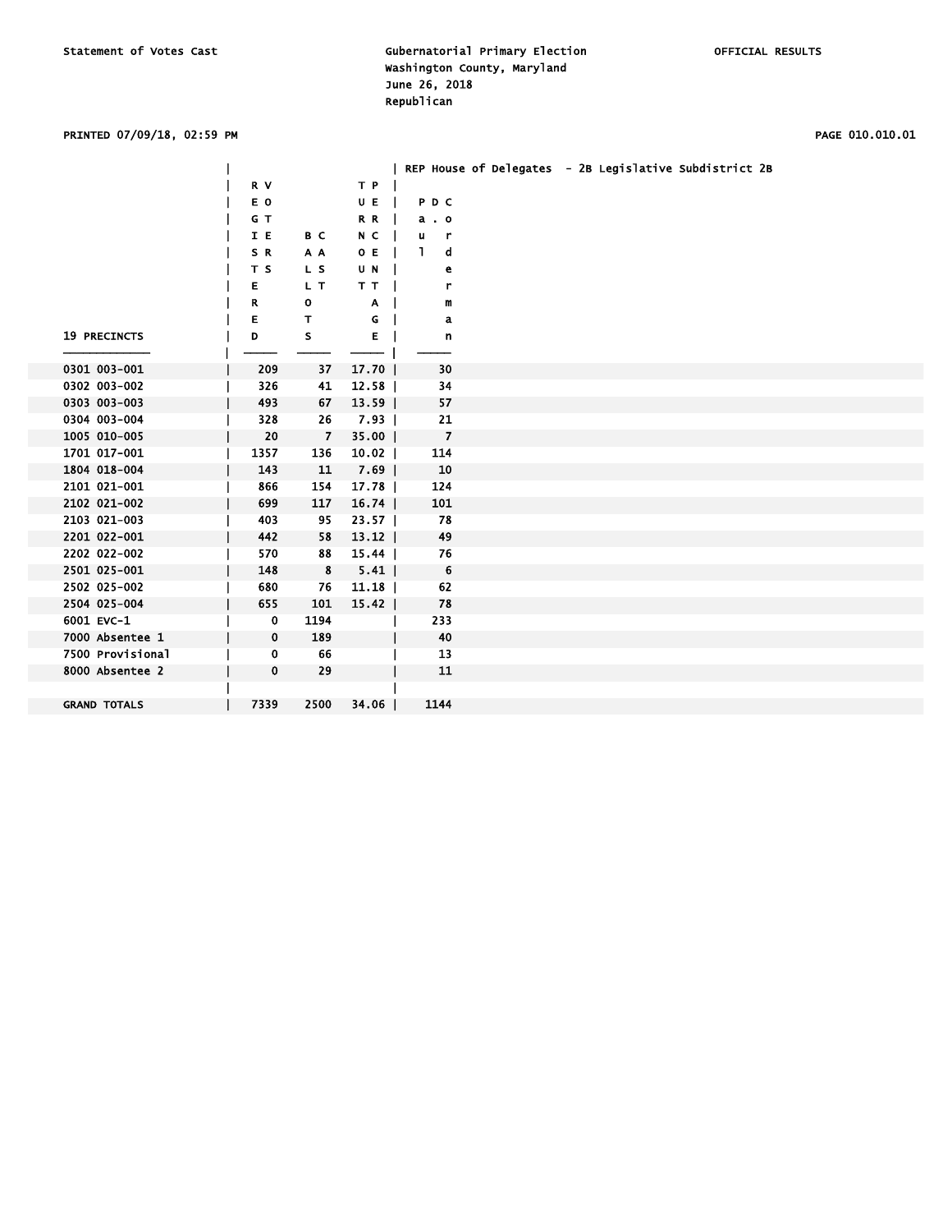Statement of Votes Cast

Gubernatorial Primary Election
Washington County, Maryland
June 26, 2018
Republican

OFFICIAL RESULTS

PRINTED 07/09/18, 02:59 PM

| 19 PRECINCTS | REGISTERED VOTERS | BALLOTS CAST | TURNOUT PERCENTAGE | REP House of Delegates - 2B Legislative Subdistrict 2B: Paul D. Corderman |
|---|---|---|---|---|
| 0301 003-001 | 209 | 37 | 17.70 | 30 |
| 0302 003-002 | 326 | 41 | 12.58 | 34 |
| 0303 003-003 | 493 | 67 | 13.59 | 57 |
| 0304 003-004 | 328 | 26 | 7.93 | 21 |
| 1005 010-005 | 20 | 7 | 35.00 | 7 |
| 1701 017-001 | 1357 | 136 | 10.02 | 114 |
| 1804 018-004 | 143 | 11 | 7.69 | 10 |
| 2101 021-001 | 866 | 154 | 17.78 | 124 |
| 2102 021-002 | 699 | 117 | 16.74 | 101 |
| 2103 021-003 | 403 | 95 | 23.57 | 78 |
| 2201 022-001 | 442 | 58 | 13.12 | 49 |
| 2202 022-002 | 570 | 88 | 15.44 | 76 |
| 2501 025-001 | 148 | 8 | 5.41 | 6 |
| 2502 025-002 | 680 | 76 | 11.18 | 62 |
| 2504 025-004 | 655 | 101 | 15.42 | 78 |
| 6001 EVC-1 | 0 | 1194 | | 233 |
| 7000 Absentee 1 | 0 | 189 | | 40 |
| 7500 Provisional | 0 | 66 | | 13 |
| 8000 Absentee 2 | 0 | 29 | | 11 |
| GRAND TOTALS | 7339 | 2500 | 34.06 | 1144 |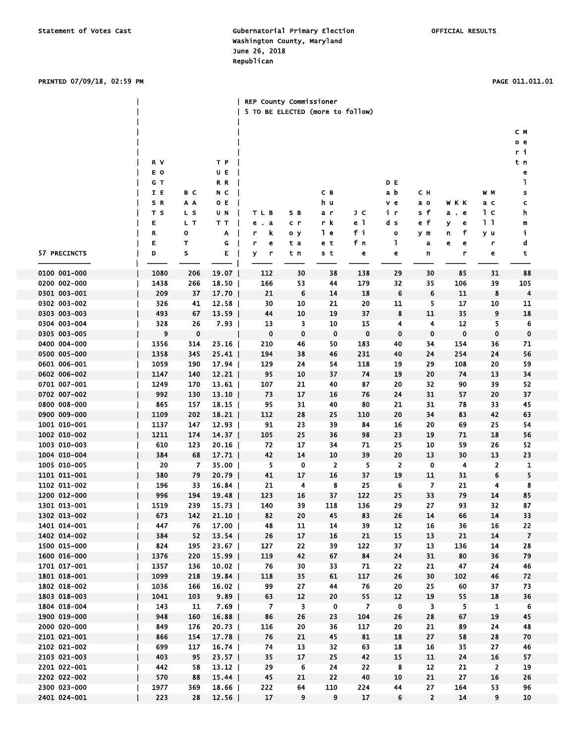REP County Commissioner
5 TO BE ELECTED (more to follow)

| 57 PRECINCTS | REGISTERED | BALLOTS CAST | TURNOUT PERCENTAGE | Terry L. Baker | Scott Bryan | Charles Burkett | Jeff Cline | David Ebersole | Casey Hoffman | Wayne K. Keefer | Wally McClure | Cort Meinelschmidt |
|---|---|---|---|---|---|---|---|---|---|---|---|---|
| 0100 001-000 | 1080 | 206 | 19.07 | 112 | 30 | 38 | 138 | 29 | 30 | 85 | 31 | 88 |
| 0200 002-000 | 1438 | 266 | 18.50 | 166 | 53 | 44 | 179 | 32 | 35 | 106 | 39 | 105 |
| 0301 003-001 | 209 | 37 | 17.70 | 21 | 6 | 14 | 18 | 6 | 6 | 11 | 8 | 4 |
| 0302 003-002 | 326 | 41 | 12.58 | 30 | 10 | 21 | 20 | 11 | 5 | 17 | 10 | 11 |
| 0303 003-003 | 493 | 67 | 13.59 | 44 | 10 | 19 | 37 | 8 | 11 | 35 | 9 | 18 |
| 0304 003-004 | 328 | 26 | 7.93 | 13 | 3 | 10 | 15 | 4 | 4 | 12 | 5 | 6 |
| 0305 003-005 | 9 | 0 | | 0 | 0 | 0 | 0 | 0 | 0 | 0 | 0 | 0 |
| 0400 004-000 | 1356 | 314 | 23.16 | 210 | 46 | 50 | 183 | 40 | 34 | 154 | 36 | 71 |
| 0500 005-000 | 1358 | 345 | 25.41 | 194 | 38 | 46 | 231 | 40 | 24 | 254 | 24 | 56 |
| 0601 006-001 | 1059 | 190 | 17.94 | 129 | 24 | 54 | 118 | 19 | 29 | 108 | 20 | 59 |
| 0602 006-002 | 1147 | 140 | 12.21 | 95 | 10 | 37 | 74 | 19 | 20 | 74 | 13 | 34 |
| 0701 007-001 | 1249 | 170 | 13.61 | 107 | 21 | 40 | 87 | 20 | 32 | 90 | 39 | 52 |
| 0702 007-002 | 992 | 130 | 13.10 | 73 | 17 | 16 | 76 | 24 | 31 | 57 | 20 | 37 |
| 0800 008-000 | 865 | 157 | 18.15 | 95 | 31 | 40 | 80 | 21 | 31 | 78 | 33 | 45 |
| 0900 009-000 | 1109 | 202 | 18.21 | 112 | 28 | 25 | 110 | 20 | 34 | 83 | 42 | 63 |
| 1001 010-001 | 1137 | 147 | 12.93 | 91 | 23 | 39 | 84 | 16 | 20 | 69 | 25 | 54 |
| 1002 010-002 | 1211 | 174 | 14.37 | 105 | 25 | 36 | 98 | 23 | 19 | 71 | 18 | 56 |
| 1003 010-003 | 610 | 123 | 20.16 | 72 | 17 | 34 | 71 | 25 | 10 | 59 | 26 | 52 |
| 1004 010-004 | 384 | 68 | 17.71 | 42 | 14 | 10 | 39 | 20 | 13 | 30 | 13 | 23 |
| 1005 010-005 | 20 | 7 | 35.00 | 5 | 0 | 2 | 5 | 2 | 0 | 4 | 2 | 1 |
| 1101 011-001 | 380 | 79 | 20.79 | 41 | 17 | 16 | 37 | 19 | 11 | 31 | 6 | 5 |
| 1102 011-002 | 196 | 33 | 16.84 | 21 | 4 | 8 | 25 | 6 | 7 | 21 | 4 | 8 |
| 1200 012-000 | 996 | 194 | 19.48 | 123 | 16 | 37 | 122 | 25 | 33 | 79 | 14 | 85 |
| 1301 013-001 | 1519 | 239 | 15.73 | 140 | 39 | 118 | 136 | 29 | 27 | 93 | 32 | 87 |
| 1302 013-002 | 673 | 142 | 21.10 | 82 | 20 | 45 | 83 | 26 | 14 | 66 | 14 | 33 |
| 1401 014-001 | 447 | 76 | 17.00 | 48 | 11 | 14 | 39 | 12 | 16 | 36 | 16 | 22 |
| 1402 014-002 | 384 | 52 | 13.54 | 26 | 17 | 16 | 21 | 15 | 13 | 21 | 14 | 7 |
| 1500 015-000 | 824 | 195 | 23.67 | 127 | 22 | 39 | 122 | 37 | 13 | 136 | 14 | 28 |
| 1600 016-000 | 1376 | 220 | 15.99 | 119 | 42 | 67 | 84 | 24 | 31 | 80 | 36 | 79 |
| 1701 017-001 | 1357 | 136 | 10.02 | 76 | 30 | 33 | 71 | 22 | 21 | 47 | 24 | 46 |
| 1801 018-001 | 1099 | 218 | 19.84 | 118 | 35 | 61 | 117 | 26 | 30 | 102 | 46 | 72 |
| 1802 018-002 | 1036 | 166 | 16.02 | 99 | 27 | 44 | 76 | 20 | 25 | 60 | 37 | 73 |
| 1803 018-003 | 1041 | 103 | 9.89 | 63 | 12 | 20 | 55 | 12 | 19 | 55 | 18 | 36 |
| 1804 018-004 | 143 | 11 | 7.69 | 7 | 3 | 0 | 7 | 0 | 3 | 5 | 1 | 6 |
| 1900 019-000 | 948 | 160 | 16.88 | 86 | 26 | 23 | 104 | 26 | 28 | 67 | 19 | 45 |
| 2000 020-000 | 849 | 176 | 20.73 | 116 | 20 | 36 | 117 | 20 | 21 | 89 | 24 | 48 |
| 2101 021-001 | 866 | 154 | 17.78 | 76 | 21 | 45 | 81 | 18 | 27 | 58 | 28 | 70 |
| 2102 021-002 | 699 | 117 | 16.74 | 74 | 13 | 32 | 63 | 18 | 16 | 35 | 27 | 46 |
| 2103 021-003 | 403 | 95 | 23.57 | 35 | 17 | 25 | 42 | 15 | 11 | 24 | 16 | 57 |
| 2201 022-001 | 442 | 58 | 13.12 | 29 | 6 | 24 | 22 | 8 | 12 | 21 | 2 | 19 |
| 2202 022-002 | 570 | 88 | 15.44 | 45 | 21 | 22 | 40 | 10 | 21 | 27 | 16 | 26 |
| 2300 023-000 | 1977 | 369 | 18.66 | 222 | 64 | 110 | 224 | 44 | 27 | 164 | 53 | 96 |
| 2401 024-001 | 223 | 28 | 12.56 | 17 | 9 | 9 | 17 | 6 | 2 | 14 | 9 | 10 |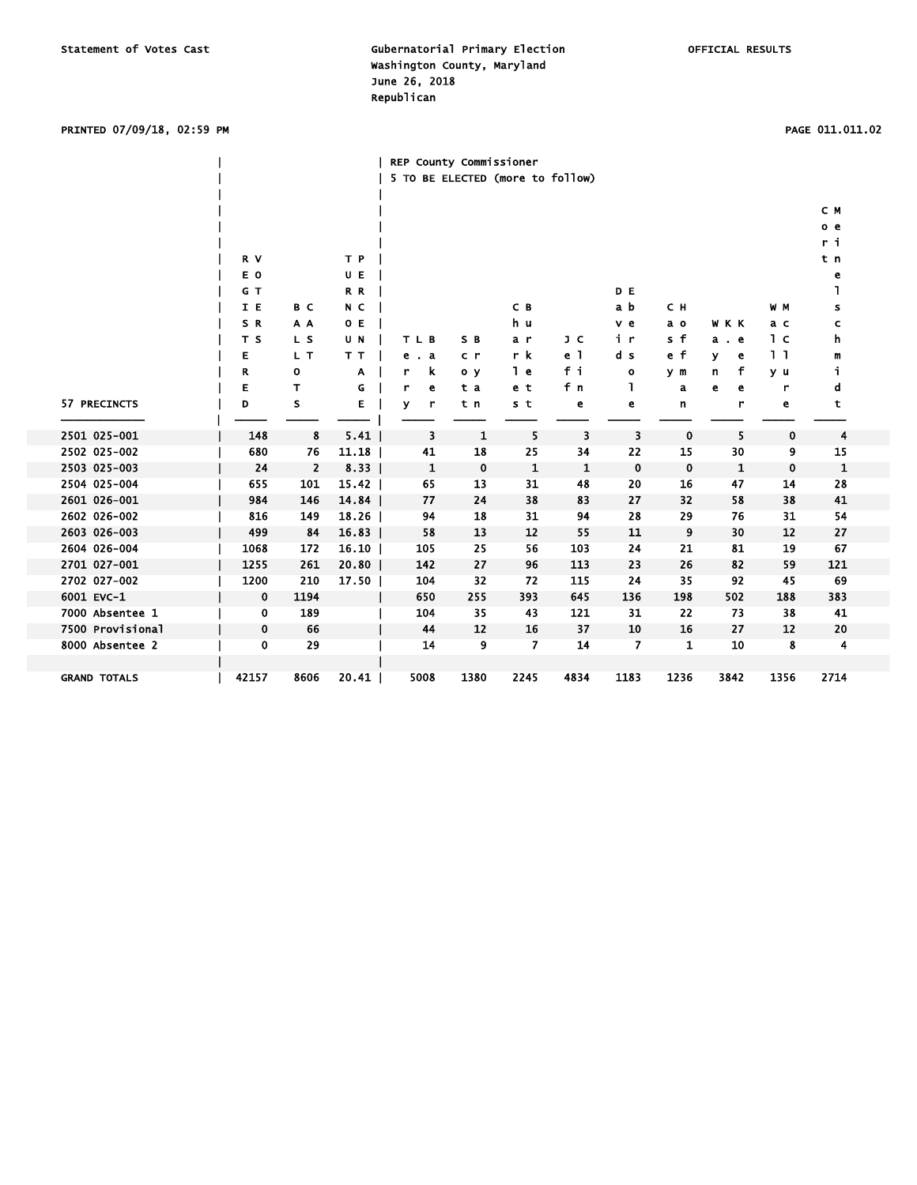Statement of Votes Cast

Gubernatorial Primary Election
Washington County, Maryland
June 26, 2018
Republican

OFFICIAL RESULTS

PRINTED 07/09/18, 02:59 PM

REP County Commissioner
5 TO BE ELECTED (more to follow)

| 57 PRECINCTS | REGISTERED VOTERS | BALLOTS CAST | TURNOUT PERCENTAGE | Terry L. Baker | Scott Bryan | Charles Burkett | Jeff Cline | David Ebersole | Casey Hoffman | Wayne K. Keefer | Wally McClure | Cort Meinelschmidt |
|---|---|---|---|---|---|---|---|---|---|---|---|---|
| 2501 025-001 | 148 | 8 | 5.41 | 3 | 1 | 5 | 3 | 3 | 0 | 5 | 0 | 4 |
| 2502 025-002 | 680 | 76 | 11.18 | 41 | 18 | 25 | 34 | 22 | 15 | 30 | 9 | 15 |
| 2503 025-003 | 24 | 2 | 8.33 | 1 | 0 | 1 | 1 | 0 | 0 | 1 | 0 | 1 |
| 2504 025-004 | 655 | 101 | 15.42 | 65 | 13 | 31 | 48 | 20 | 16 | 47 | 14 | 28 |
| 2601 026-001 | 984 | 146 | 14.84 | 77 | 24 | 38 | 83 | 27 | 32 | 58 | 38 | 41 |
| 2602 026-002 | 816 | 149 | 18.26 | 94 | 18 | 31 | 94 | 28 | 29 | 76 | 31 | 54 |
| 2603 026-003 | 499 | 84 | 16.83 | 58 | 13 | 12 | 55 | 11 | 9 | 30 | 12 | 27 |
| 2604 026-004 | 1068 | 172 | 16.10 | 105 | 25 | 56 | 103 | 24 | 21 | 81 | 19 | 67 |
| 2701 027-001 | 1255 | 261 | 20.80 | 142 | 27 | 96 | 113 | 23 | 26 | 82 | 59 | 121 |
| 2702 027-002 | 1200 | 210 | 17.50 | 104 | 32 | 72 | 115 | 24 | 35 | 92 | 45 | 69 |
| 6001 EVC-1 | 0 | 1194 | | 650 | 255 | 393 | 645 | 136 | 198 | 502 | 188 | 383 |
| 7000 Absentee 1 | 0 | 189 | | 104 | 35 | 43 | 121 | 31 | 22 | 73 | 38 | 41 |
| 7500 Provisional | 0 | 66 | | 44 | 12 | 16 | 37 | 10 | 16 | 27 | 12 | 20 |
| 8000 Absentee 2 | 0 | 29 | | 14 | 9 | 7 | 14 | 7 | 1 | 10 | 8 | 4 |
| | | | | | | | | | | | | |
| GRAND TOTALS | 42157 | 8606 | 20.41 | 5008 | 1380 | 2245 | 4834 | 1183 | 1236 | 3842 | 1356 | 2714 |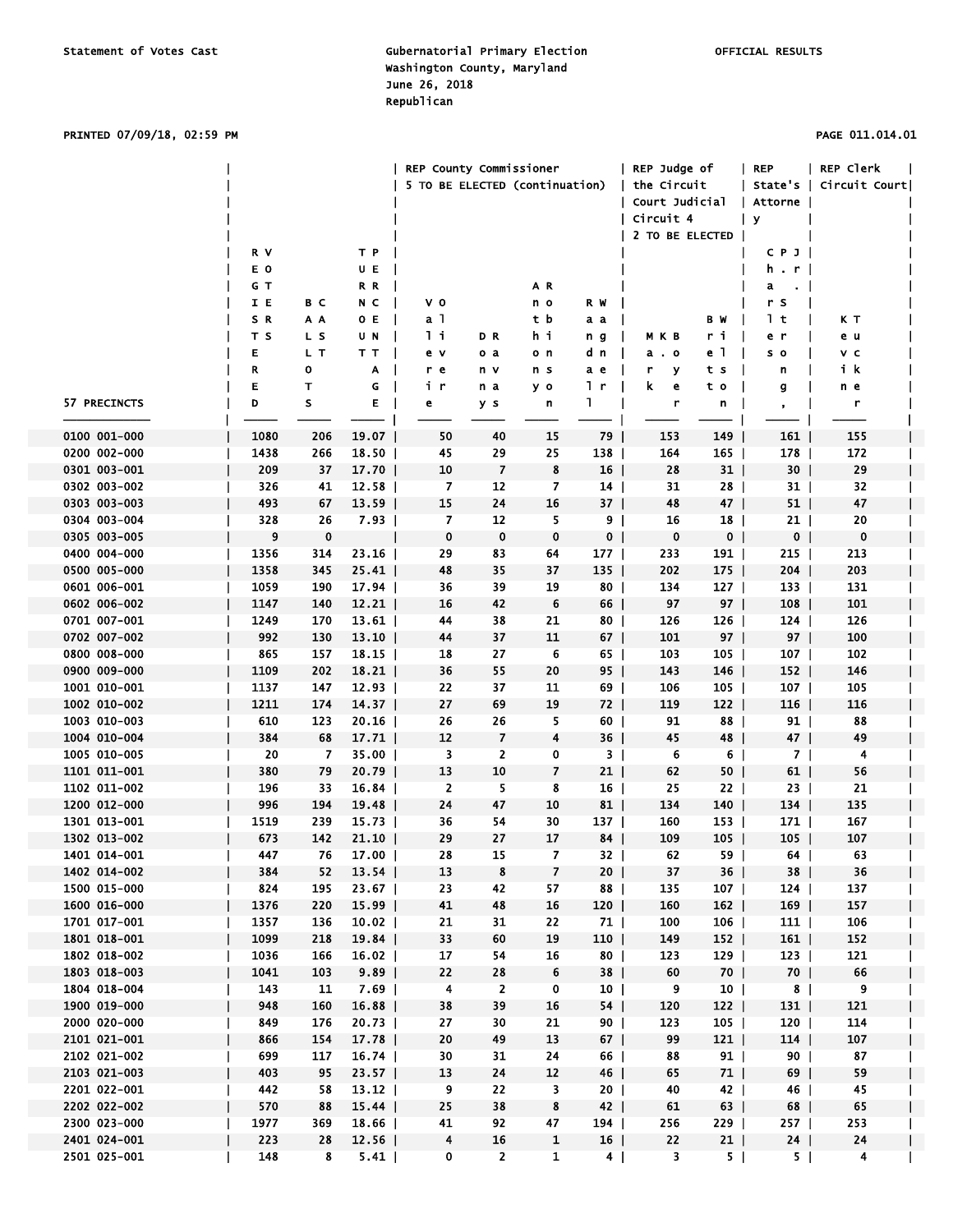Statement of Votes Cast

Gubernatorial Primary Election
Washington County, Maryland
June 26, 2018
Republican

OFFICIAL RESULTS

PRINTED 07/09/18, 02:59 PM

| 57 PRECINCTS | REGISTERED VOTERS | BALLOTS CAST | TURNOUT (%) | REP County Commissioner 5 TO BE ELECTED (continuation) | | | | REP Judge of the Circuit Court Judicial Circuit 4 2 TO BE ELECTED | | REP State's Attorney | REP Clerk Circuit Court |
|---|---|---|---|---|---|---|---|---|---|---|---|
| | | | | Oliver Vore | Randy Davis | Anthony Robinson | Wayne Randall | Mary K. Baker | Brett R. Wilson | Charles P. Strong, Jr. | Kevin Tucker |
| 0100 001-000 | 1080 | 206 | 19.07 | 50 | 40 | 15 | 79 | 153 | 149 | 161 | 155 |
| 0200 002-000 | 1438 | 266 | 18.50 | 45 | 29 | 25 | 138 | 164 | 165 | 178 | 172 |
| 0301 003-001 | 209 | 37 | 17.70 | 10 | 7 | 8 | 16 | 28 | 31 | 30 | 29 |
| 0302 003-002 | 326 | 41 | 12.58 | 7 | 12 | 7 | 14 | 31 | 28 | 31 | 32 |
| 0303 003-003 | 493 | 67 | 13.59 | 15 | 24 | 16 | 37 | 48 | 47 | 51 | 47 |
| 0304 003-004 | 328 | 26 | 7.93 | 7 | 12 | 5 | 9 | 16 | 18 | 21 | 20 |
| 0305 003-005 | 9 | 0 | | 0 | 0 | 0 | 0 | 0 | 0 | 0 | 0 |
| 0400 004-000 | 1356 | 314 | 23.16 | 29 | 83 | 64 | 177 | 233 | 191 | 215 | 213 |
| 0500 005-000 | 1358 | 345 | 25.41 | 48 | 35 | 37 | 135 | 202 | 175 | 204 | 203 |
| 0601 006-001 | 1059 | 190 | 17.94 | 36 | 39 | 19 | 80 | 134 | 127 | 133 | 131 |
| 0602 006-002 | 1147 | 140 | 12.21 | 16 | 42 | 6 | 66 | 97 | 97 | 108 | 101 |
| 0701 007-001 | 1249 | 170 | 13.61 | 44 | 38 | 21 | 80 | 126 | 126 | 124 | 126 |
| 0702 007-002 | 992 | 130 | 13.10 | 44 | 37 | 11 | 67 | 101 | 97 | 97 | 100 |
| 0800 008-000 | 865 | 157 | 18.15 | 18 | 27 | 6 | 65 | 103 | 105 | 107 | 102 |
| 0900 009-000 | 1109 | 202 | 18.21 | 36 | 55 | 20 | 95 | 143 | 146 | 152 | 146 |
| 1001 010-001 | 1137 | 147 | 12.93 | 22 | 37 | 11 | 69 | 106 | 105 | 107 | 105 |
| 1002 010-002 | 1211 | 174 | 14.37 | 27 | 69 | 19 | 72 | 119 | 122 | 116 | 116 |
| 1003 010-003 | 610 | 123 | 20.16 | 26 | 26 | 5 | 60 | 91 | 88 | 91 | 88 |
| 1004 010-004 | 384 | 68 | 17.71 | 12 | 7 | 4 | 36 | 45 | 48 | 47 | 49 |
| 1005 010-005 | 20 | 7 | 35.00 | 3 | 2 | 0 | 3 | 6 | 6 | 7 | 4 |
| 1101 011-001 | 380 | 79 | 20.79 | 13 | 10 | 7 | 21 | 62 | 50 | 61 | 56 |
| 1102 011-002 | 196 | 33 | 16.84 | 2 | 5 | 8 | 16 | 25 | 22 | 23 | 21 |
| 1200 012-000 | 996 | 194 | 19.48 | 24 | 47 | 10 | 81 | 134 | 140 | 134 | 135 |
| 1301 013-001 | 1519 | 239 | 15.73 | 36 | 54 | 30 | 137 | 160 | 153 | 171 | 167 |
| 1302 013-002 | 673 | 142 | 21.10 | 29 | 27 | 17 | 84 | 109 | 105 | 105 | 107 |
| 1401 014-001 | 447 | 76 | 17.00 | 28 | 15 | 7 | 32 | 62 | 59 | 64 | 63 |
| 1402 014-002 | 384 | 52 | 13.54 | 13 | 8 | 7 | 20 | 37 | 36 | 38 | 36 |
| 1500 015-000 | 824 | 195 | 23.67 | 23 | 42 | 57 | 88 | 135 | 107 | 124 | 137 |
| 1600 016-000 | 1376 | 220 | 15.99 | 41 | 48 | 16 | 120 | 160 | 162 | 169 | 157 |
| 1701 017-001 | 1357 | 136 | 10.02 | 21 | 31 | 22 | 71 | 100 | 106 | 111 | 106 |
| 1801 018-001 | 1099 | 218 | 19.84 | 33 | 60 | 19 | 110 | 149 | 152 | 161 | 152 |
| 1802 018-002 | 1036 | 166 | 16.02 | 17 | 54 | 16 | 80 | 123 | 129 | 123 | 121 |
| 1803 018-003 | 1041 | 103 | 9.89 | 22 | 28 | 6 | 38 | 60 | 70 | 70 | 66 |
| 1804 018-004 | 143 | 11 | 7.69 | 4 | 2 | 0 | 10 | 9 | 10 | 8 | 9 |
| 1900 019-000 | 948 | 160 | 16.88 | 38 | 39 | 16 | 54 | 120 | 122 | 131 | 121 |
| 2000 020-000 | 849 | 176 | 20.73 | 27 | 30 | 21 | 90 | 123 | 105 | 120 | 114 |
| 2101 021-001 | 866 | 154 | 17.78 | 20 | 49 | 13 | 67 | 99 | 121 | 114 | 107 |
| 2102 021-002 | 699 | 117 | 16.74 | 30 | 31 | 24 | 66 | 88 | 91 | 90 | 87 |
| 2103 021-003 | 403 | 95 | 23.57 | 13 | 24 | 12 | 46 | 65 | 71 | 69 | 59 |
| 2201 022-001 | 442 | 58 | 13.12 | 9 | 22 | 3 | 20 | 40 | 42 | 46 | 45 |
| 2202 022-002 | 570 | 88 | 15.44 | 25 | 38 | 8 | 42 | 61 | 63 | 68 | 65 |
| 2300 023-000 | 1977 | 369 | 18.66 | 41 | 92 | 47 | 194 | 256 | 229 | 257 | 253 |
| 2401 024-001 | 223 | 28 | 12.56 | 4 | 16 | 1 | 16 | 22 | 21 | 24 | 24 |
| 2501 025-001 | 148 | 8 | 5.41 | 0 | 2 | 1 | 4 | 3 | 5 | 5 | 4 |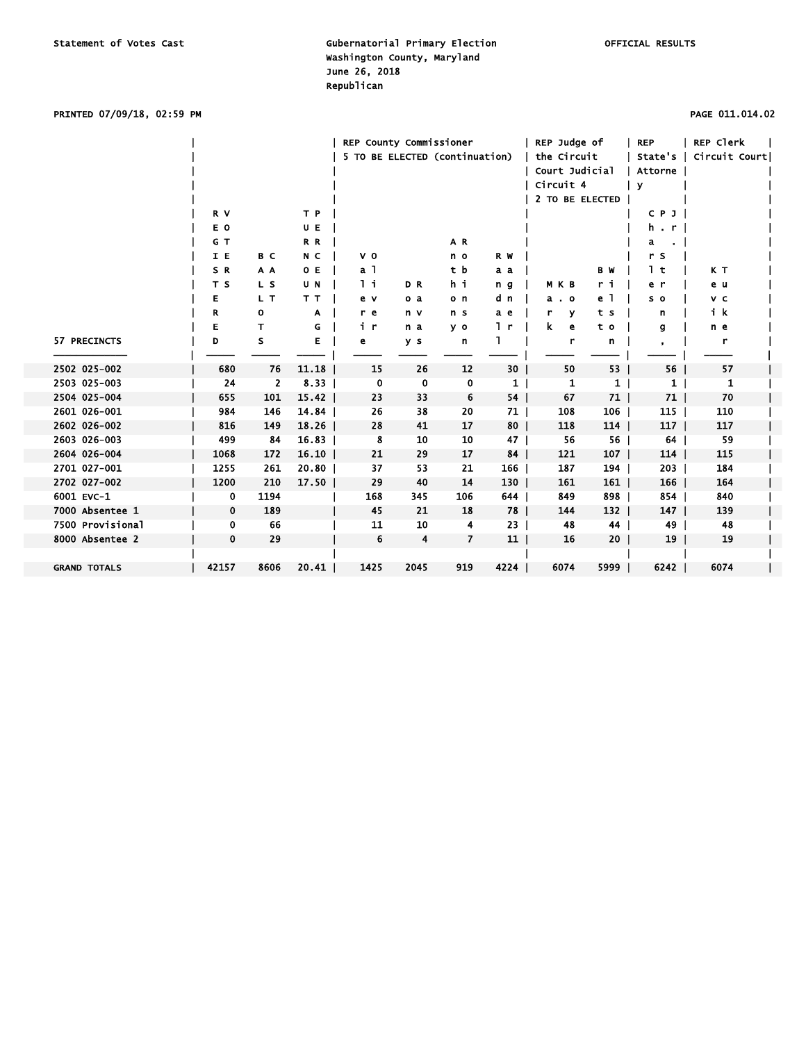Statement of Votes Cast

Gubernatorial Primary Election
Washington County, Maryland
June 26, 2018
Republican

OFFICIAL RESULTS

PRINTED 07/09/18, 02:59 PM

| 57 PRECINCTS | REGISTERED VOTERS | BALLOTS CAST | TURNOUT PERCENTAGE | REP County Commissioner 5 TO BE ELECTED (continuation) | | | | REP Judge of the Circuit Court Judicial Circuit 4 2 TO BE ELECTED | | REP State's Attorney | REP Clerk Circuit Court |
|---|---|---|---|---|---|---|---|---|---|---|---|
| | | | | Valerie Oliver | Donny Ravas | Anthony Robinson | Randall Wagner | Mark K. Boyer | Brett Wilson | Charles P. Strong, Jr. | Kevin Tucker |
| 2502 025-002 | 680 | 76 | 11.18 | 15 | 26 | 12 | 30 | 50 | 53 | 56 | 57 |
| 2503 025-003 | 24 | 2 | 8.33 | 0 | 0 | 0 | 1 | 1 | 1 | 1 | 1 |
| 2504 025-004 | 655 | 101 | 15.42 | 23 | 33 | 6 | 54 | 67 | 71 | 71 | 70 |
| 2601 026-001 | 984 | 146 | 14.84 | 26 | 38 | 20 | 71 | 108 | 106 | 115 | 110 |
| 2602 026-002 | 816 | 149 | 18.26 | 28 | 41 | 17 | 80 | 118 | 114 | 117 | 117 |
| 2603 026-003 | 499 | 84 | 16.83 | 8 | 10 | 10 | 47 | 56 | 56 | 64 | 59 |
| 2604 026-004 | 1068 | 172 | 16.10 | 21 | 29 | 17 | 84 | 121 | 107 | 114 | 115 |
| 2701 027-001 | 1255 | 261 | 20.80 | 37 | 53 | 21 | 166 | 187 | 194 | 203 | 184 |
| 2702 027-002 | 1200 | 210 | 17.50 | 29 | 40 | 14 | 130 | 161 | 161 | 166 | 164 |
| 6001 EVC-1 | 0 | 1194 | | 168 | 345 | 106 | 644 | 849 | 898 | 854 | 840 |
| 7000 Absentee 1 | 0 | 189 | | 45 | 21 | 18 | 78 | 144 | 132 | 147 | 139 |
| 7500 Provisional | 0 | 66 | | 11 | 10 | 4 | 23 | 48 | 44 | 49 | 48 |
| 8000 Absentee 2 | 0 | 29 | | 6 | 4 | 7 | 11 | 16 | 20 | 19 | 19 |
| GRAND TOTALS | 42157 | 8606 | 20.41 | 1425 | 2045 | 919 | 4224 | 6074 | 5999 | 6242 | 6074 |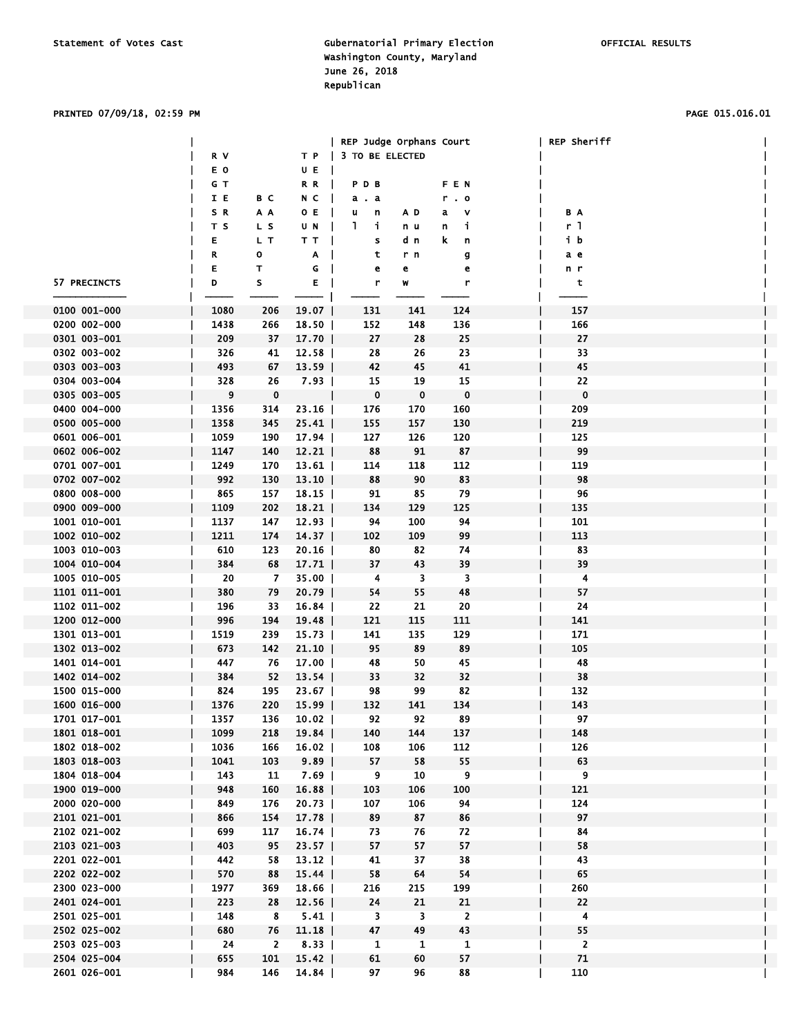Statement of Votes Cast

Gubernatorial Primary Election
Washington County, Maryland
June 26, 2018
Republican

OFFICIAL RESULTS

PRINTED 07/09/18, 02:59 PM

PAGE 015.016.01

| 57 PRECINCTS | REGISTERED VOTERS | BALLOTS CAST | TURNOUT PERCENTAGE | REP Judge Orphans Court 3 TO BE ELECTED | | | REP Sheriff |
|---|---|---|---|---|---|---|---|
| | | | | Paul D. Baltistsr | Andrew Dunn | Frank Nevinger | Brian Albert |
| 0100 001-000 | 1080 | 206 | 19.07 | 131 | 141 | 124 | 157 |
| 0200 002-000 | 1438 | 266 | 18.50 | 152 | 148 | 136 | 166 |
| 0301 003-001 | 209 | 37 | 17.70 | 27 | 28 | 25 | 27 |
| 0302 003-002 | 326 | 41 | 12.58 | 28 | 26 | 23 | 33 |
| 0303 003-003 | 493 | 67 | 13.59 | 42 | 45 | 41 | 45 |
| 0304 003-004 | 328 | 26 | 7.93 | 15 | 19 | 15 | 22 |
| 0305 003-005 | 9 | 0 | | 0 | 0 | 0 | 0 |
| 0400 004-000 | 1356 | 314 | 23.16 | 176 | 170 | 160 | 209 |
| 0500 005-000 | 1358 | 345 | 25.41 | 155 | 157 | 130 | 219 |
| 0601 006-001 | 1059 | 190 | 17.94 | 127 | 126 | 120 | 125 |
| 0602 006-002 | 1147 | 140 | 12.21 | 88 | 91 | 87 | 99 |
| 0701 007-001 | 1249 | 170 | 13.61 | 114 | 118 | 112 | 119 |
| 0702 007-002 | 992 | 130 | 13.10 | 88 | 90 | 83 | 98 |
| 0800 008-000 | 865 | 157 | 18.15 | 91 | 85 | 79 | 96 |
| 0900 009-000 | 1109 | 202 | 18.21 | 134 | 129 | 125 | 135 |
| 1001 010-001 | 1137 | 147 | 12.93 | 94 | 100 | 94 | 101 |
| 1002 010-002 | 1211 | 174 | 14.37 | 102 | 109 | 99 | 113 |
| 1003 010-003 | 610 | 123 | 20.16 | 80 | 82 | 74 | 83 |
| 1004 010-004 | 384 | 68 | 17.71 | 37 | 43 | 39 | 39 |
| 1005 010-005 | 20 | 7 | 35.00 | 4 | 3 | 3 | 4 |
| 1101 011-001 | 380 | 79 | 20.79 | 54 | 55 | 48 | 57 |
| 1102 011-002 | 196 | 33 | 16.84 | 22 | 21 | 20 | 24 |
| 1200 012-000 | 996 | 194 | 19.48 | 121 | 115 | 111 | 141 |
| 1301 013-001 | 1519 | 239 | 15.73 | 141 | 135 | 129 | 171 |
| 1302 013-002 | 673 | 142 | 21.10 | 95 | 89 | 89 | 105 |
| 1401 014-001 | 447 | 76 | 17.00 | 48 | 50 | 45 | 48 |
| 1402 014-002 | 384 | 52 | 13.54 | 33 | 32 | 32 | 38 |
| 1500 015-000 | 824 | 195 | 23.67 | 98 | 99 | 82 | 132 |
| 1600 016-000 | 1376 | 220 | 15.99 | 132 | 141 | 134 | 143 |
| 1701 017-001 | 1357 | 136 | 10.02 | 92 | 92 | 89 | 97 |
| 1801 018-001 | 1099 | 218 | 19.84 | 140 | 144 | 137 | 148 |
| 1802 018-002 | 1036 | 166 | 16.02 | 108 | 106 | 112 | 126 |
| 1803 018-003 | 1041 | 103 | 9.89 | 57 | 58 | 55 | 63 |
| 1804 018-004 | 143 | 11 | 7.69 | 9 | 10 | 9 | 9 |
| 1900 019-000 | 948 | 160 | 16.88 | 103 | 106 | 100 | 121 |
| 2000 020-000 | 849 | 176 | 20.73 | 107 | 106 | 94 | 124 |
| 2101 021-001 | 866 | 154 | 17.78 | 89 | 87 | 86 | 97 |
| 2102 021-002 | 699 | 117 | 16.74 | 73 | 76 | 72 | 84 |
| 2103 021-003 | 403 | 95 | 23.57 | 57 | 57 | 57 | 58 |
| 2201 022-001 | 442 | 58 | 13.12 | 41 | 37 | 38 | 43 |
| 2202 022-002 | 570 | 88 | 15.44 | 58 | 64 | 54 | 65 |
| 2300 023-000 | 1977 | 369 | 18.66 | 216 | 215 | 199 | 260 |
| 2401 024-001 | 223 | 28 | 12.56 | 24 | 21 | 21 | 22 |
| 2501 025-001 | 148 | 8 | 5.41 | 3 | 3 | 2 | 4 |
| 2502 025-002 | 680 | 76 | 11.18 | 47 | 49 | 43 | 55 |
| 2503 025-003 | 24 | 2 | 8.33 | 1 | 1 | 1 | 2 |
| 2504 025-004 | 655 | 101 | 15.42 | 61 | 60 | 57 | 71 |
| 2601 026-001 | 984 | 146 | 14.84 | 97 | 96 | 88 | 110 |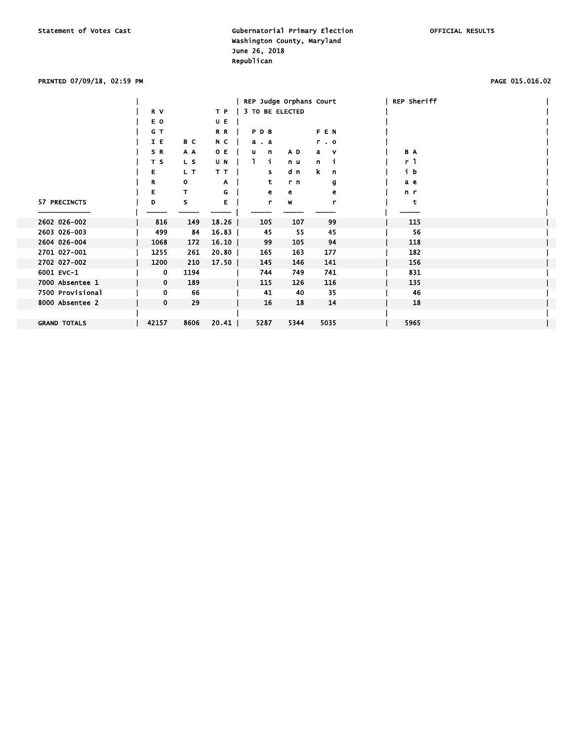Statement of Votes Cast

Gubernatorial Primary Election
Washington County, Maryland
June 26, 2018
Republican

OFFICIAL RESULTS

PRINTED 07/09/18, 02:59 PM

| 57 PRECINCTS | REGISTERED VOTERS | BALLOTS CAST | TURNOUT PERCENTAGE | REP Judge Orphans Court 3 TO BE ELECTED | | | REP Sheriff |
|---|---|---|---|---|---|---|---|
| | | | | Paul D. Balistrer | Dan Andrew | Frank Nevinger | Brian Albert |
| 2602 026-002 | 816 | 149 | 18.26 | 105 | 107 | 99 | 115 |
| 2603 026-003 | 499 | 84 | 16.83 | 45 | 55 | 45 | 56 |
| 2604 026-004 | 1068 | 172 | 16.10 | 99 | 105 | 94 | 118 |
| 2701 027-001 | 1255 | 261 | 20.80 | 165 | 163 | 177 | 182 |
| 2702 027-002 | 1200 | 210 | 17.50 | 145 | 146 | 141 | 156 |
| 6001 EVC-1 | 0 | 1194 | | 744 | 749 | 741 | 831 |
| 7000 Absentee 1 | 0 | 189 | | 115 | 126 | 116 | 135 |
| 7500 Provisional | 0 | 66 | | 41 | 40 | 35 | 46 |
| 8000 Absentee 2 | 0 | 29 | | 16 | 18 | 14 | 18 |
| GRAND TOTALS | 42157 | 8606 | 20.41 | 5287 | 5344 | 5035 | 5965 |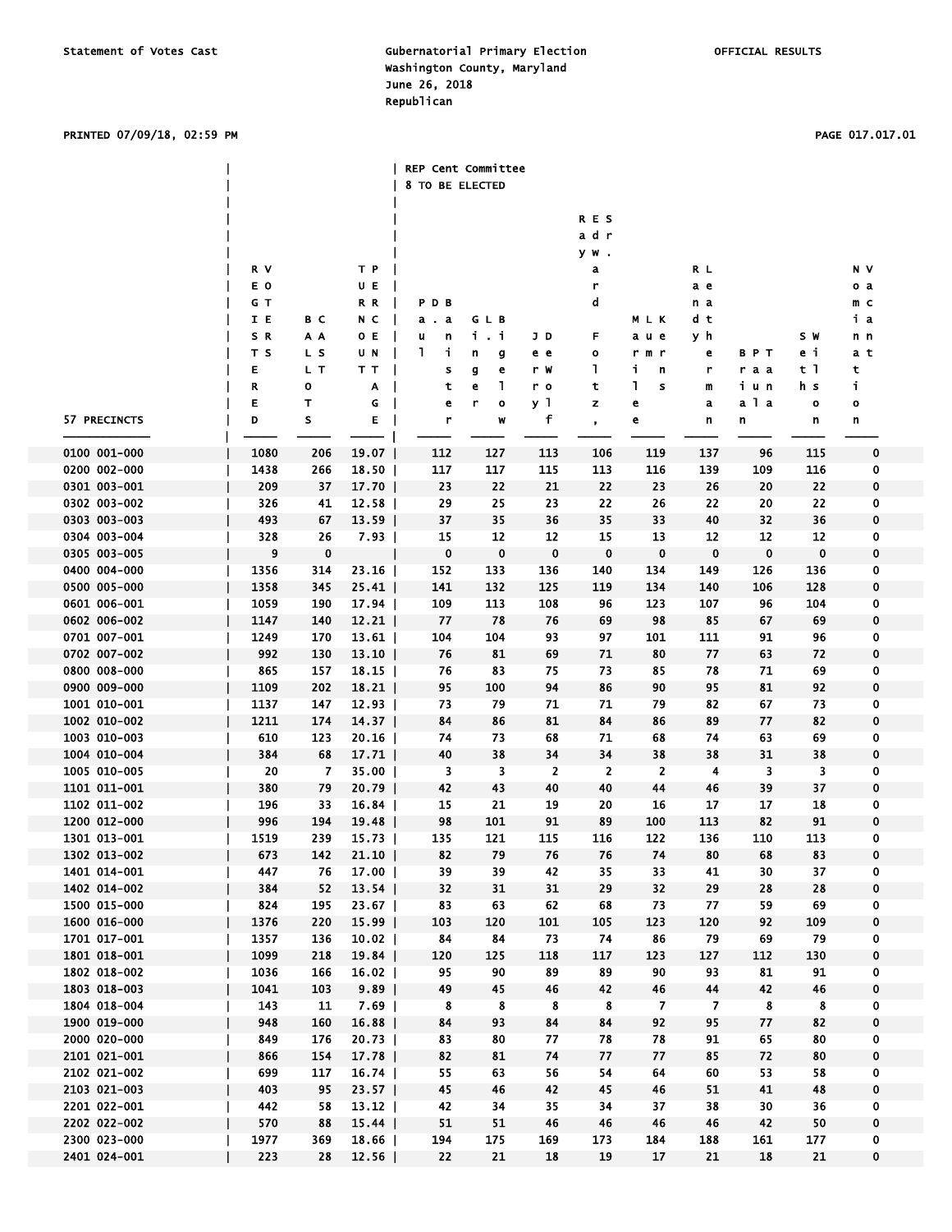Statement of Votes Cast

Gubernatorial Primary Election
Washington County, Maryland
June 26, 2018
Republican

OFFICIAL RESULTS

PRINTED 07/09/18, 02:59 PM

| | | | | REP Cent Committee 8 TO BE ELECTED | | | | | | | | |
|---|---|---|---|---|---|---|---|---|---|---|---|---|
| 57 PRECINCTS | REGISTERED VOTERS | BALLOTS CAST | TURNOUT PERCENTAGE | Paul D. Banister | Ginger L. Bigelow | Jerry DeWolf | Ray Edward Foltz, Sr. | Marilee Lum Kerns | Randy Leatherman | Brian Paul Tana | Seth Wilson | Nomination Vacant |
| 0100 001-000 | 1080 | 206 | 19.07 | 112 | 127 | 113 | 106 | 119 | 137 | 96 | 115 | 0 |
| 0200 002-000 | 1438 | 266 | 18.50 | 117 | 117 | 115 | 113 | 116 | 139 | 109 | 116 | 0 |
| 0301 003-001 | 209 | 37 | 17.70 | 23 | 22 | 21 | 22 | 23 | 26 | 20 | 22 | 0 |
| 0302 003-002 | 326 | 41 | 12.58 | 29 | 25 | 23 | 22 | 26 | 22 | 20 | 22 | 0 |
| 0303 003-003 | 493 | 67 | 13.59 | 37 | 35 | 36 | 35 | 33 | 40 | 32 | 36 | 0 |
| 0304 003-004 | 328 | 26 | 7.93 | 15 | 12 | 12 | 15 | 13 | 12 | 12 | 12 | 0 |
| 0305 003-005 | 9 | 0 | | 0 | 0 | 0 | 0 | 0 | 0 | 0 | 0 | 0 |
| 0400 004-000 | 1356 | 314 | 23.16 | 152 | 133 | 136 | 140 | 134 | 149 | 126 | 136 | 0 |
| 0500 005-000 | 1358 | 345 | 25.41 | 141 | 132 | 125 | 119 | 134 | 140 | 106 | 128 | 0 |
| 0601 006-001 | 1059 | 190 | 17.94 | 109 | 113 | 108 | 96 | 123 | 107 | 96 | 104 | 0 |
| 0602 006-002 | 1147 | 140 | 12.21 | 77 | 78 | 76 | 69 | 98 | 85 | 67 | 69 | 0 |
| 0701 007-001 | 1249 | 170 | 13.61 | 104 | 104 | 93 | 97 | 101 | 111 | 91 | 96 | 0 |
| 0702 007-002 | 992 | 130 | 13.10 | 76 | 81 | 69 | 71 | 80 | 77 | 63 | 72 | 0 |
| 0800 008-000 | 865 | 157 | 18.15 | 76 | 83 | 75 | 73 | 85 | 78 | 71 | 69 | 0 |
| 0900 009-000 | 1109 | 202 | 18.21 | 95 | 100 | 94 | 86 | 90 | 95 | 81 | 92 | 0 |
| 1001 010-001 | 1137 | 147 | 12.93 | 73 | 79 | 71 | 71 | 79 | 82 | 67 | 73 | 0 |
| 1002 010-002 | 1211 | 174 | 14.37 | 84 | 86 | 81 | 84 | 86 | 89 | 77 | 82 | 0 |
| 1003 010-003 | 610 | 123 | 20.16 | 74 | 73 | 68 | 71 | 68 | 74 | 63 | 69 | 0 |
| 1004 010-004 | 384 | 68 | 17.71 | 40 | 38 | 34 | 34 | 38 | 38 | 31 | 38 | 0 |
| 1005 010-005 | 20 | 7 | 35.00 | 3 | 3 | 2 | 2 | 2 | 4 | 3 | 3 | 0 |
| 1101 011-001 | 380 | 79 | 20.79 | 42 | 43 | 40 | 40 | 44 | 46 | 39 | 37 | 0 |
| 1102 011-002 | 196 | 33 | 16.84 | 15 | 21 | 19 | 20 | 16 | 17 | 17 | 18 | 0 |
| 1200 012-000 | 996 | 194 | 19.48 | 98 | 101 | 91 | 89 | 100 | 113 | 82 | 91 | 0 |
| 1301 013-001 | 1519 | 239 | 15.73 | 135 | 121 | 115 | 116 | 122 | 136 | 110 | 113 | 0 |
| 1302 013-002 | 673 | 142 | 21.10 | 82 | 79 | 76 | 76 | 74 | 80 | 68 | 83 | 0 |
| 1401 014-001 | 447 | 76 | 17.00 | 39 | 39 | 42 | 35 | 33 | 41 | 30 | 37 | 0 |
| 1402 014-002 | 384 | 52 | 13.54 | 32 | 31 | 31 | 29 | 32 | 29 | 28 | 28 | 0 |
| 1500 015-000 | 824 | 195 | 23.67 | 83 | 63 | 62 | 68 | 73 | 77 | 59 | 69 | 0 |
| 1600 016-000 | 1376 | 220 | 15.99 | 103 | 120 | 101 | 105 | 123 | 120 | 92 | 109 | 0 |
| 1701 017-001 | 1357 | 136 | 10.02 | 84 | 84 | 73 | 74 | 86 | 79 | 69 | 79 | 0 |
| 1801 018-001 | 1099 | 218 | 19.84 | 120 | 125 | 118 | 117 | 123 | 127 | 112 | 130 | 0 |
| 1802 018-002 | 1036 | 166 | 16.02 | 95 | 90 | 89 | 89 | 90 | 93 | 81 | 91 | 0 |
| 1803 018-003 | 1041 | 103 | 9.89 | 49 | 45 | 46 | 42 | 46 | 44 | 42 | 46 | 0 |
| 1804 018-004 | 143 | 11 | 7.69 | 8 | 8 | 8 | 8 | 7 | 7 | 8 | 8 | 0 |
| 1900 019-000 | 948 | 160 | 16.88 | 84 | 93 | 84 | 84 | 92 | 95 | 77 | 82 | 0 |
| 2000 020-000 | 849 | 176 | 20.73 | 83 | 80 | 77 | 78 | 78 | 91 | 65 | 80 | 0 |
| 2101 021-001 | 866 | 154 | 17.78 | 82 | 81 | 74 | 77 | 77 | 85 | 72 | 80 | 0 |
| 2102 021-002 | 699 | 117 | 16.74 | 55 | 63 | 56 | 54 | 64 | 60 | 53 | 58 | 0 |
| 2103 021-003 | 403 | 95 | 23.57 | 45 | 46 | 42 | 45 | 46 | 51 | 41 | 48 | 0 |
| 2201 022-001 | 442 | 58 | 13.12 | 42 | 34 | 35 | 34 | 37 | 38 | 30 | 36 | 0 |
| 2202 022-002 | 570 | 88 | 15.44 | 51 | 51 | 46 | 46 | 46 | 46 | 42 | 50 | 0 |
| 2300 023-000 | 1977 | 369 | 18.66 | 194 | 175 | 169 | 173 | 184 | 188 | 161 | 177 | 0 |
| 2401 024-001 | 223 | 28 | 12.56 | 22 | 21 | 18 | 19 | 17 | 21 | 18 | 21 | 0 |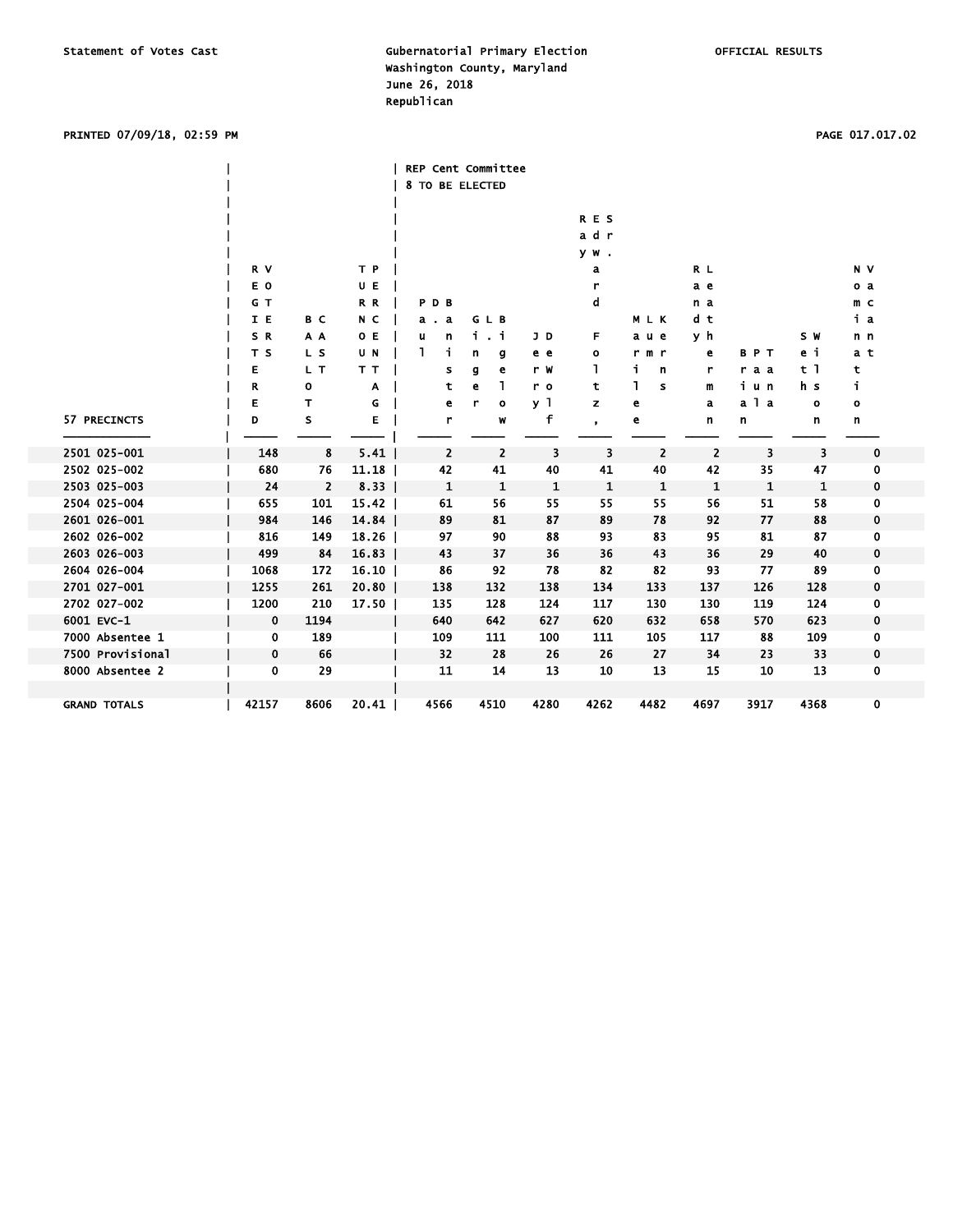Statement of Votes Cast

Gubernatorial Primary Election
Washington County, Maryland
June 26, 2018
Republican

OFFICIAL RESULTS

PRINTED 07/09/18, 02:59 PM

| 57 PRECINCTS | REGISTERED VOTERS | BALLOTS CAST | TURNOUT PERCENTAGE | REP Cent Committee 8 TO BE ELECTED<br>Paul D. Bauer | Gina L. Bingel | Jeff Wroy | Edward F. "Ray" Foltz, Sr. | Maurine L. Kerns | Randy Leatherman | Paula B. Pitman | Wes Shelton | No Nomination |
|---|---|---|---|---|---|---|---|---|---|---|---|---|
| 2501 025-001 | 148 | 8 | 5.41 | 2 | 2 | 3 | 3 | 2 | 2 | 3 | 3 | 0 |
| 2502 025-002 | 680 | 76 | 11.18 | 42 | 41 | 40 | 41 | 40 | 42 | 35 | 47 | 0 |
| 2503 025-003 | 24 | 2 | 8.33 | 1 | 1 | 1 | 1 | 1 | 1 | 1 | 1 | 0 |
| 2504 025-004 | 655 | 101 | 15.42 | 61 | 56 | 55 | 55 | 55 | 56 | 51 | 58 | 0 |
| 2601 026-001 | 984 | 146 | 14.84 | 89 | 81 | 87 | 89 | 78 | 92 | 77 | 88 | 0 |
| 2602 026-002 | 816 | 149 | 18.26 | 97 | 90 | 88 | 93 | 83 | 95 | 81 | 87 | 0 |
| 2603 026-003 | 499 | 84 | 16.83 | 43 | 37 | 36 | 36 | 43 | 36 | 29 | 40 | 0 |
| 2604 026-004 | 1068 | 172 | 16.10 | 86 | 92 | 78 | 82 | 82 | 93 | 77 | 89 | 0 |
| 2701 027-001 | 1255 | 261 | 20.80 | 138 | 132 | 138 | 134 | 133 | 137 | 126 | 128 | 0 |
| 2702 027-002 | 1200 | 210 | 17.50 | 135 | 128 | 124 | 117 | 130 | 130 | 119 | 124 | 0 |
| 6001 EVC-1 | 0 | 1194 | | 640 | 642 | 627 | 620 | 632 | 658 | 570 | 623 | 0 |
| 7000 Absentee 1 | 0 | 189 | | 109 | 111 | 100 | 111 | 105 | 117 | 88 | 109 | 0 |
| 7500 Provisional | 0 | 66 | | 32 | 28 | 26 | 26 | 27 | 34 | 23 | 33 | 0 |
| 8000 Absentee 2 | 0 | 29 | | 11 | 14 | 13 | 10 | 13 | 15 | 10 | 13 | 0 |
| GRAND TOTALS | 42157 | 8606 | 20.41 | 4566 | 4510 | 4280 | 4262 | 4482 | 4697 | 3917 | 4368 | 0 |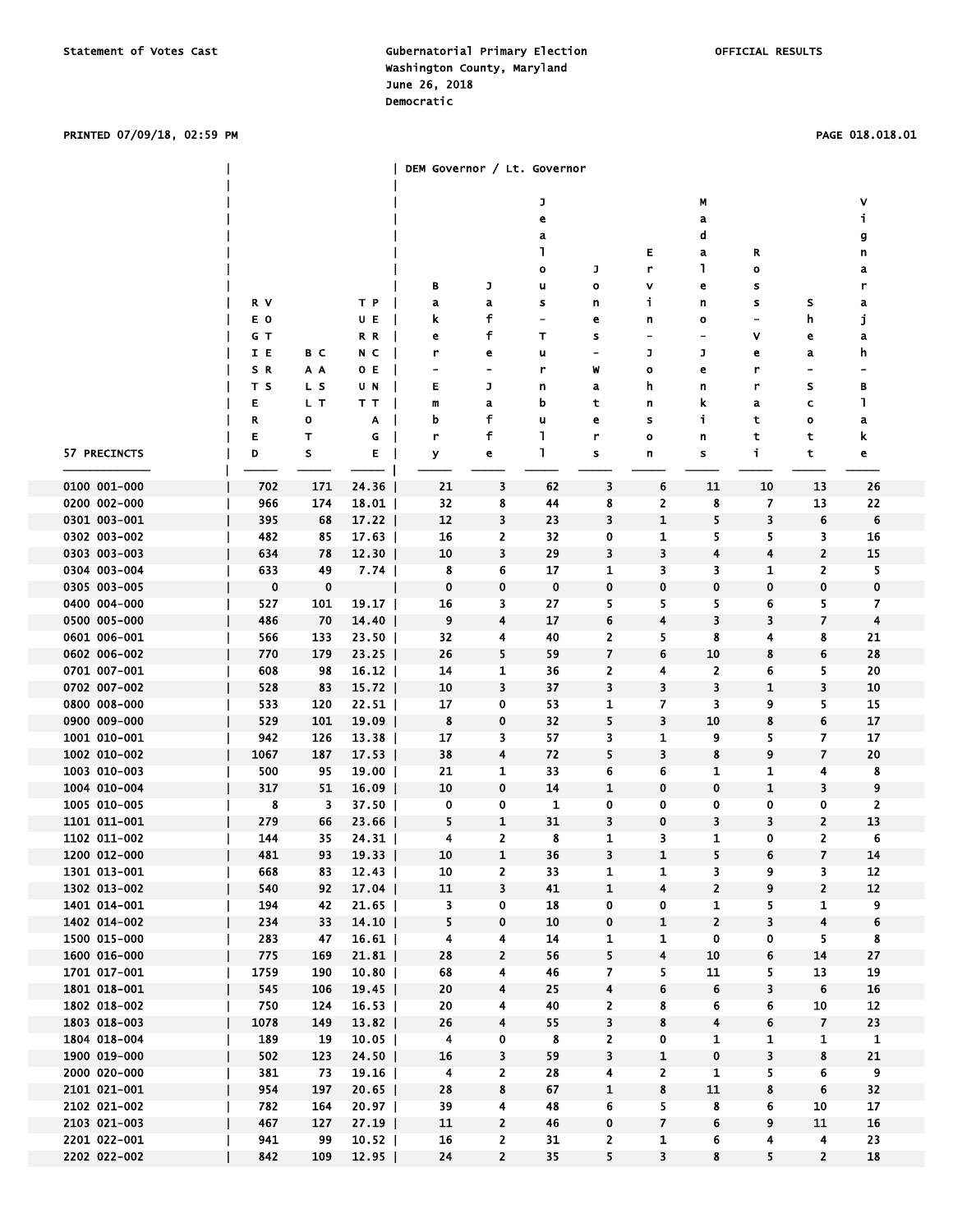Statement of Votes Cast

Gubernatorial Primary Election
Washington County, Maryland
June 26, 2018
Democratic

OFFICIAL RESULTS

PRINTED 07/09/18, 02:59 PM

PAGE 018.018.01

| 57 PRECINCTS | REGISTERED VOTERS | BALLOTS CAST | TURNOUT PERCENTAGE | Baker - Embry | Jaffe - Jaffe | Jealous - Turnbull | Jones - Waters | Ervin - Johnson | Madaleno - Jenkins | Ross - Verratti | Shea - Scott | Vignarajah - Blake |
|---|---|---|---|---|---|---|---|---|---|---|---|---|
| | | | | DEM Governor / Lt. Governor | | | | | | | | |
| 0100 001-000 | 702 | 171 | 24.36 | 21 | 3 | 62 | 3 | 6 | 11 | 10 | 13 | 26 |
| 0200 002-000 | 966 | 174 | 18.01 | 32 | 8 | 44 | 8 | 2 | 8 | 7 | 13 | 22 |
| 0301 003-001 | 395 | 68 | 17.22 | 12 | 3 | 23 | 3 | 1 | 5 | 3 | 6 | 6 |
| 0302 003-002 | 482 | 85 | 17.63 | 16 | 2 | 32 | 0 | 1 | 5 | 5 | 3 | 16 |
| 0303 003-003 | 634 | 78 | 12.30 | 10 | 3 | 29 | 3 | 3 | 4 | 4 | 2 | 15 |
| 0304 003-004 | 633 | 49 | 7.74 | 8 | 6 | 17 | 1 | 3 | 3 | 1 | 2 | 5 |
| 0305 003-005 | 0 | 0 | | 0 | 0 | 0 | 0 | 0 | 0 | 0 | 0 | 0 |
| 0400 004-000 | 527 | 101 | 19.17 | 16 | 3 | 27 | 5 | 5 | 5 | 6 | 5 | 7 |
| 0500 005-000 | 486 | 70 | 14.40 | 9 | 4 | 17 | 6 | 4 | 3 | 3 | 7 | 4 |
| 0601 006-001 | 566 | 133 | 23.50 | 32 | 4 | 40 | 2 | 5 | 8 | 4 | 8 | 21 |
| 0602 006-002 | 770 | 179 | 23.25 | 26 | 5 | 59 | 7 | 6 | 10 | 8 | 6 | 28 |
| 0701 007-001 | 608 | 98 | 16.12 | 14 | 1 | 36 | 2 | 4 | 2 | 6 | 5 | 20 |
| 0702 007-002 | 528 | 83 | 15.72 | 10 | 3 | 37 | 3 | 3 | 3 | 1 | 3 | 10 |
| 0800 008-000 | 533 | 120 | 22.51 | 17 | 0 | 53 | 1 | 7 | 3 | 9 | 5 | 15 |
| 0900 009-000 | 529 | 101 | 19.09 | 8 | 0 | 32 | 5 | 3 | 10 | 8 | 6 | 17 |
| 1001 010-001 | 942 | 126 | 13.38 | 17 | 3 | 57 | 3 | 1 | 9 | 5 | 7 | 17 |
| 1002 010-002 | 1067 | 187 | 17.53 | 38 | 4 | 72 | 5 | 3 | 8 | 9 | 7 | 20 |
| 1003 010-003 | 500 | 95 | 19.00 | 21 | 1 | 33 | 6 | 6 | 1 | 1 | 4 | 8 |
| 1004 010-004 | 317 | 51 | 16.09 | 10 | 0 | 14 | 1 | 0 | 0 | 1 | 3 | 9 |
| 1005 010-005 | 8 | 3 | 37.50 | 0 | 0 | 1 | 0 | 0 | 0 | 0 | 0 | 2 |
| 1101 011-001 | 279 | 66 | 23.66 | 5 | 1 | 31 | 3 | 0 | 3 | 3 | 2 | 13 |
| 1102 011-002 | 144 | 35 | 24.31 | 4 | 2 | 8 | 1 | 3 | 1 | 0 | 2 | 6 |
| 1200 012-000 | 481 | 93 | 19.33 | 10 | 1 | 36 | 3 | 1 | 5 | 6 | 7 | 14 |
| 1301 013-001 | 668 | 83 | 12.43 | 10 | 2 | 33 | 1 | 1 | 3 | 9 | 3 | 12 |
| 1302 013-002 | 540 | 92 | 17.04 | 11 | 3 | 41 | 1 | 4 | 2 | 9 | 2 | 12 |
| 1401 014-001 | 194 | 42 | 21.65 | 3 | 0 | 18 | 0 | 0 | 1 | 5 | 1 | 9 |
| 1402 014-002 | 234 | 33 | 14.10 | 5 | 0 | 10 | 0 | 1 | 2 | 3 | 4 | 6 |
| 1500 015-000 | 283 | 47 | 16.61 | 4 | 4 | 14 | 1 | 1 | 0 | 0 | 5 | 8 |
| 1600 016-000 | 775 | 169 | 21.81 | 28 | 2 | 56 | 5 | 4 | 10 | 6 | 14 | 27 |
| 1701 017-001 | 1759 | 190 | 10.80 | 68 | 4 | 46 | 7 | 5 | 11 | 5 | 13 | 19 |
| 1801 018-001 | 545 | 106 | 19.45 | 20 | 4 | 25 | 4 | 6 | 6 | 3 | 6 | 16 |
| 1802 018-002 | 750 | 124 | 16.53 | 20 | 4 | 40 | 2 | 8 | 6 | 6 | 10 | 12 |
| 1803 018-003 | 1078 | 149 | 13.82 | 26 | 4 | 55 | 3 | 8 | 4 | 6 | 7 | 23 |
| 1804 018-004 | 189 | 19 | 10.05 | 4 | 0 | 8 | 2 | 0 | 1 | 1 | 1 | 1 |
| 1900 019-000 | 502 | 123 | 24.50 | 16 | 3 | 59 | 3 | 1 | 0 | 3 | 8 | 21 |
| 2000 020-000 | 381 | 73 | 19.16 | 4 | 2 | 28 | 4 | 2 | 1 | 5 | 6 | 9 |
| 2101 021-001 | 954 | 197 | 20.65 | 28 | 8 | 67 | 1 | 8 | 11 | 8 | 6 | 32 |
| 2102 021-002 | 782 | 164 | 20.97 | 39 | 4 | 48 | 6 | 5 | 8 | 6 | 10 | 17 |
| 2103 021-003 | 467 | 127 | 27.19 | 11 | 2 | 46 | 0 | 7 | 6 | 9 | 11 | 16 |
| 2201 022-001 | 941 | 99 | 10.52 | 16 | 2 | 31 | 2 | 1 | 6 | 4 | 4 | 23 |
| 2202 022-002 | 842 | 109 | 12.95 | 24 | 2 | 35 | 5 | 3 | 8 | 5 | 2 | 18 |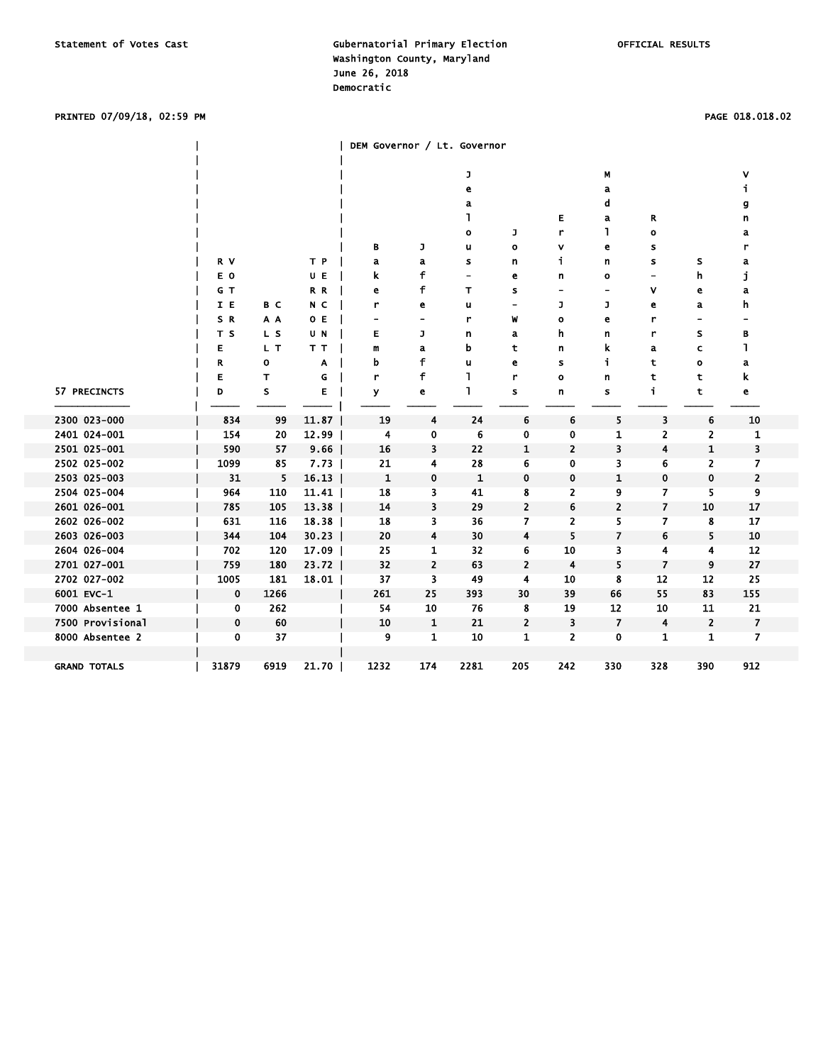Statement of Votes Cast

Gubernatorial Primary Election
Washington County, Maryland
June 26, 2018
Democratic

OFFICIAL RESULTS

PRINTED 07/09/18, 02:59 PM

| 57 PRECINCTS | REGISTERED VOTERS | BALLOTS CAST | TURNOUT PERCENTAGE | Baker-Embry | Jaffe-Jaffe | Jealous-Turnbull | Jones-Waters | Ervin-Johnson | Madaleno-Jenkins | Ross-Verratti | Shea-Scott | Vignarajah-Blake |
|---|---|---|---|---|---|---|---|---|---|---|---|---|
| | | | | DEM Governor / Lt. Governor | | | | | | | | |
| 2300 023-000 | 834 | 99 | 11.87 | 19 | 4 | 24 | 6 | 6 | 5 | 3 | 6 | 10 |
| 2401 024-001 | 154 | 20 | 12.99 | 4 | 0 | 6 | 0 | 0 | 1 | 2 | 2 | 1 |
| 2501 025-001 | 590 | 57 | 9.66 | 16 | 3 | 22 | 1 | 2 | 3 | 4 | 1 | 3 |
| 2502 025-002 | 1099 | 85 | 7.73 | 21 | 4 | 28 | 6 | 0 | 3 | 6 | 2 | 7 |
| 2503 025-003 | 31 | 5 | 16.13 | 1 | 0 | 1 | 0 | 0 | 1 | 0 | 0 | 2 |
| 2504 025-004 | 964 | 110 | 11.41 | 18 | 3 | 41 | 8 | 2 | 9 | 7 | 5 | 9 |
| 2601 026-001 | 785 | 105 | 13.38 | 14 | 3 | 29 | 2 | 6 | 2 | 7 | 10 | 17 |
| 2602 026-002 | 631 | 116 | 18.38 | 18 | 3 | 36 | 7 | 2 | 5 | 7 | 8 | 17 |
| 2603 026-003 | 344 | 104 | 30.23 | 20 | 4 | 30 | 4 | 5 | 7 | 6 | 5 | 10 |
| 2604 026-004 | 702 | 120 | 17.09 | 25 | 1 | 32 | 6 | 10 | 3 | 4 | 4 | 12 |
| 2701 027-001 | 759 | 180 | 23.72 | 32 | 2 | 63 | 2 | 4 | 5 | 7 | 9 | 27 |
| 2702 027-002 | 1005 | 181 | 18.01 | 37 | 3 | 49 | 4 | 10 | 8 | 12 | 12 | 25 |
| 6001 EVC-1 | 0 | 1266 | | 261 | 25 | 393 | 30 | 39 | 66 | 55 | 83 | 155 |
| 7000 Absentee 1 | 0 | 262 | | 54 | 10 | 76 | 8 | 19 | 12 | 10 | 11 | 21 |
| 7500 Provisional | 0 | 60 | | 10 | 1 | 21 | 2 | 3 | 7 | 4 | 2 | 7 |
| 8000 Absentee 2 | 0 | 37 | | 9 | 1 | 10 | 1 | 2 | 0 | 1 | 1 | 7 |
| GRAND TOTALS | 31879 | 6919 | 21.70 | 1232 | 174 | 2281 | 205 | 242 | 330 | 328 | 390 | 912 |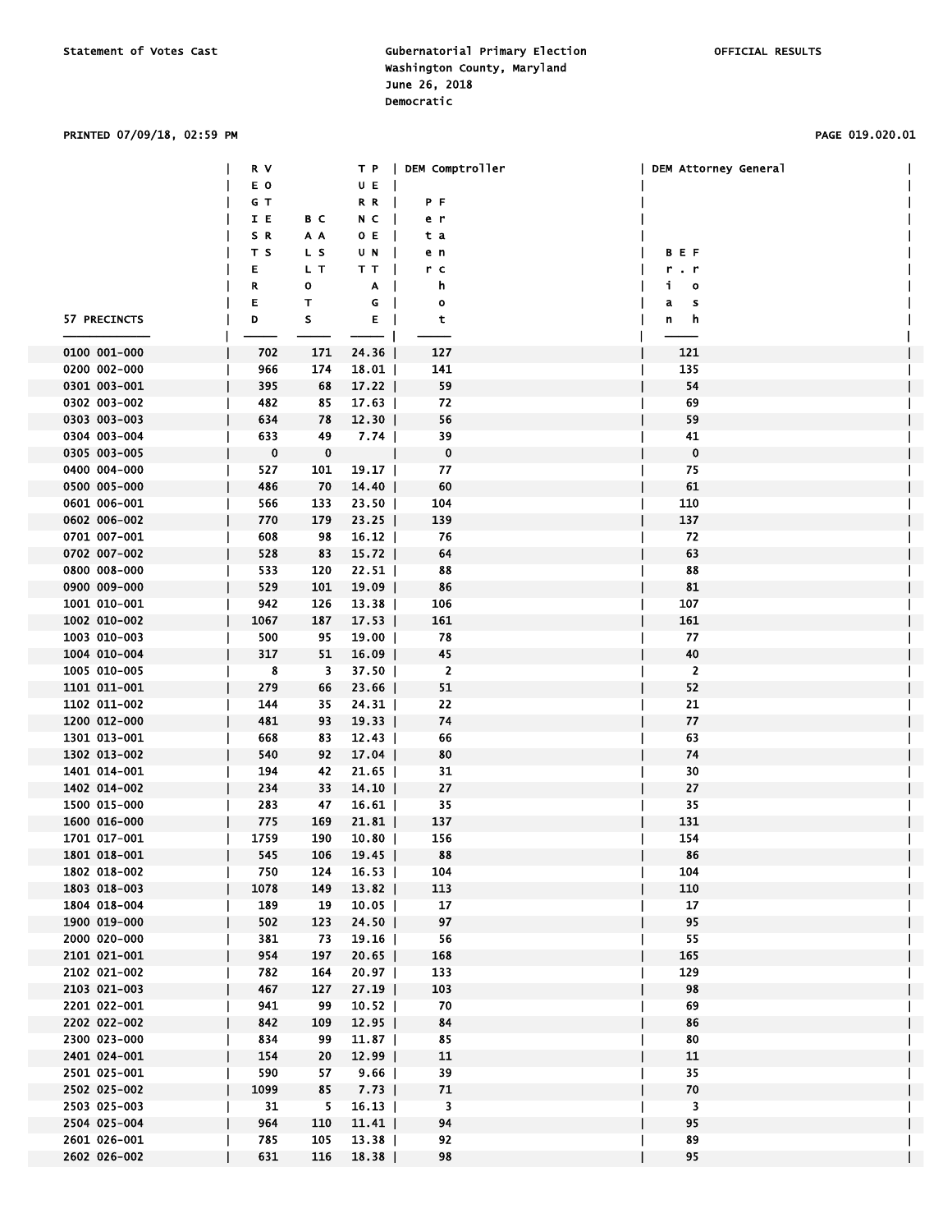Statement of Votes Cast

Gubernatorial Primary Election
Washington County, Maryland
June 26, 2018
Democratic

OFFICIAL RESULTS

PRINTED 07/09/18, 02:59 PM

| 57 PRECINCTS | REGISTERED VOTERS | BALLOTS CAST | TURNOUT PERCENTAGE | DEM Comptroller | DEM Attorney General |
|---|---|---|---|---|---|
| | | | | Peter Franchot | Brian E. Frosh |
| 0100 001-000 | 702 | 171 | 24.36 | 127 | 121 |
| 0200 002-000 | 966 | 174 | 18.01 | 141 | 135 |
| 0301 003-001 | 395 | 68 | 17.22 | 59 | 54 |
| 0302 003-002 | 482 | 85 | 17.63 | 72 | 69 |
| 0303 003-003 | 634 | 78 | 12.30 | 56 | 59 |
| 0304 003-004 | 633 | 49 | 7.74 | 39 | 41 |
| 0305 003-005 | 0 | 0 | | 0 | 0 |
| 0400 004-000 | 527 | 101 | 19.17 | 77 | 75 |
| 0500 005-000 | 486 | 70 | 14.40 | 60 | 61 |
| 0601 006-001 | 566 | 133 | 23.50 | 104 | 110 |
| 0602 006-002 | 770 | 179 | 23.25 | 139 | 137 |
| 0701 007-001 | 608 | 98 | 16.12 | 76 | 72 |
| 0702 007-002 | 528 | 83 | 15.72 | 64 | 63 |
| 0800 008-000 | 533 | 120 | 22.51 | 88 | 88 |
| 0900 009-000 | 529 | 101 | 19.09 | 86 | 81 |
| 1001 010-001 | 942 | 126 | 13.38 | 106 | 107 |
| 1002 010-002 | 1067 | 187 | 17.53 | 161 | 161 |
| 1003 010-003 | 500 | 95 | 19.00 | 78 | 77 |
| 1004 010-004 | 317 | 51 | 16.09 | 45 | 40 |
| 1005 010-005 | 8 | 3 | 37.50 | 2 | 2 |
| 1101 011-001 | 279 | 66 | 23.66 | 51 | 52 |
| 1102 011-002 | 144 | 35 | 24.31 | 22 | 21 |
| 1200 012-000 | 481 | 93 | 19.33 | 74 | 77 |
| 1301 013-001 | 668 | 83 | 12.43 | 66 | 63 |
| 1302 013-002 | 540 | 92 | 17.04 | 80 | 74 |
| 1401 014-001 | 194 | 42 | 21.65 | 31 | 30 |
| 1402 014-002 | 234 | 33 | 14.10 | 27 | 27 |
| 1500 015-000 | 283 | 47 | 16.61 | 35 | 35 |
| 1600 016-000 | 775 | 169 | 21.81 | 137 | 131 |
| 1701 017-001 | 1759 | 190 | 10.80 | 156 | 154 |
| 1801 018-001 | 545 | 106 | 19.45 | 88 | 86 |
| 1802 018-002 | 750 | 124 | 16.53 | 104 | 104 |
| 1803 018-003 | 1078 | 149 | 13.82 | 113 | 110 |
| 1804 018-004 | 189 | 19 | 10.05 | 17 | 17 |
| 1900 019-000 | 502 | 123 | 24.50 | 97 | 95 |
| 2000 020-000 | 381 | 73 | 19.16 | 56 | 55 |
| 2101 021-001 | 954 | 197 | 20.65 | 168 | 165 |
| 2102 021-002 | 782 | 164 | 20.97 | 133 | 129 |
| 2103 021-003 | 467 | 127 | 27.19 | 103 | 98 |
| 2201 022-001 | 941 | 99 | 10.52 | 70 | 69 |
| 2202 022-002 | 842 | 109 | 12.95 | 84 | 86 |
| 2300 023-000 | 834 | 99 | 11.87 | 85 | 80 |
| 2401 024-001 | 154 | 20 | 12.99 | 11 | 11 |
| 2501 025-001 | 590 | 57 | 9.66 | 39 | 35 |
| 2502 025-002 | 1099 | 85 | 7.73 | 71 | 70 |
| 2503 025-003 | 31 | 5 | 16.13 | 3 | 3 |
| 2504 025-004 | 964 | 110 | 11.41 | 94 | 95 |
| 2601 026-001 | 785 | 105 | 13.38 | 92 | 89 |
| 2602 026-002 | 631 | 116 | 18.38 | 98 | 95 |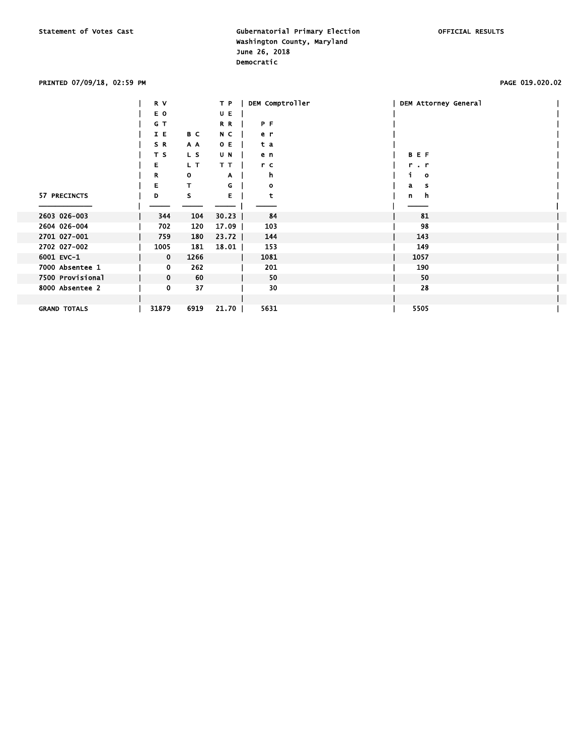Statement of Votes Cast

Gubernatorial Primary Election
Washington County, Maryland
June 26, 2018
Democratic

OFFICIAL RESULTS

PRINTED 07/09/18, 02:59 PM

| 57 PRECINCTS | REGISTERED VOTERS | BALLOTS CAST | TURNOUT PERCENTAGE | DEM Comptroller: Peter Franchot | DEM Attorney General: Brian E. Frosh |
|---|---|---|---|---|---|
| 2603 026-003 | 344 | 104 | 30.23 | 84 | 81 |
| 2604 026-004 | 702 | 120 | 17.09 | 103 | 98 |
| 2701 027-001 | 759 | 180 | 23.72 | 144 | 143 |
| 2702 027-002 | 1005 | 181 | 18.01 | 153 | 149 |
| 6001 EVC-1 | 0 | 1266 | | 1081 | 1057 |
| 7000 Absentee 1 | 0 | 262 | | 201 | 190 |
| 7500 Provisional | 0 | 60 | | 50 | 50 |
| 8000 Absentee 2 | 0 | 37 | | 30 | 28 |
| | | | | | |
| GRAND TOTALS | 31879 | 6919 | 21.70 | 5631 | 5505 |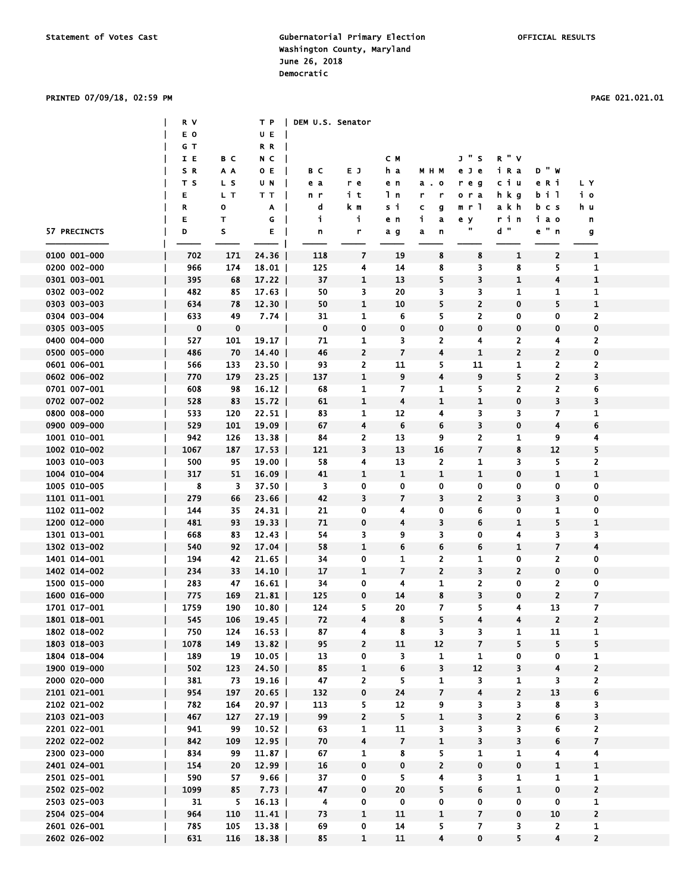Statement of Votes Cast

Gubernatorial Primary Election
Washington County, Maryland
June 26, 2018
Democratic

OFFICIAL RESULTS

PRINTED 07/09/18, 02:59 PM

| 57 PRECINCTS | REGISTERED VOTERS | BALLOTS | TURNOUT PERCENTAGE | DEM U.S. Senator | | | | | | | |
|---|---|---|---|---|---|---|---|---|---|---|---|
| | | | | Ben Cardin | Erik Jetmir | Chelsea Manning | Marcia H. Morgan | Jerome "Jerry" Segal | Richard "Rich" Vaughn | Debbie "Rica" Wilson | Lih Young |
| 0100 001-000 | 702 | 171 | 24.36 | 118 | 7 | 19 | 8 | 8 | 1 | 2 | 1 |
| 0200 002-000 | 966 | 174 | 18.01 | 125 | 4 | 14 | 8 | 3 | 8 | 5 | 1 |
| 0301 003-001 | 395 | 68 | 17.22 | 37 | 1 | 13 | 5 | 3 | 1 | 4 | 1 |
| 0302 003-002 | 482 | 85 | 17.63 | 50 | 3 | 20 | 3 | 3 | 1 | 1 | 1 |
| 0303 003-003 | 634 | 78 | 12.30 | 50 | 1 | 10 | 5 | 2 | 0 | 5 | 1 |
| 0304 003-004 | 633 | 49 | 7.74 | 31 | 1 | 6 | 5 | 2 | 0 | 0 | 2 |
| 0305 003-005 | 0 | 0 | | 0 | 0 | 0 | 0 | 0 | 0 | 0 | 0 |
| 0400 004-000 | 527 | 101 | 19.17 | 71 | 1 | 3 | 2 | 4 | 2 | 4 | 2 |
| 0500 005-000 | 486 | 70 | 14.40 | 46 | 2 | 7 | 4 | 1 | 2 | 2 | 0 |
| 0601 006-001 | 566 | 133 | 23.50 | 93 | 2 | 11 | 5 | 11 | 1 | 2 | 2 |
| 0602 006-002 | 770 | 179 | 23.25 | 137 | 1 | 9 | 4 | 9 | 5 | 2 | 3 |
| 0701 007-001 | 608 | 98 | 16.12 | 68 | 1 | 7 | 1 | 5 | 2 | 2 | 6 |
| 0702 007-002 | 528 | 83 | 15.72 | 61 | 1 | 4 | 1 | 1 | 0 | 3 | 3 |
| 0800 008-000 | 533 | 120 | 22.51 | 83 | 1 | 12 | 4 | 3 | 3 | 7 | 1 |
| 0900 009-000 | 529 | 101 | 19.09 | 67 | 4 | 6 | 6 | 3 | 0 | 4 | 6 |
| 1001 010-001 | 942 | 126 | 13.38 | 84 | 2 | 13 | 9 | 2 | 1 | 9 | 4 |
| 1002 010-002 | 1067 | 187 | 17.53 | 121 | 3 | 13 | 16 | 7 | 8 | 12 | 5 |
| 1003 010-003 | 500 | 95 | 19.00 | 58 | 4 | 13 | 2 | 1 | 3 | 5 | 2 |
| 1004 010-004 | 317 | 51 | 16.09 | 41 | 1 | 1 | 1 | 1 | 0 | 1 | 1 |
| 1005 010-005 | 8 | 3 | 37.50 | 3 | 0 | 0 | 0 | 0 | 0 | 0 | 0 |
| 1101 011-001 | 279 | 66 | 23.66 | 42 | 3 | 7 | 3 | 2 | 3 | 3 | 0 |
| 1102 011-002 | 144 | 35 | 24.31 | 21 | 0 | 4 | 0 | 6 | 0 | 1 | 0 |
| 1200 012-000 | 481 | 93 | 19.33 | 71 | 0 | 4 | 3 | 6 | 1 | 5 | 1 |
| 1301 013-001 | 668 | 83 | 12.43 | 54 | 3 | 9 | 3 | 0 | 4 | 3 | 3 |
| 1302 013-002 | 540 | 92 | 17.04 | 58 | 1 | 6 | 6 | 6 | 1 | 7 | 4 |
| 1401 014-001 | 194 | 42 | 21.65 | 34 | 0 | 1 | 2 | 1 | 0 | 2 | 0 |
| 1402 014-002 | 234 | 33 | 14.10 | 17 | 1 | 7 | 2 | 3 | 2 | 0 | 0 |
| 1500 015-000 | 283 | 47 | 16.61 | 34 | 0 | 4 | 1 | 2 | 0 | 2 | 0 |
| 1600 016-000 | 775 | 169 | 21.81 | 125 | 0 | 14 | 8 | 3 | 0 | 2 | 7 |
| 1701 017-001 | 1759 | 190 | 10.80 | 124 | 5 | 20 | 7 | 5 | 4 | 13 | 7 |
| 1801 018-001 | 545 | 106 | 19.45 | 72 | 4 | 8 | 5 | 4 | 4 | 2 | 2 |
| 1802 018-002 | 750 | 124 | 16.53 | 87 | 4 | 8 | 3 | 3 | 1 | 11 | 1 |
| 1803 018-003 | 1078 | 149 | 13.82 | 95 | 2 | 11 | 12 | 7 | 5 | 5 | 5 |
| 1804 018-004 | 189 | 19 | 10.05 | 13 | 0 | 3 | 1 | 1 | 0 | 0 | 1 |
| 1900 019-000 | 502 | 123 | 24.50 | 85 | 1 | 6 | 3 | 12 | 3 | 4 | 2 |
| 2000 020-000 | 381 | 73 | 19.16 | 47 | 2 | 5 | 1 | 3 | 1 | 3 | 2 |
| 2101 021-001 | 954 | 197 | 20.65 | 132 | 0 | 24 | 7 | 4 | 2 | 13 | 6 |
| 2102 021-002 | 782 | 164 | 20.97 | 113 | 5 | 12 | 9 | 3 | 3 | 8 | 3 |
| 2103 021-003 | 467 | 127 | 27.19 | 99 | 2 | 5 | 1 | 3 | 2 | 6 | 3 |
| 2201 022-001 | 941 | 99 | 10.52 | 63 | 1 | 11 | 3 | 3 | 3 | 6 | 2 |
| 2202 022-002 | 842 | 109 | 12.95 | 70 | 4 | 7 | 1 | 3 | 3 | 6 | 7 |
| 2300 023-000 | 834 | 99 | 11.87 | 67 | 1 | 8 | 5 | 1 | 1 | 4 | 4 |
| 2401 024-001 | 154 | 20 | 12.99 | 16 | 0 | 0 | 2 | 0 | 0 | 1 | 1 |
| 2501 025-001 | 590 | 57 | 9.66 | 37 | 0 | 5 | 4 | 3 | 1 | 1 | 1 |
| 2502 025-002 | 1099 | 85 | 7.73 | 47 | 0 | 20 | 5 | 6 | 1 | 0 | 2 |
| 2503 025-003 | 31 | 5 | 16.13 | 4 | 0 | 0 | 0 | 0 | 0 | 0 | 1 |
| 2504 025-004 | 964 | 110 | 11.41 | 73 | 1 | 11 | 1 | 7 | 0 | 10 | 2 |
| 2601 026-001 | 785 | 105 | 13.38 | 69 | 0 | 14 | 5 | 7 | 3 | 2 | 1 |
| 2602 026-002 | 631 | 116 | 18.38 | 85 | 1 | 11 | 4 | 0 | 5 | 4 | 2 |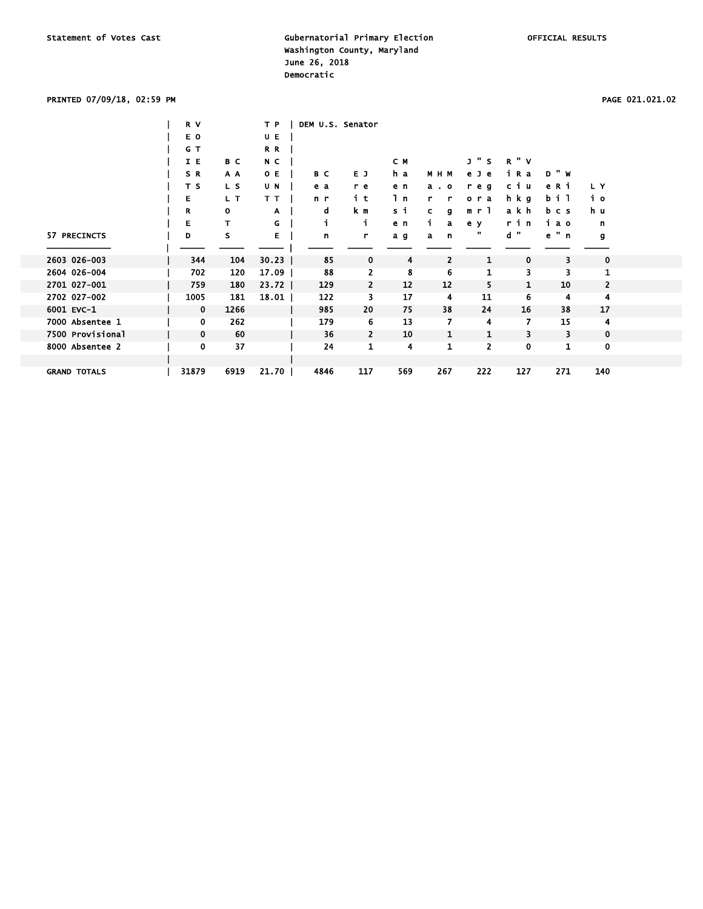Statement of Votes Cast — Gubernatorial Primary Election — Washington County, Maryland — June 26, 2018 — Democratic — OFFICIAL RESULTS

PRINTED 07/09/18, 02:59 PM

| 57 PRECINCTS | REGISTERED VOTERS | BALLOTS CAST | TURNOUT PERCENTAGE | DEM U.S. Senator | | | | | | | |
|---|---|---|---|---|---|---|---|---|---|---|---|
| | | | | Ben Cardin | Erik Jetmir | Chelsea Manning | Marcia H. Morgan | Jerome "Jerry" Segal | Richard "Rikki" Vaughn | Debbie "Rica" Wilson | Lih Young |
| 2603 026-003 | 344 | 104 | 30.23 | 85 | 0 | 4 | 2 | 1 | 0 | 3 | 0 |
| 2604 026-004 | 702 | 120 | 17.09 | 88 | 2 | 8 | 6 | 1 | 3 | 3 | 1 |
| 2701 027-001 | 759 | 180 | 23.72 | 129 | 2 | 12 | 12 | 5 | 1 | 10 | 2 |
| 2702 027-002 | 1005 | 181 | 18.01 | 122 | 3 | 17 | 4 | 11 | 6 | 4 | 4 |
| 6001 EVC-1 | 0 | 1266 | | 985 | 20 | 75 | 38 | 24 | 16 | 38 | 17 |
| 7000 Absentee 1 | 0 | 262 | | 179 | 6 | 13 | 7 | 4 | 7 | 15 | 4 |
| 7500 Provisional | 0 | 60 | | 36 | 2 | 10 | 1 | 1 | 3 | 3 | 0 |
| 8000 Absentee 2 | 0 | 37 | | 24 | 1 | 4 | 1 | 2 | 0 | 1 | 0 |
| GRAND TOTALS | 31879 | 6919 | 21.70 | 4846 | 117 | 569 | 267 | 222 | 127 | 271 | 140 |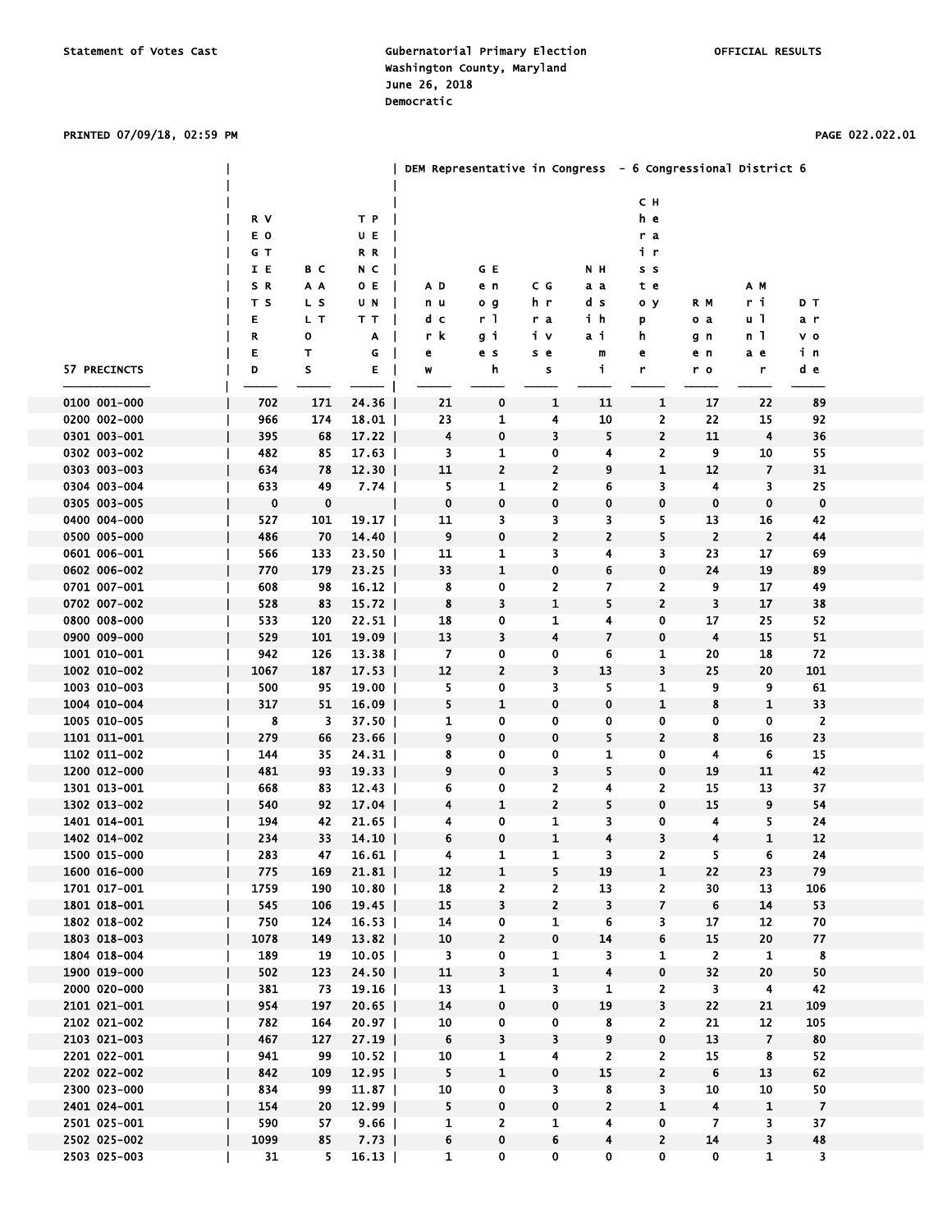Statement of Votes Cast

Gubernatorial Primary Election
Washington County, Maryland
June 26, 2018
Democratic

OFFICIAL RESULTS

PRINTED 07/09/18, 02:59 PM

| 57 PRECINCTS | REGISTERED VOTERS | BALLOTS CAST | TURNOUT PERCENTAGE | DEM Representative in Congress - 6 Congressional District 6 | | | | | | | |
|---|---|---|---|---|---|---|---|---|---|---|---|
| | | | | Andrew Duck | George English | Chris Graves | Nadia Hashimi | Christopher Hearsey | Roger Manno | Aruna Miller | David Trone |
| 0100 001-000 | 702 | 171 | 24.36 | 21 | 0 | 1 | 11 | 1 | 17 | 22 | 89 |
| 0200 002-000 | 966 | 174 | 18.01 | 23 | 1 | 4 | 10 | 2 | 22 | 15 | 92 |
| 0301 003-001 | 395 | 68 | 17.22 | 4 | 0 | 3 | 5 | 2 | 11 | 4 | 36 |
| 0302 003-002 | 482 | 85 | 17.63 | 3 | 1 | 0 | 4 | 2 | 9 | 10 | 55 |
| 0303 003-003 | 634 | 78 | 12.30 | 11 | 2 | 2 | 9 | 1 | 12 | 7 | 31 |
| 0304 003-004 | 633 | 49 | 7.74 | 5 | 1 | 2 | 6 | 3 | 4 | 3 | 25 |
| 0305 003-005 | 0 | 0 | | 0 | 0 | 0 | 0 | 0 | 0 | 0 | 0 |
| 0400 004-000 | 527 | 101 | 19.17 | 11 | 3 | 3 | 3 | 5 | 13 | 16 | 42 |
| 0500 005-000 | 486 | 70 | 14.40 | 9 | 0 | 2 | 2 | 5 | 2 | 2 | 44 |
| 0601 006-001 | 566 | 133 | 23.50 | 11 | 1 | 3 | 4 | 3 | 23 | 17 | 69 |
| 0602 006-002 | 770 | 179 | 23.25 | 33 | 1 | 0 | 6 | 0 | 24 | 19 | 89 |
| 0701 007-001 | 608 | 98 | 16.12 | 8 | 0 | 2 | 7 | 2 | 9 | 17 | 49 |
| 0702 007-002 | 528 | 83 | 15.72 | 8 | 3 | 1 | 5 | 2 | 3 | 17 | 38 |
| 0800 008-000 | 533 | 120 | 22.51 | 18 | 0 | 1 | 4 | 0 | 17 | 25 | 52 |
| 0900 009-000 | 529 | 101 | 19.09 | 13 | 3 | 4 | 7 | 0 | 4 | 15 | 51 |
| 1001 010-001 | 942 | 126 | 13.38 | 7 | 0 | 0 | 6 | 1 | 20 | 18 | 72 |
| 1002 010-002 | 1067 | 187 | 17.53 | 12 | 2 | 3 | 13 | 3 | 25 | 20 | 101 |
| 1003 010-003 | 500 | 95 | 19.00 | 5 | 0 | 3 | 5 | 1 | 9 | 9 | 61 |
| 1004 010-004 | 317 | 51 | 16.09 | 5 | 1 | 0 | 0 | 1 | 8 | 1 | 33 |
| 1005 010-005 | 8 | 3 | 37.50 | 1 | 0 | 0 | 0 | 0 | 0 | 0 | 2 |
| 1101 011-001 | 279 | 66 | 23.66 | 9 | 0 | 0 | 5 | 2 | 8 | 16 | 23 |
| 1102 011-002 | 144 | 35 | 24.31 | 8 | 0 | 0 | 1 | 0 | 4 | 6 | 15 |
| 1200 012-000 | 481 | 93 | 19.33 | 9 | 0 | 3 | 5 | 0 | 19 | 11 | 42 |
| 1301 013-001 | 668 | 83 | 12.43 | 6 | 0 | 2 | 4 | 2 | 15 | 13 | 37 |
| 1302 013-002 | 540 | 92 | 17.04 | 4 | 1 | 2 | 5 | 0 | 15 | 9 | 54 |
| 1401 014-001 | 194 | 42 | 21.65 | 4 | 0 | 1 | 3 | 0 | 4 | 5 | 24 |
| 1402 014-002 | 234 | 33 | 14.10 | 6 | 0 | 1 | 4 | 3 | 4 | 1 | 12 |
| 1500 015-000 | 283 | 47 | 16.61 | 4 | 1 | 1 | 3 | 2 | 5 | 6 | 24 |
| 1600 016-000 | 775 | 169 | 21.81 | 12 | 1 | 5 | 19 | 1 | 22 | 23 | 79 |
| 1701 017-001 | 1759 | 190 | 10.80 | 18 | 2 | 2 | 13 | 2 | 30 | 13 | 106 |
| 1801 018-001 | 545 | 106 | 19.45 | 15 | 3 | 2 | 3 | 7 | 6 | 14 | 53 |
| 1802 018-002 | 750 | 124 | 16.53 | 14 | 0 | 1 | 6 | 3 | 17 | 12 | 70 |
| 1803 018-003 | 1078 | 149 | 13.82 | 10 | 2 | 0 | 14 | 6 | 15 | 20 | 77 |
| 1804 018-004 | 189 | 19 | 10.05 | 3 | 0 | 1 | 3 | 1 | 2 | 1 | 8 |
| 1900 019-000 | 502 | 123 | 24.50 | 11 | 3 | 1 | 4 | 0 | 32 | 20 | 50 |
| 2000 020-000 | 381 | 73 | 19.16 | 13 | 1 | 3 | 1 | 2 | 3 | 4 | 42 |
| 2101 021-001 | 954 | 197 | 20.65 | 14 | 0 | 0 | 19 | 3 | 22 | 21 | 109 |
| 2102 021-002 | 782 | 164 | 20.97 | 10 | 0 | 0 | 8 | 2 | 21 | 12 | 105 |
| 2103 021-003 | 467 | 127 | 27.19 | 6 | 3 | 3 | 9 | 0 | 13 | 7 | 80 |
| 2201 022-001 | 941 | 99 | 10.52 | 10 | 1 | 4 | 2 | 2 | 15 | 8 | 52 |
| 2202 022-002 | 842 | 109 | 12.95 | 5 | 1 | 0 | 15 | 2 | 6 | 13 | 62 |
| 2300 023-000 | 834 | 99 | 11.87 | 10 | 0 | 3 | 8 | 3 | 10 | 10 | 50 |
| 2401 024-001 | 154 | 20 | 12.99 | 5 | 0 | 0 | 2 | 1 | 4 | 1 | 7 |
| 2501 025-001 | 590 | 57 | 9.66 | 1 | 2 | 1 | 4 | 0 | 7 | 3 | 37 |
| 2502 025-002 | 1099 | 85 | 7.73 | 6 | 0 | 6 | 4 | 2 | 14 | 3 | 48 |
| 2503 025-003 | 31 | 5 | 16.13 | 1 | 0 | 0 | 0 | 0 | 0 | 1 | 3 |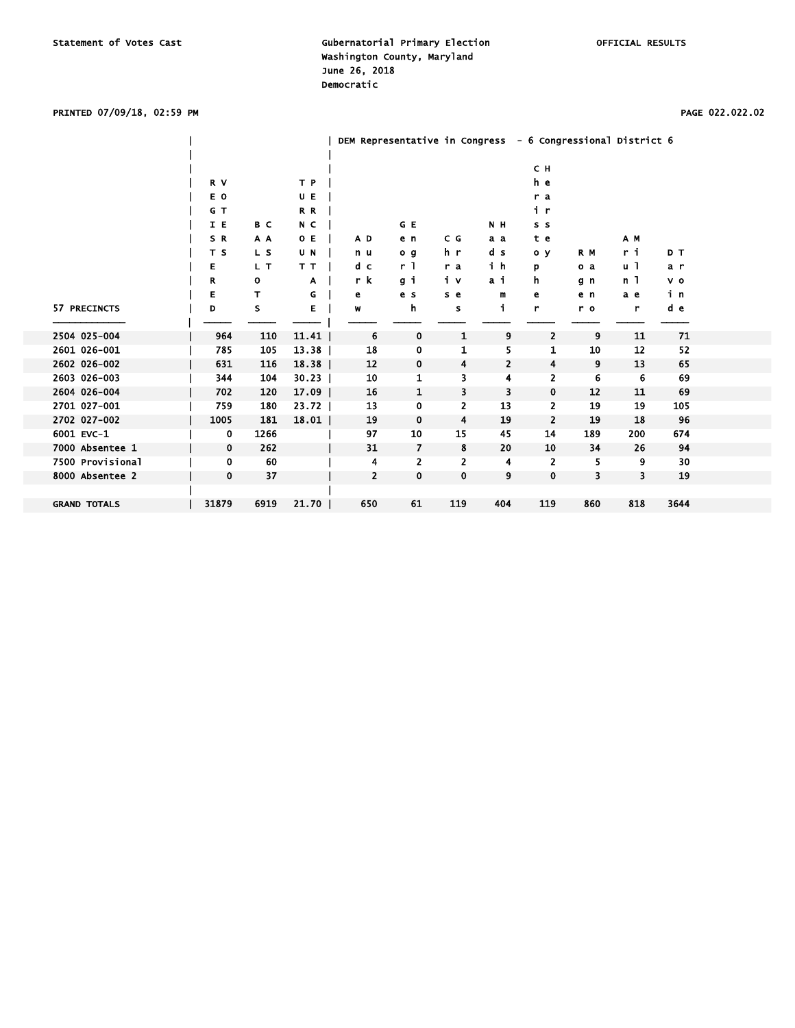Statement of Votes Cast

Gubernatorial Primary Election
Washington County, Maryland
June 26, 2018
Democratic

OFFICIAL RESULTS

PRINTED 07/09/18, 02:59 PM

| 57 PRECINCTS | REGISTERED VOTERS | BALLOTS CAST | TURNOUT PERCENTAGE | DEM Representative in Congress - 6 Congressional District 6 | | | | | | | |
|---|---|---|---|---|---|---|---|---|---|---|---|
| | | | | Andrew Duck | George English | Chris Graves | Nadia Hashimi | Christopher Hearsey | Roger Manno | Aruna Miller | David Trone |
| 2504 025-004 | 964 | 110 | 11.41 | 6 | 0 | 1 | 9 | 2 | 9 | 11 | 71 |
| 2601 026-001 | 785 | 105 | 13.38 | 18 | 0 | 1 | 5 | 1 | 10 | 12 | 52 |
| 2602 026-002 | 631 | 116 | 18.38 | 12 | 0 | 4 | 2 | 4 | 9 | 13 | 65 |
| 2603 026-003 | 344 | 104 | 30.23 | 10 | 1 | 3 | 4 | 2 | 6 | 6 | 69 |
| 2604 026-004 | 702 | 120 | 17.09 | 16 | 1 | 3 | 3 | 0 | 12 | 11 | 69 |
| 2701 027-001 | 759 | 180 | 23.72 | 13 | 0 | 2 | 13 | 2 | 19 | 19 | 105 |
| 2702 027-002 | 1005 | 181 | 18.01 | 19 | 0 | 4 | 19 | 2 | 19 | 18 | 96 |
| 6001 EVC-1 | 0 | 1266 | | 97 | 10 | 15 | 45 | 14 | 189 | 200 | 674 |
| 7000 Absentee 1 | 0 | 262 | | 31 | 7 | 8 | 20 | 10 | 34 | 26 | 94 |
| 7500 Provisional | 0 | 60 | | 4 | 2 | 2 | 4 | 2 | 5 | 9 | 30 |
| 8000 Absentee 2 | 0 | 37 | | 2 | 0 | 0 | 9 | 0 | 3 | 3 | 19 |
| GRAND TOTALS | 31879 | 6919 | 21.70 | 650 | 61 | 119 | 404 | 119 | 860 | 818 | 3644 |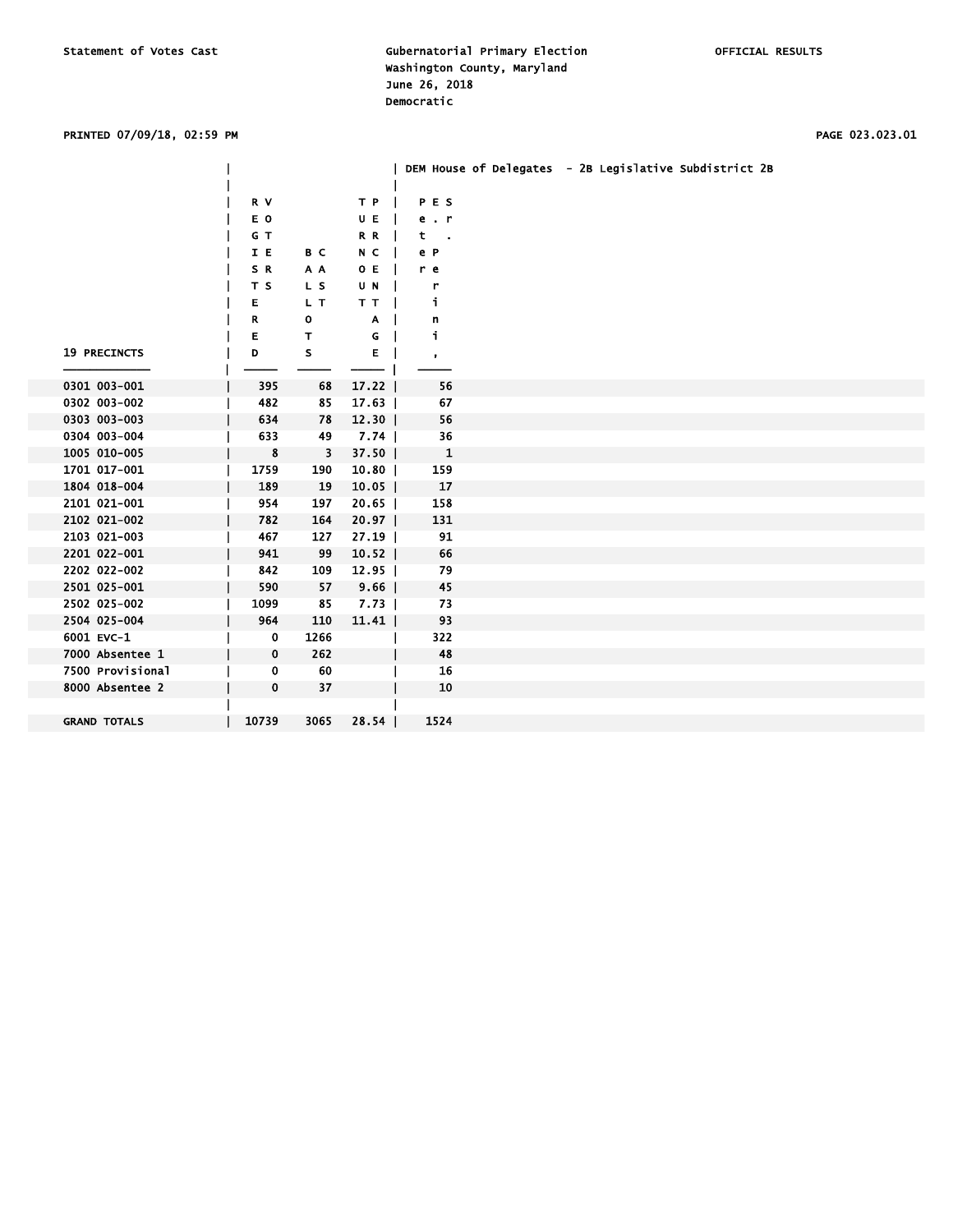Statement of Votes Cast

Gubernatorial Primary Election
Washington County, Maryland
June 26, 2018
Democratic

OFFICIAL RESULTS

PRINTED 07/09/18, 02:59 PM

| 19 PRECINCTS | REGISTERED VOTERS | BALLOTS CAST | TURNOUT PERCENTAGE | DEM House of Delegates - 2B Legislative Subdistrict 2B: Peter E. Perini, Sr. |
|---|---|---|---|---|
| 0301 003-001 | 395 | 68 | 17.22 | 56 |
| 0302 003-002 | 482 | 85 | 17.63 | 67 |
| 0303 003-003 | 634 | 78 | 12.30 | 56 |
| 0304 003-004 | 633 | 49 | 7.74 | 36 |
| 1005 010-005 | 8 | 3 | 37.50 | 1 |
| 1701 017-001 | 1759 | 190 | 10.80 | 159 |
| 1804 018-004 | 189 | 19 | 10.05 | 17 |
| 2101 021-001 | 954 | 197 | 20.65 | 158 |
| 2102 021-002 | 782 | 164 | 20.97 | 131 |
| 2103 021-003 | 467 | 127 | 27.19 | 91 |
| 2201 022-001 | 941 | 99 | 10.52 | 66 |
| 2202 022-002 | 842 | 109 | 12.95 | 79 |
| 2501 025-001 | 590 | 57 | 9.66 | 45 |
| 2502 025-002 | 1099 | 85 | 7.73 | 73 |
| 2504 025-004 | 964 | 110 | 11.41 | 93 |
| 6001 EVC-1 | 0 | 1266 | | 322 |
| 7000 Absentee 1 | 0 | 262 | | 48 |
| 7500 Provisional | 0 | 60 | | 16 |
| 8000 Absentee 2 | 0 | 37 | | 10 |
| GRAND TOTALS | 10739 | 3065 | 28.54 | 1524 |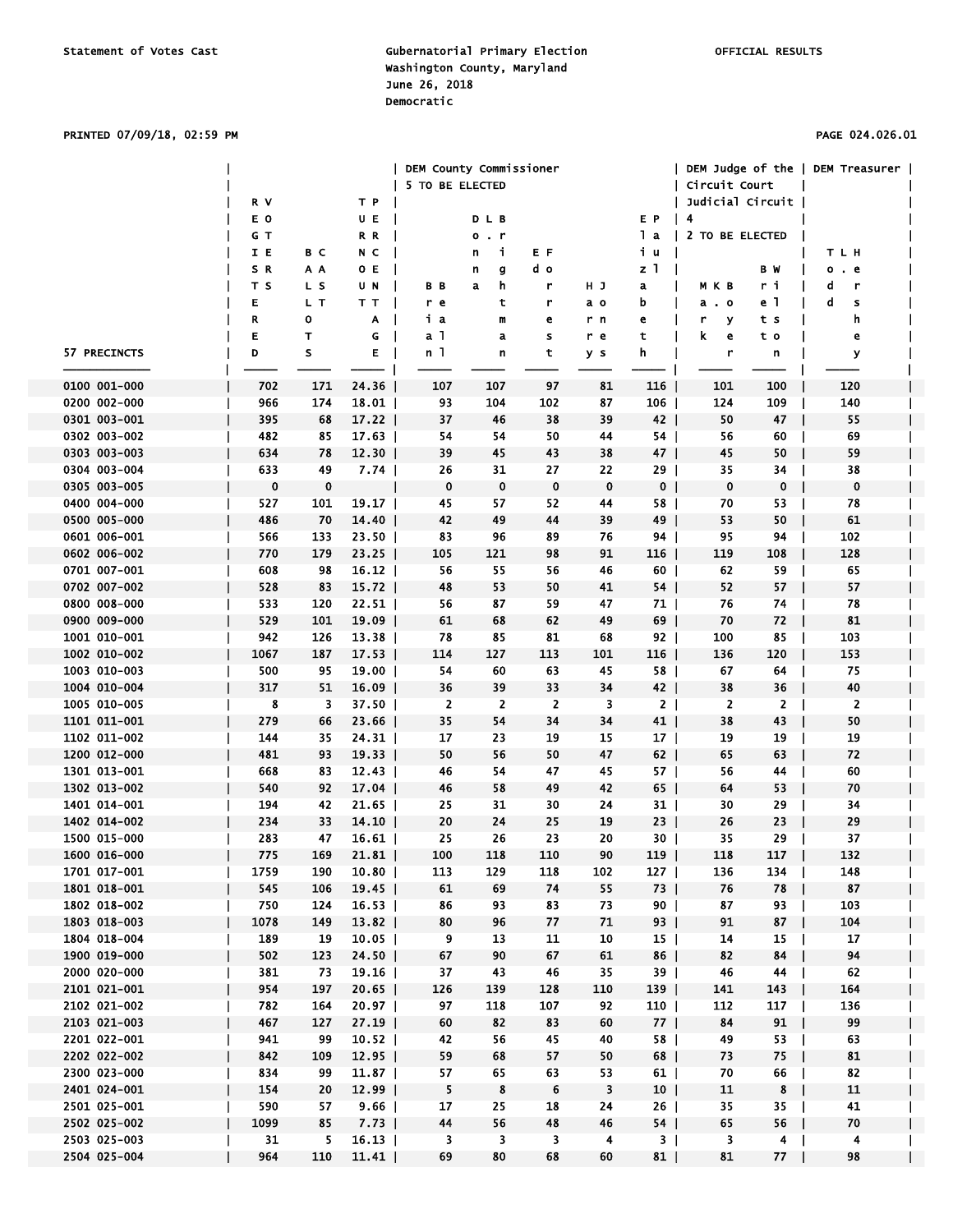Statement of Votes Cast

Gubernatorial Primary Election
Washington County, Maryland
June 26, 2018
Democratic

OFFICIAL RESULTS

PRINTED 07/09/18, 02:59 PM

PAGE 024.026.01

| 57 PRECINCTS | REGISTERED VOTERS | BALLOTS CAST | TURNOUT PERCENTAGE | DEM County Commissioner 5 TO BE ELECTED | | | | | DEM Judge of the Circuit Court Judicial Circuit 4 2 TO BE ELECTED | | DEM Treasurer |
|---|---|---|---|---|---|---|---|---|---|---|---|
| | | | | Brian Bell | Donna L. Brightman | Forrest Ford | Jay Harney | Elizabeth Paul | Mary K. Baker | Brett Wilson | Todd L. Hershey |
| 0100 001-000 | 702 | 171 | 24.36 | 107 | 107 | 97 | 81 | 116 | 101 | 100 | 120 |
| 0200 002-000 | 966 | 174 | 18.01 | 93 | 104 | 102 | 87 | 106 | 124 | 109 | 140 |
| 0301 003-001 | 395 | 68 | 17.22 | 37 | 46 | 38 | 39 | 42 | 50 | 47 | 55 |
| 0302 003-002 | 482 | 85 | 17.63 | 54 | 54 | 50 | 44 | 54 | 56 | 60 | 69 |
| 0303 003-003 | 634 | 78 | 12.30 | 39 | 45 | 43 | 38 | 47 | 45 | 50 | 59 |
| 0304 003-004 | 633 | 49 | 7.74 | 26 | 31 | 27 | 22 | 29 | 35 | 34 | 38 |
| 0305 003-005 | 0 | 0 | | 0 | 0 | 0 | 0 | 0 | 0 | 0 | 0 |
| 0400 004-000 | 527 | 101 | 19.17 | 45 | 57 | 52 | 44 | 58 | 70 | 53 | 78 |
| 0500 005-000 | 486 | 70 | 14.40 | 42 | 49 | 44 | 39 | 49 | 53 | 50 | 61 |
| 0601 006-001 | 566 | 133 | 23.50 | 83 | 96 | 89 | 76 | 94 | 95 | 94 | 102 |
| 0602 006-002 | 770 | 179 | 23.25 | 105 | 121 | 98 | 91 | 116 | 119 | 108 | 128 |
| 0701 007-001 | 608 | 98 | 16.12 | 56 | 55 | 56 | 46 | 60 | 62 | 59 | 65 |
| 0702 007-002 | 528 | 83 | 15.72 | 48 | 53 | 50 | 41 | 54 | 52 | 57 | 57 |
| 0800 008-000 | 533 | 120 | 22.51 | 56 | 87 | 59 | 47 | 71 | 76 | 74 | 78 |
| 0900 009-000 | 529 | 101 | 19.09 | 61 | 68 | 62 | 49 | 69 | 70 | 72 | 81 |
| 1001 010-001 | 942 | 126 | 13.38 | 78 | 85 | 81 | 68 | 92 | 100 | 85 | 103 |
| 1002 010-002 | 1067 | 187 | 17.53 | 114 | 127 | 113 | 101 | 116 | 136 | 120 | 153 |
| 1003 010-003 | 500 | 95 | 19.00 | 54 | 60 | 63 | 45 | 58 | 67 | 64 | 75 |
| 1004 010-004 | 317 | 51 | 16.09 | 36 | 39 | 33 | 34 | 42 | 38 | 36 | 40 |
| 1005 010-005 | 8 | 3 | 37.50 | 2 | 2 | 2 | 3 | 2 | 2 | 2 | 2 |
| 1101 011-001 | 279 | 66 | 23.66 | 35 | 54 | 34 | 34 | 41 | 38 | 43 | 50 |
| 1102 011-002 | 144 | 35 | 24.31 | 17 | 23 | 19 | 15 | 17 | 19 | 19 | 19 |
| 1200 012-000 | 481 | 93 | 19.33 | 50 | 56 | 50 | 47 | 62 | 65 | 63 | 72 |
| 1301 013-001 | 668 | 83 | 12.43 | 46 | 54 | 47 | 45 | 57 | 56 | 44 | 60 |
| 1302 013-002 | 540 | 92 | 17.04 | 46 | 58 | 49 | 42 | 65 | 64 | 53 | 70 |
| 1401 014-001 | 194 | 42 | 21.65 | 25 | 31 | 30 | 24 | 31 | 30 | 29 | 34 |
| 1402 014-002 | 234 | 33 | 14.10 | 20 | 24 | 25 | 19 | 23 | 26 | 23 | 29 |
| 1500 015-000 | 283 | 47 | 16.61 | 25 | 26 | 23 | 20 | 30 | 35 | 29 | 37 |
| 1600 016-000 | 775 | 169 | 21.81 | 100 | 118 | 110 | 90 | 119 | 118 | 117 | 132 |
| 1701 017-001 | 1759 | 190 | 10.80 | 113 | 129 | 118 | 102 | 127 | 136 | 134 | 148 |
| 1801 018-001 | 545 | 106 | 19.45 | 61 | 69 | 74 | 55 | 73 | 76 | 78 | 87 |
| 1802 018-002 | 750 | 124 | 16.53 | 86 | 93 | 83 | 73 | 90 | 87 | 93 | 103 |
| 1803 018-003 | 1078 | 149 | 13.82 | 80 | 96 | 77 | 71 | 93 | 91 | 87 | 104 |
| 1804 018-004 | 189 | 19 | 10.05 | 9 | 13 | 11 | 10 | 15 | 14 | 15 | 17 |
| 1900 019-000 | 502 | 123 | 24.50 | 67 | 90 | 67 | 61 | 86 | 82 | 84 | 94 |
| 2000 020-000 | 381 | 73 | 19.16 | 37 | 43 | 46 | 35 | 39 | 46 | 44 | 62 |
| 2101 021-001 | 954 | 197 | 20.65 | 126 | 139 | 128 | 110 | 139 | 141 | 143 | 164 |
| 2102 021-002 | 782 | 164 | 20.97 | 97 | 118 | 107 | 92 | 110 | 112 | 117 | 136 |
| 2103 021-003 | 467 | 127 | 27.19 | 60 | 82 | 83 | 60 | 77 | 84 | 91 | 99 |
| 2201 022-001 | 941 | 99 | 10.52 | 42 | 56 | 45 | 40 | 58 | 49 | 53 | 63 |
| 2202 022-002 | 842 | 109 | 12.95 | 59 | 68 | 57 | 50 | 68 | 73 | 75 | 81 |
| 2300 023-000 | 834 | 99 | 11.87 | 57 | 65 | 63 | 53 | 61 | 70 | 66 | 82 |
| 2401 024-001 | 154 | 20 | 12.99 | 5 | 8 | 6 | 3 | 10 | 11 | 8 | 11 |
| 2501 025-001 | 590 | 57 | 9.66 | 17 | 25 | 18 | 24 | 26 | 35 | 35 | 41 |
| 2502 025-002 | 1099 | 85 | 7.73 | 44 | 56 | 48 | 46 | 54 | 65 | 56 | 70 |
| 2503 025-003 | 31 | 5 | 16.13 | 3 | 3 | 3 | 4 | 3 | 3 | 4 | 4 |
| 2504 025-004 | 964 | 110 | 11.41 | 69 | 80 | 68 | 60 | 81 | 81 | 77 | 98 |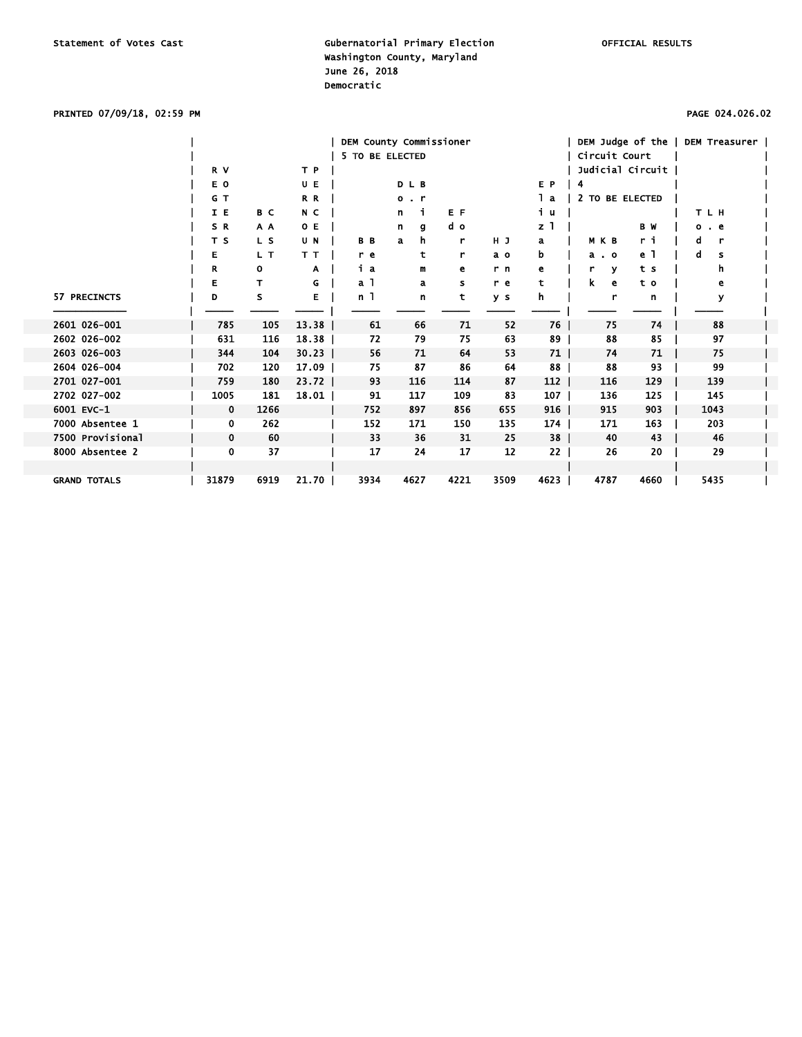Statement of Votes Cast

Gubernatorial Primary Election
Washington County, Maryland
June 26, 2018
Democratic

OFFICIAL RESULTS

PRINTED 07/09/18, 02:59 PM

| 57 PRECINCTS | REGISTERED VOTERS | BALLOTS CAST | TURNOUT PERCENTAGE | DEM County Commissioner 5 TO BE ELECTED | | | | | DEM Judge of the Circuit Court Judicial Circuit 4 2 TO BE ELECTED | | DEM Treasurer |
|---|---|---|---|---|---|---|---|---|---|---|---|
| | | | | Brian Beal | Donna L. Brightman | Ed Forrest | Harry Jones | Elizabeth Paul | Mark K. Boyer | Brett Wilson | Todd L. Hershey |
| 2601 026-001 | 785 | 105 | 13.38 | 61 | 66 | 71 | 52 | 76 | 75 | 74 | 88 |
| 2602 026-002 | 631 | 116 | 18.38 | 72 | 79 | 75 | 63 | 89 | 88 | 85 | 97 |
| 2603 026-003 | 344 | 104 | 30.23 | 56 | 71 | 64 | 53 | 71 | 74 | 71 | 75 |
| 2604 026-004 | 702 | 120 | 17.09 | 75 | 87 | 86 | 64 | 88 | 88 | 93 | 99 |
| 2701 027-001 | 759 | 180 | 23.72 | 93 | 116 | 114 | 87 | 112 | 116 | 129 | 139 |
| 2702 027-002 | 1005 | 181 | 18.01 | 91 | 117 | 109 | 83 | 107 | 136 | 125 | 145 |
| 6001 EVC-1 | 0 | 1266 | | 752 | 897 | 856 | 655 | 916 | 915 | 903 | 1043 |
| 7000 Absentee 1 | 0 | 262 | | 152 | 171 | 150 | 135 | 174 | 171 | 163 | 203 |
| 7500 Provisional | 0 | 60 | | 33 | 36 | 31 | 25 | 38 | 40 | 43 | 46 |
| 8000 Absentee 2 | 0 | 37 | | 17 | 24 | 17 | 12 | 22 | 26 | 20 | 29 |
| GRAND TOTALS | 31879 | 6919 | 21.70 | 3934 | 4627 | 4221 | 3509 | 4623 | 4787 | 4660 | 5435 |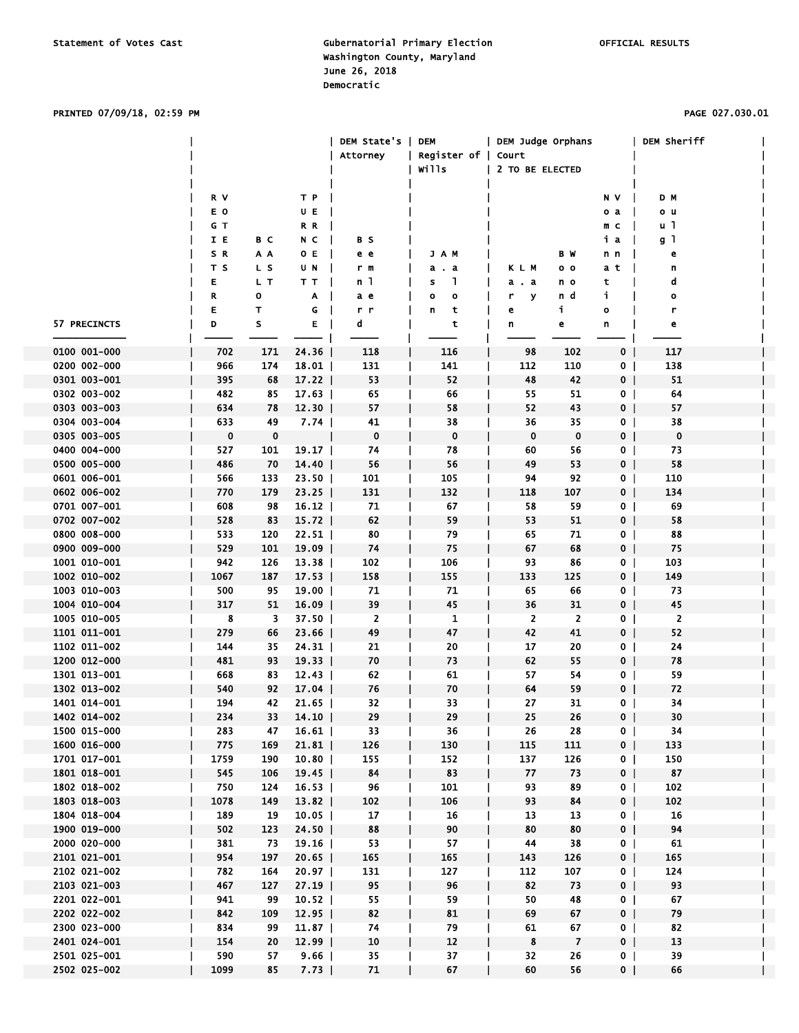Statement of Votes Cast

Gubernatorial Primary Election
Washington County, Maryland
June 26, 2018
Democratic

OFFICIAL RESULTS

PRINTED 07/09/18, 02:59 PM

PAGE 027.030.01

| 57 PRECINCTS | REGISTERED VOTERS | BALLOTS | TURNOUT PERCENTAGE | DEM State's Attorney | DEM Register of Wills | DEM Judge Orphans Court 2 TO BE ELECTED | | | DEM Sheriff |
|---|---|---|---|---|---|---|---|---|---|
| | | | | Bernard Semler | Jason Allan Mott | Karl Mayne | Brandon Woodie | No Nomination | Doug Mullendore |
| 0100 001-000 | 702 | 171 | 24.36 | 118 | 116 | 98 | 102 | 0 | 117 |
| 0200 002-000 | 966 | 174 | 18.01 | 131 | 141 | 112 | 110 | 0 | 138 |
| 0301 003-001 | 395 | 68 | 17.22 | 53 | 52 | 48 | 42 | 0 | 51 |
| 0302 003-002 | 482 | 85 | 17.63 | 65 | 66 | 55 | 51 | 0 | 64 |
| 0303 003-003 | 634 | 78 | 12.30 | 57 | 58 | 52 | 43 | 0 | 57 |
| 0304 003-004 | 633 | 49 | 7.74 | 41 | 38 | 36 | 35 | 0 | 38 |
| 0305 003-005 | 0 | 0 | | 0 | 0 | 0 | 0 | 0 | 0 |
| 0400 004-000 | 527 | 101 | 19.17 | 74 | 78 | 60 | 56 | 0 | 73 |
| 0500 005-000 | 486 | 70 | 14.40 | 56 | 56 | 49 | 53 | 0 | 58 |
| 0601 006-001 | 566 | 133 | 23.50 | 101 | 105 | 94 | 92 | 0 | 110 |
| 0602 006-002 | 770 | 179 | 23.25 | 131 | 132 | 118 | 107 | 0 | 134 |
| 0701 007-001 | 608 | 98 | 16.12 | 71 | 67 | 58 | 59 | 0 | 69 |
| 0702 007-002 | 528 | 83 | 15.72 | 62 | 59 | 53 | 51 | 0 | 58 |
| 0800 008-000 | 533 | 120 | 22.51 | 80 | 79 | 65 | 71 | 0 | 88 |
| 0900 009-000 | 529 | 101 | 19.09 | 74 | 75 | 67 | 68 | 0 | 75 |
| 1001 010-001 | 942 | 126 | 13.38 | 102 | 106 | 93 | 86 | 0 | 103 |
| 1002 010-002 | 1067 | 187 | 17.53 | 158 | 155 | 133 | 125 | 0 | 149 |
| 1003 010-003 | 500 | 95 | 19.00 | 71 | 71 | 65 | 66 | 0 | 73 |
| 1004 010-004 | 317 | 51 | 16.09 | 39 | 45 | 36 | 31 | 0 | 45 |
| 1005 010-005 | 8 | 3 | 37.50 | 2 | 1 | 2 | 2 | 0 | 2 |
| 1101 011-001 | 279 | 66 | 23.66 | 49 | 47 | 42 | 41 | 0 | 52 |
| 1102 011-002 | 144 | 35 | 24.31 | 21 | 20 | 17 | 20 | 0 | 24 |
| 1200 012-000 | 481 | 93 | 19.33 | 70 | 73 | 62 | 55 | 0 | 78 |
| 1301 013-001 | 668 | 83 | 12.43 | 62 | 61 | 57 | 54 | 0 | 59 |
| 1302 013-002 | 540 | 92 | 17.04 | 76 | 70 | 64 | 59 | 0 | 72 |
| 1401 014-001 | 194 | 42 | 21.65 | 32 | 33 | 27 | 31 | 0 | 34 |
| 1402 014-002 | 234 | 33 | 14.10 | 29 | 29 | 25 | 26 | 0 | 30 |
| 1500 015-000 | 283 | 47 | 16.61 | 33 | 36 | 26 | 28 | 0 | 34 |
| 1600 016-000 | 775 | 169 | 21.81 | 126 | 130 | 115 | 111 | 0 | 133 |
| 1701 017-001 | 1759 | 190 | 10.80 | 155 | 152 | 137 | 126 | 0 | 150 |
| 1801 018-001 | 545 | 106 | 19.45 | 84 | 83 | 77 | 73 | 0 | 87 |
| 1802 018-002 | 750 | 124 | 16.53 | 96 | 101 | 93 | 89 | 0 | 102 |
| 1803 018-003 | 1078 | 149 | 13.82 | 102 | 106 | 93 | 84 | 0 | 102 |
| 1804 018-004 | 189 | 19 | 10.05 | 17 | 16 | 13 | 13 | 0 | 16 |
| 1900 019-000 | 502 | 123 | 24.50 | 88 | 90 | 80 | 80 | 0 | 94 |
| 2000 020-000 | 381 | 73 | 19.16 | 53 | 57 | 44 | 38 | 0 | 61 |
| 2101 021-001 | 954 | 197 | 20.65 | 165 | 165 | 143 | 126 | 0 | 165 |
| 2102 021-002 | 782 | 164 | 20.97 | 131 | 127 | 112 | 107 | 0 | 124 |
| 2103 021-003 | 467 | 127 | 27.19 | 95 | 96 | 82 | 73 | 0 | 93 |
| 2201 022-001 | 941 | 99 | 10.52 | 55 | 59 | 50 | 48 | 0 | 67 |
| 2202 022-002 | 842 | 109 | 12.95 | 82 | 81 | 69 | 67 | 0 | 79 |
| 2300 023-000 | 834 | 99 | 11.87 | 74 | 79 | 61 | 67 | 0 | 82 |
| 2401 024-001 | 154 | 20 | 12.99 | 10 | 12 | 8 | 7 | 0 | 13 |
| 2501 025-001 | 590 | 57 | 9.66 | 35 | 37 | 32 | 26 | 0 | 39 |
| 2502 025-002 | 1099 | 85 | 7.73 | 71 | 67 | 60 | 56 | 0 | 66 |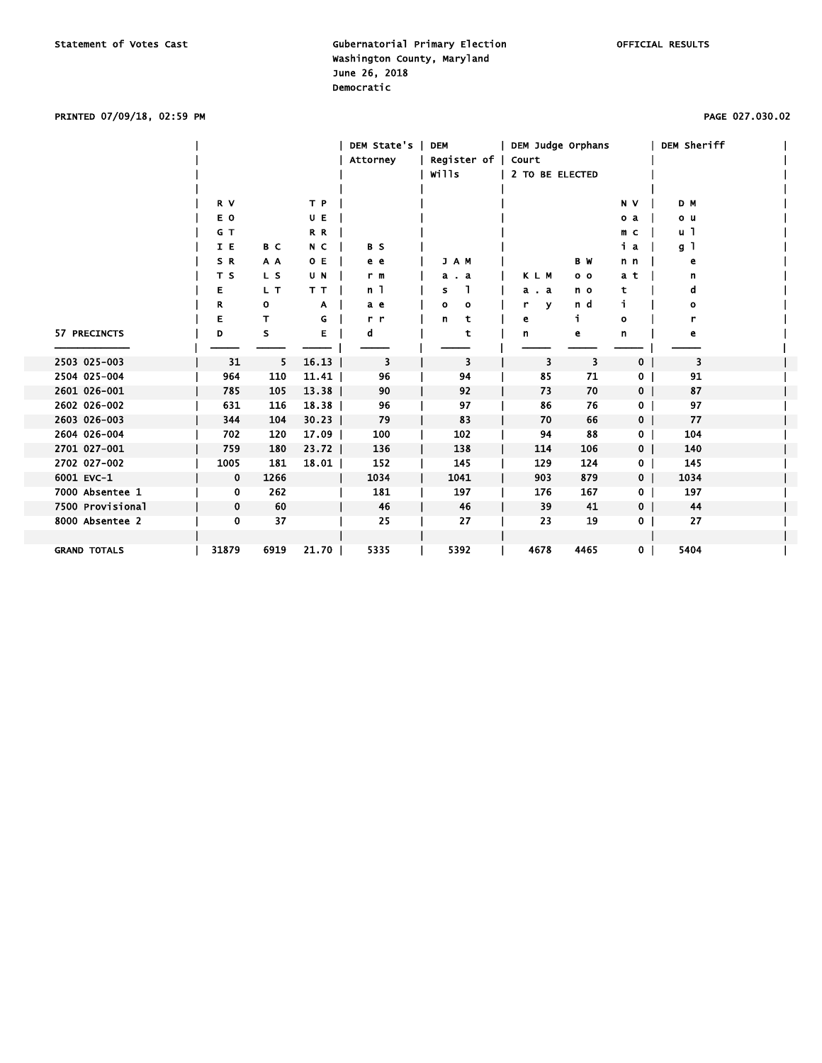Statement of Votes Cast

Gubernatorial Primary Election
Washington County, Maryland
June 26, 2018
Democratic

OFFICIAL RESULTS

PRINTED 07/09/18, 02:59 PM

PAGE 027.030.02

| 57 PRECINCTS | REGISTERED VOTERS | BALLOTS CAST | TURNOUT PERCENTAGE | DEM State's Attorney | DEM Register of Wills | DEM Judge Orphans Court 2 TO BE ELECTED | | | DEM Sheriff |
|---|---|---|---|---|---|---|---|---|---|
| | | | | Bernard Semler | Jason A. Malott | Karen L. Mayle | Bonnie Woodring | No Nomination Vacant | Doug Mullendore |
| 2503 025-003 | 31 | 5 | 16.13 | 3 | 3 | 3 | 3 | 0 | 3 |
| 2504 025-004 | 964 | 110 | 11.41 | 96 | 94 | 85 | 71 | 0 | 91 |
| 2601 026-001 | 785 | 105 | 13.38 | 90 | 92 | 73 | 70 | 0 | 87 |
| 2602 026-002 | 631 | 116 | 18.38 | 96 | 97 | 86 | 76 | 0 | 97 |
| 2603 026-003 | 344 | 104 | 30.23 | 79 | 83 | 70 | 66 | 0 | 77 |
| 2604 026-004 | 702 | 120 | 17.09 | 100 | 102 | 94 | 88 | 0 | 104 |
| 2701 027-001 | 759 | 180 | 23.72 | 136 | 138 | 114 | 106 | 0 | 140 |
| 2702 027-002 | 1005 | 181 | 18.01 | 152 | 145 | 129 | 124 | 0 | 145 |
| 6001 EVC-1 | 0 | 1266 | | 1034 | 1041 | 903 | 879 | 0 | 1034 |
| 7000 Absentee 1 | 0 | 262 | | 181 | 197 | 176 | 167 | 0 | 197 |
| 7500 Provisional | 0 | 60 | | 46 | 46 | 39 | 41 | 0 | 44 |
| 8000 Absentee 2 | 0 | 37 | | 25 | 27 | 23 | 19 | 0 | 27 |
| GRAND TOTALS | 31879 | 6919 | 21.70 | 5335 | 5392 | 4678 | 4465 | 0 | 5404 |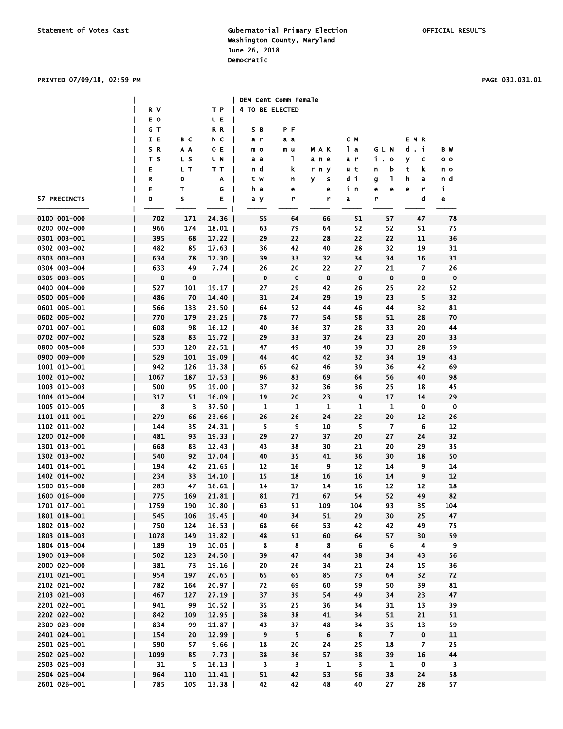Statement of Votes Cast

Gubernatorial Primary Election
Washington County, Maryland
June 26, 2018
Democratic

OFFICIAL RESULTS

PRINTED 07/09/18, 02:59 PM

DEM Cent Comm Female
4 TO BE ELECTED

| 57 PRECINCTS | REGISTERED VOTERS | BALLOTS CAST | TURNOUT PERCENTAGE | Sarah Bamford | Paula Fulkner | Mary Kaneyser | Claudia Martin | Gloria Lingle | Edythe McKendrick | Bonnie Wood |
|---|---|---|---|---|---|---|---|---|---|---|
| 0100 001-000 | 702 | 171 | 24.36 | 55 | 64 | 66 | 51 | 57 | 47 | 78 |
| 0200 002-000 | 966 | 174 | 18.01 | 63 | 79 | 64 | 52 | 52 | 51 | 75 |
| 0301 003-001 | 395 | 68 | 17.22 | 29 | 22 | 28 | 22 | 22 | 11 | 36 |
| 0302 003-002 | 482 | 85 | 17.63 | 36 | 42 | 40 | 28 | 32 | 19 | 31 |
| 0303 003-003 | 634 | 78 | 12.30 | 39 | 33 | 32 | 34 | 34 | 16 | 31 |
| 0304 003-004 | 633 | 49 | 7.74 | 26 | 20 | 22 | 27 | 21 | 7 | 26 |
| 0305 003-005 | 0 | 0 | | 0 | 0 | 0 | 0 | 0 | 0 | 0 |
| 0400 004-000 | 527 | 101 | 19.17 | 27 | 29 | 42 | 26 | 25 | 22 | 52 |
| 0500 005-000 | 486 | 70 | 14.40 | 31 | 24 | 29 | 19 | 23 | 5 | 32 |
| 0601 006-001 | 566 | 133 | 23.50 | 64 | 52 | 44 | 46 | 44 | 32 | 81 |
| 0602 006-002 | 770 | 179 | 23.25 | 78 | 77 | 54 | 58 | 51 | 28 | 70 |
| 0701 007-001 | 608 | 98 | 16.12 | 40 | 36 | 37 | 28 | 33 | 20 | 44 |
| 0702 007-002 | 528 | 83 | 15.72 | 29 | 33 | 37 | 24 | 23 | 20 | 33 |
| 0800 008-000 | 533 | 120 | 22.51 | 47 | 49 | 40 | 39 | 33 | 28 | 59 |
| 0900 009-000 | 529 | 101 | 19.09 | 44 | 40 | 42 | 32 | 34 | 19 | 43 |
| 1001 010-001 | 942 | 126 | 13.38 | 65 | 62 | 46 | 39 | 36 | 42 | 69 |
| 1002 010-002 | 1067 | 187 | 17.53 | 96 | 83 | 69 | 64 | 56 | 40 | 98 |
| 1003 010-003 | 500 | 95 | 19.00 | 37 | 32 | 36 | 36 | 25 | 18 | 45 |
| 1004 010-004 | 317 | 51 | 16.09 | 19 | 20 | 23 | 9 | 17 | 14 | 29 |
| 1005 010-005 | 8 | 3 | 37.50 | 1 | 1 | 1 | 1 | 1 | 0 | 0 |
| 1101 011-001 | 279 | 66 | 23.66 | 26 | 26 | 24 | 22 | 20 | 12 | 26 |
| 1102 011-002 | 144 | 35 | 24.31 | 5 | 9 | 10 | 5 | 7 | 6 | 12 |
| 1200 012-000 | 481 | 93 | 19.33 | 29 | 27 | 37 | 20 | 27 | 24 | 32 |
| 1301 013-001 | 668 | 83 | 12.43 | 43 | 38 | 30 | 21 | 20 | 29 | 35 |
| 1302 013-002 | 540 | 92 | 17.04 | 40 | 35 | 41 | 36 | 30 | 18 | 50 |
| 1401 014-001 | 194 | 42 | 21.65 | 12 | 16 | 9 | 12 | 14 | 9 | 14 |
| 1402 014-002 | 234 | 33 | 14.10 | 15 | 18 | 16 | 16 | 14 | 9 | 12 |
| 1500 015-000 | 283 | 47 | 16.61 | 14 | 17 | 14 | 16 | 12 | 12 | 18 |
| 1600 016-000 | 775 | 169 | 21.81 | 81 | 71 | 67 | 54 | 52 | 49 | 82 |
| 1701 017-001 | 1759 | 190 | 10.80 | 63 | 51 | 109 | 104 | 93 | 35 | 104 |
| 1801 018-001 | 545 | 106 | 19.45 | 40 | 34 | 51 | 29 | 30 | 25 | 47 |
| 1802 018-002 | 750 | 124 | 16.53 | 68 | 66 | 53 | 42 | 42 | 49 | 75 |
| 1803 018-003 | 1078 | 149 | 13.82 | 48 | 51 | 60 | 64 | 57 | 30 | 59 |
| 1804 018-004 | 189 | 19 | 10.05 | 8 | 8 | 8 | 6 | 6 | 4 | 9 |
| 1900 019-000 | 502 | 123 | 24.50 | 39 | 47 | 44 | 38 | 34 | 43 | 56 |
| 2000 020-000 | 381 | 73 | 19.16 | 20 | 26 | 34 | 21 | 24 | 15 | 36 |
| 2101 021-001 | 954 | 197 | 20.65 | 65 | 65 | 85 | 73 | 64 | 32 | 72 |
| 2102 021-002 | 782 | 164 | 20.97 | 72 | 69 | 60 | 59 | 50 | 39 | 81 |
| 2103 021-003 | 467 | 127 | 27.19 | 37 | 39 | 54 | 49 | 34 | 23 | 47 |
| 2201 022-001 | 941 | 99 | 10.52 | 35 | 25 | 36 | 34 | 31 | 13 | 39 |
| 2202 022-002 | 842 | 109 | 12.95 | 38 | 38 | 41 | 34 | 51 | 21 | 51 |
| 2300 023-000 | 834 | 99 | 11.87 | 43 | 37 | 48 | 34 | 35 | 13 | 59 |
| 2401 024-001 | 154 | 20 | 12.99 | 9 | 5 | 6 | 8 | 7 | 0 | 11 |
| 2501 025-001 | 590 | 57 | 9.66 | 18 | 20 | 24 | 25 | 18 | 7 | 25 |
| 2502 025-002 | 1099 | 85 | 7.73 | 38 | 36 | 57 | 38 | 39 | 16 | 44 |
| 2503 025-003 | 31 | 5 | 16.13 | 3 | 3 | 1 | 3 | 1 | 0 | 3 |
| 2504 025-004 | 964 | 110 | 11.41 | 51 | 42 | 53 | 56 | 38 | 24 | 58 |
| 2601 026-001 | 785 | 105 | 13.38 | 42 | 42 | 48 | 40 | 27 | 28 | 57 |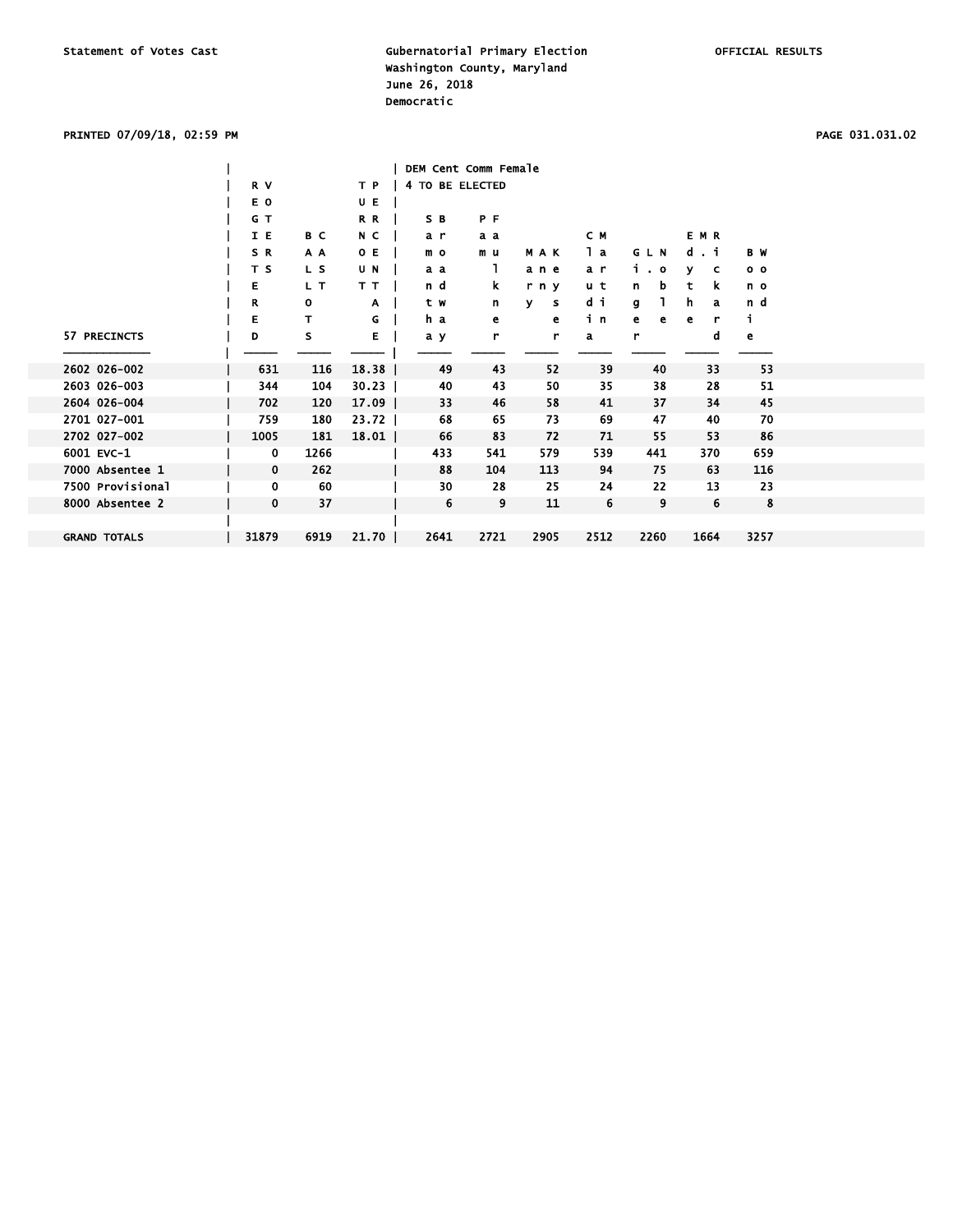Statement of Votes Cast

Gubernatorial Primary Election
Washington County, Maryland
June 26, 2018
Democratic

OFFICIAL RESULTS

PRINTED 07/09/18, 02:59 PM

PAGE 031.031.02

| 57 PRECINCTS | REGISTERED VOTERS | BALLOTS CAST | TURNOUT PERCENTAGE | DEM Cent Comm Female 4 TO BE ELECTED: Sandra Broadway | Paula Faulkner | Mary Kaney Keyser | Claudia Martin | Ginger L. Noble | Edythe M. Rickard | Bonnie Woodward |
|---|---|---|---|---|---|---|---|---|---|---|
| 2602 026-002 | 631 | 116 | 18.38 | 49 | 43 | 52 | 39 | 40 | 33 | 53 |
| 2603 026-003 | 344 | 104 | 30.23 | 40 | 43 | 50 | 35 | 38 | 28 | 51 |
| 2604 026-004 | 702 | 120 | 17.09 | 33 | 46 | 58 | 41 | 37 | 34 | 45 |
| 2701 027-001 | 759 | 180 | 23.72 | 68 | 65 | 73 | 69 | 47 | 40 | 70 |
| 2702 027-002 | 1005 | 181 | 18.01 | 66 | 83 | 72 | 71 | 55 | 53 | 86 |
| 6001 EVC-1 | 0 | 1266 | | 433 | 541 | 579 | 539 | 441 | 370 | 659 |
| 7000 Absentee 1 | 0 | 262 | | 88 | 104 | 113 | 94 | 75 | 63 | 116 |
| 7500 Provisional | 0 | 60 | | 30 | 28 | 25 | 24 | 22 | 13 | 23 |
| 8000 Absentee 2 | 0 | 37 | | 6 | 9 | 11 | 6 | 9 | 6 | 8 |
| GRAND TOTALS | 31879 | 6919 | 21.70 | 2641 | 2721 | 2905 | 2512 | 2260 | 1664 | 3257 |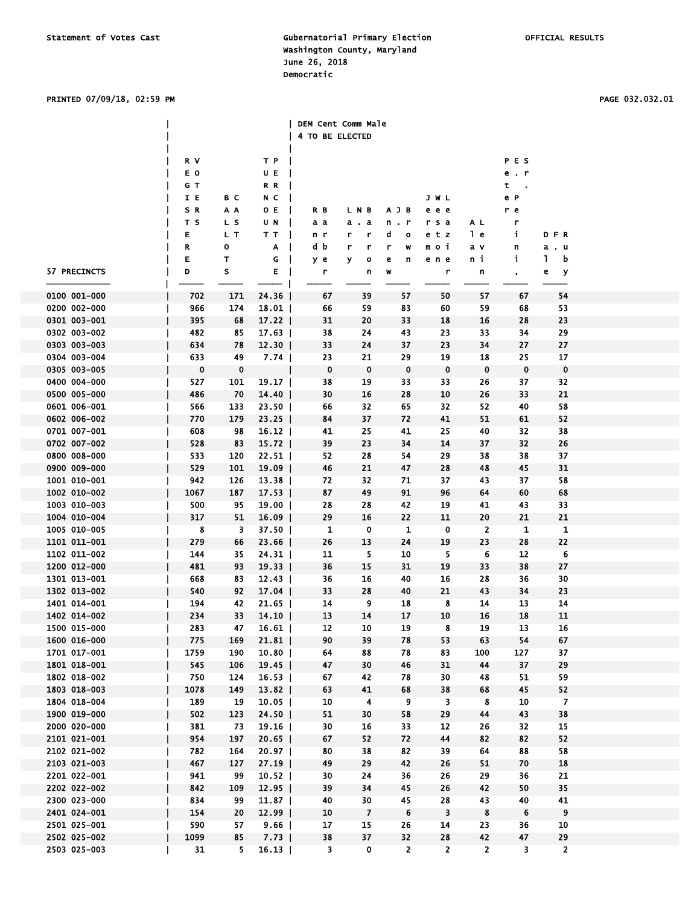Statement of Votes Cast

Gubernatorial Primary Election
Washington County, Maryland
June 26, 2018
Democratic

OFFICIAL RESULTS

PRINTED 07/09/18, 02:59 PM

PAGE 032.032.01

| 57 PRECINCTS | REGISTERED VOTERS | BALLOTS CAST | TURNOUT PERCENTAGE | DEM Cent Comm Male 4 TO BE ELECTED: Randy Barr | Larry N. Barrow | Andrew J. Brown | Joseph Weber Lazemier | Al Lavin | Peter S. Perini, Jr. | Dale F. Ruby |
|---|---|---|---|---|---|---|---|---|---|---|
| 0100 001-000 | 702 | 171 | 24.36 | 67 | 39 | 57 | 50 | 57 | 67 | 54 |
| 0200 002-000 | 966 | 174 | 18.01 | 66 | 59 | 83 | 60 | 59 | 68 | 53 |
| 0301 003-001 | 395 | 68 | 17.22 | 31 | 20 | 33 | 18 | 16 | 28 | 23 |
| 0302 003-002 | 482 | 85 | 17.63 | 38 | 24 | 43 | 23 | 33 | 34 | 29 |
| 0303 003-003 | 634 | 78 | 12.30 | 33 | 24 | 37 | 23 | 34 | 27 | 27 |
| 0304 003-004 | 633 | 49 | 7.74 | 23 | 21 | 29 | 19 | 18 | 25 | 17 |
| 0305 003-005 | 0 | 0 | | 0 | 0 | 0 | 0 | 0 | 0 | 0 |
| 0400 004-000 | 527 | 101 | 19.17 | 38 | 19 | 33 | 33 | 26 | 37 | 32 |
| 0500 005-000 | 486 | 70 | 14.40 | 30 | 16 | 28 | 10 | 26 | 33 | 21 |
| 0601 006-001 | 566 | 133 | 23.50 | 66 | 32 | 65 | 32 | 52 | 40 | 58 |
| 0602 006-002 | 770 | 179 | 23.25 | 84 | 37 | 72 | 41 | 51 | 61 | 52 |
| 0701 007-001 | 608 | 98 | 16.12 | 41 | 25 | 41 | 25 | 40 | 32 | 38 |
| 0702 007-002 | 528 | 83 | 15.72 | 39 | 23 | 34 | 14 | 37 | 32 | 26 |
| 0800 008-000 | 533 | 120 | 22.51 | 52 | 28 | 54 | 29 | 38 | 38 | 37 |
| 0900 009-000 | 529 | 101 | 19.09 | 46 | 21 | 47 | 28 | 48 | 45 | 31 |
| 1001 010-001 | 942 | 126 | 13.38 | 72 | 32 | 71 | 37 | 43 | 37 | 58 |
| 1002 010-002 | 1067 | 187 | 17.53 | 87 | 49 | 91 | 96 | 64 | 60 | 68 |
| 1003 010-003 | 500 | 95 | 19.00 | 28 | 28 | 42 | 19 | 41 | 43 | 33 |
| 1004 010-004 | 317 | 51 | 16.09 | 29 | 16 | 22 | 11 | 20 | 21 | 21 |
| 1005 010-005 | 8 | 3 | 37.50 | 1 | 0 | 1 | 0 | 2 | 1 | 1 |
| 1101 011-001 | 279 | 66 | 23.66 | 26 | 13 | 24 | 19 | 23 | 28 | 22 |
| 1102 011-002 | 144 | 35 | 24.31 | 11 | 5 | 10 | 5 | 6 | 12 | 6 |
| 1200 012-000 | 481 | 93 | 19.33 | 36 | 15 | 31 | 19 | 33 | 38 | 27 |
| 1301 013-001 | 668 | 83 | 12.43 | 36 | 16 | 40 | 16 | 28 | 36 | 30 |
| 1302 013-002 | 540 | 92 | 17.04 | 33 | 28 | 40 | 21 | 43 | 34 | 23 |
| 1401 014-001 | 194 | 42 | 21.65 | 14 | 9 | 18 | 8 | 14 | 13 | 14 |
| 1402 014-002 | 234 | 33 | 14.10 | 13 | 14 | 17 | 10 | 16 | 18 | 11 |
| 1500 015-000 | 283 | 47 | 16.61 | 12 | 10 | 19 | 8 | 19 | 13 | 16 |
| 1600 016-000 | 775 | 169 | 21.81 | 90 | 39 | 78 | 53 | 63 | 54 | 67 |
| 1701 017-001 | 1759 | 190 | 10.80 | 64 | 88 | 78 | 83 | 100 | 127 | 37 |
| 1801 018-001 | 545 | 106 | 19.45 | 47 | 30 | 46 | 31 | 44 | 37 | 29 |
| 1802 018-002 | 750 | 124 | 16.53 | 67 | 42 | 78 | 30 | 48 | 51 | 59 |
| 1803 018-003 | 1078 | 149 | 13.82 | 63 | 41 | 68 | 38 | 68 | 45 | 52 |
| 1804 018-004 | 189 | 19 | 10.05 | 10 | 4 | 9 | 3 | 8 | 10 | 7 |
| 1900 019-000 | 502 | 123 | 24.50 | 51 | 30 | 58 | 29 | 44 | 43 | 38 |
| 2000 020-000 | 381 | 73 | 19.16 | 30 | 16 | 33 | 12 | 26 | 32 | 15 |
| 2101 021-001 | 954 | 197 | 20.65 | 67 | 52 | 72 | 44 | 82 | 82 | 52 |
| 2102 021-002 | 782 | 164 | 20.97 | 80 | 38 | 82 | 39 | 64 | 88 | 58 |
| 2103 021-003 | 467 | 127 | 27.19 | 49 | 29 | 42 | 26 | 51 | 70 | 18 |
| 2201 022-001 | 941 | 99 | 10.52 | 30 | 24 | 36 | 26 | 29 | 36 | 21 |
| 2202 022-002 | 842 | 109 | 12.95 | 39 | 34 | 45 | 26 | 42 | 50 | 35 |
| 2300 023-000 | 834 | 99 | 11.87 | 40 | 30 | 45 | 28 | 43 | 40 | 41 |
| 2401 024-001 | 154 | 20 | 12.99 | 10 | 7 | 6 | 3 | 8 | 6 | 9 |
| 2501 025-001 | 590 | 57 | 9.66 | 17 | 15 | 26 | 14 | 23 | 36 | 10 |
| 2502 025-002 | 1099 | 85 | 7.73 | 38 | 37 | 32 | 28 | 42 | 47 | 29 |
| 2503 025-003 | 31 | 5 | 16.13 | 3 | 0 | 2 | 2 | 2 | 3 | 2 |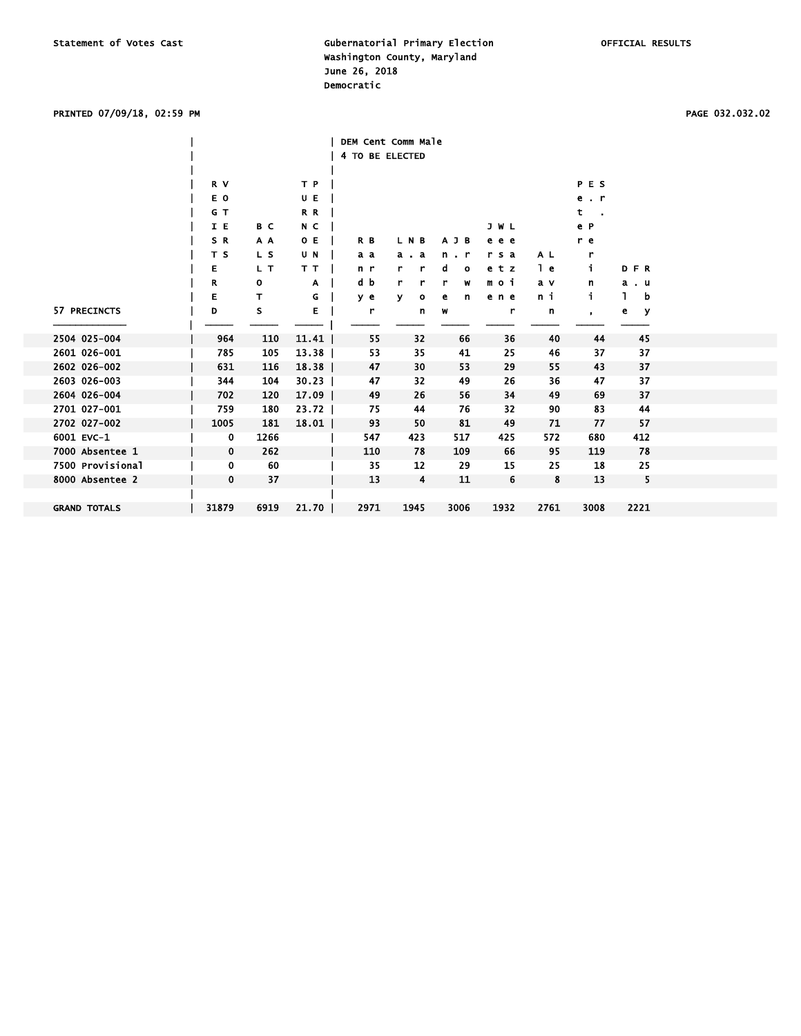Statement of Votes Cast

Gubernatorial Primary Election
Washington County, Maryland
June 26, 2018
Democratic

OFFICIAL RESULTS

PRINTED 07/09/18, 02:59 PM

DEM Cent Comm Male
4 TO BE ELECTED

| 57 PRECINCTS | REGISTERED VOTERS | BALLOTS CAST | TURNOUT PERCENTAGE | Randy Barber | Larry N. Barron | Andrew J. Brown | Jereme Weston Leazier | Alan Levin | Peter E. Perrini, Sr. | Dale F. Ruby |
|---|---|---|---|---|---|---|---|---|---|---|
| 2504 025-004 | 964 | 110 | 11.41 | 55 | 32 | 66 | 36 | 40 | 44 | 45 |
| 2601 026-001 | 785 | 105 | 13.38 | 53 | 35 | 41 | 25 | 46 | 37 | 37 |
| 2602 026-002 | 631 | 116 | 18.38 | 47 | 30 | 53 | 29 | 55 | 43 | 37 |
| 2603 026-003 | 344 | 104 | 30.23 | 47 | 32 | 49 | 26 | 36 | 47 | 37 |
| 2604 026-004 | 702 | 120 | 17.09 | 49 | 26 | 56 | 34 | 49 | 69 | 37 |
| 2701 027-001 | 759 | 180 | 23.72 | 75 | 44 | 76 | 32 | 90 | 83 | 44 |
| 2702 027-002 | 1005 | 181 | 18.01 | 93 | 50 | 81 | 49 | 71 | 77 | 57 |
| 6001 EVC-1 | 0 | 1266 | | 547 | 423 | 517 | 425 | 572 | 680 | 412 |
| 7000 Absentee 1 | 0 | 262 | | 110 | 78 | 109 | 66 | 95 | 119 | 78 |
| 7500 Provisional | 0 | 60 | | 35 | 12 | 29 | 15 | 25 | 18 | 25 |
| 8000 Absentee 2 | 0 | 37 | | 13 | 4 | 11 | 6 | 8 | 13 | 5 |
| GRAND TOTALS | 31879 | 6919 | 21.70 | 2971 | 1945 | 3006 | 1932 | 2761 | 3008 | 2221 |